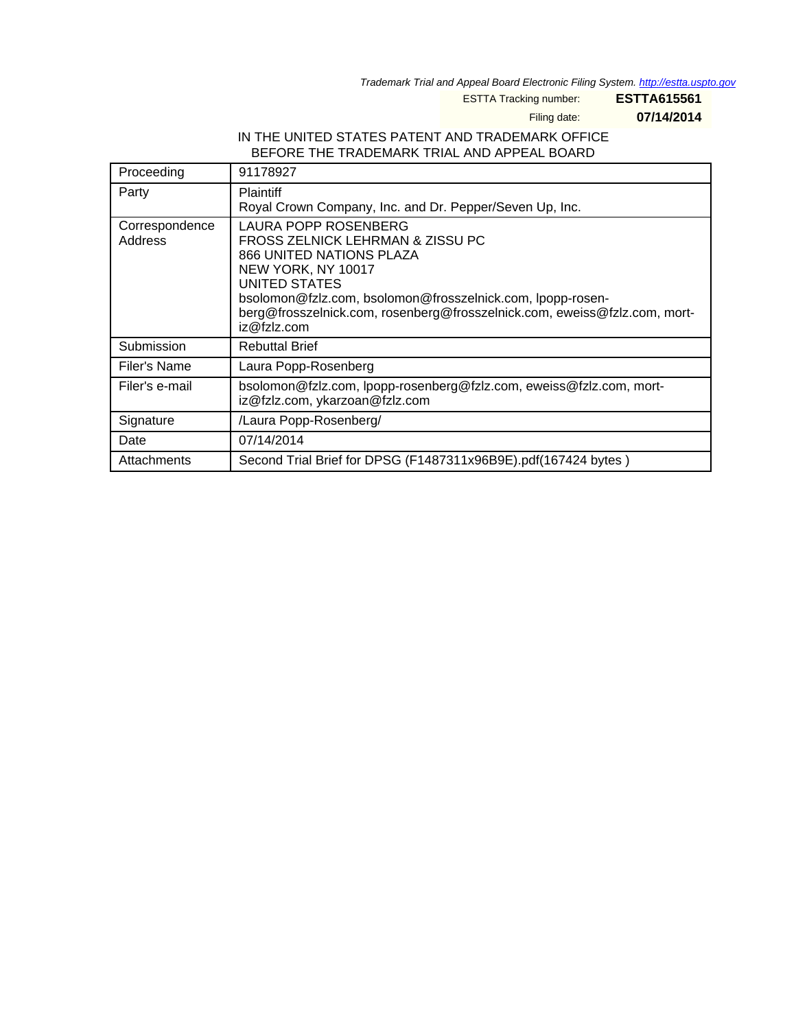Trademark Trial and Appeal Board Electronic Filing System. http://estta.uspto.gov

ESTTA Tracking number: **ESTTA615561**

Filing date: **07/14/2014**

IN THE UNITED STATES PATENT AND TRADEMARK OFFICE
BEFORE THE TRADEMARK TRIAL AND APPEAL BOARD

| Proceeding | 91178927 |
|---|---|
| Party | Plaintiff<br>Royal Crown Company, Inc. and Dr. Pepper/Seven Up, Inc. |
| Correspondence Address | LAURA POPP ROSENBERG<br>FROSS ZELNICK LEHRMAN & ZISSU PC<br>866 UNITED NATIONS PLAZA<br>NEW YORK, NY 10017<br>UNITED STATES<br>bsolomon@fzlz.com, bsolomon@frosszelnick.com, lpopp-rosenberg@frosszelnick.com, rosenberg@frosszelnick.com, eweiss@fzlz.com, mortiz@fzlz.com |
| Submission | Rebuttal Brief |
| Filer's Name | Laura Popp-Rosenberg |
| Filer's e-mail | bsolomon@fzlz.com, lpopp-rosenberg@fzlz.com, eweiss@fzlz.com, mortiz@fzlz.com, ykarzoan@fzlz.com |
| Signature | /Laura Popp-Rosenberg/ |
| Date | 07/14/2014 |
| Attachments | Second Trial Brief for DPSG (F1487311x96B9E).pdf(167424 bytes ) |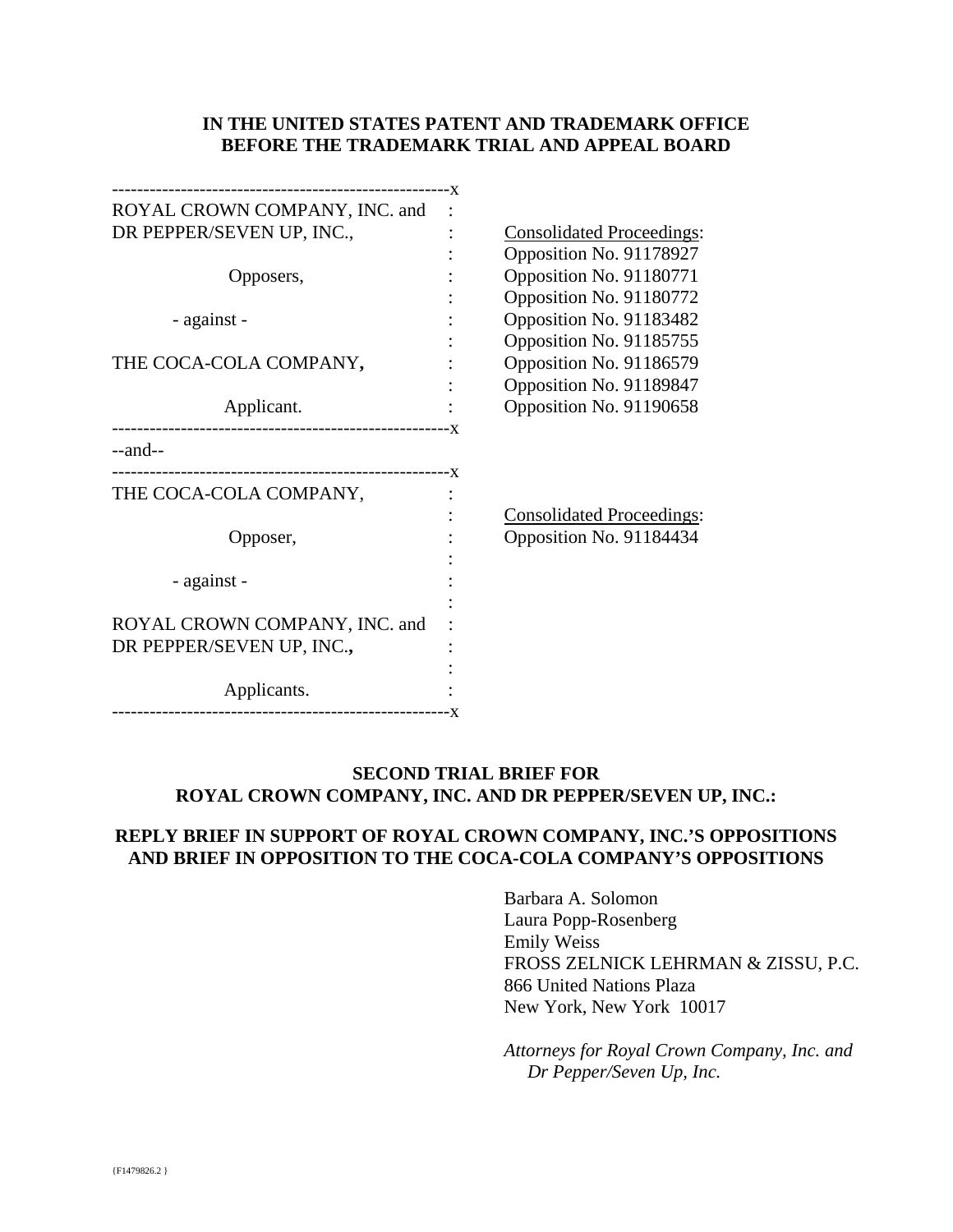**IN THE UNITED STATES PATENT AND TRADEMARK OFFICE**
**BEFORE THE TRADEMARK TRIAL AND APPEAL BOARD**

| | |
|---|---|
| ROYAL CROWN COMPANY, INC. and DR PEPPER/SEVEN UP, INC., Opposers, - against - THE COCA-COLA COMPANY, Applicant. | Consolidated Proceedings: Opposition No. 91178927 Opposition No. 91180771 Opposition No. 91180772 Opposition No. 91183482 Opposition No. 91185755 Opposition No. 91186579 Opposition No. 91189847 Opposition No. 91190658 |

--and--

| | |
|---|---|
| THE COCA-COLA COMPANY, Opposer, - against - ROYAL CROWN COMPANY, INC. and DR PEPPER/SEVEN UP, INC., Applicants. | Consolidated Proceedings: Opposition No. 91184434 |

**SECOND TRIAL BRIEF FOR**
**ROYAL CROWN COMPANY, INC. AND DR PEPPER/SEVEN UP, INC.:**

**REPLY BRIEF IN SUPPORT OF ROYAL CROWN COMPANY, INC.'S OPPOSITIONS AND BRIEF IN OPPOSITION TO THE COCA-COLA COMPANY'S OPPOSITIONS**

Barbara A. Solomon
Laura Popp-Rosenberg
Emily Weiss
FROSS ZELNICK LEHRMAN & ZISSU, P.C.
866 United Nations Plaza
New York, New York 10017

*Attorneys for Royal Crown Company, Inc. and Dr Pepper/Seven Up, Inc.*

{F1479826.2 }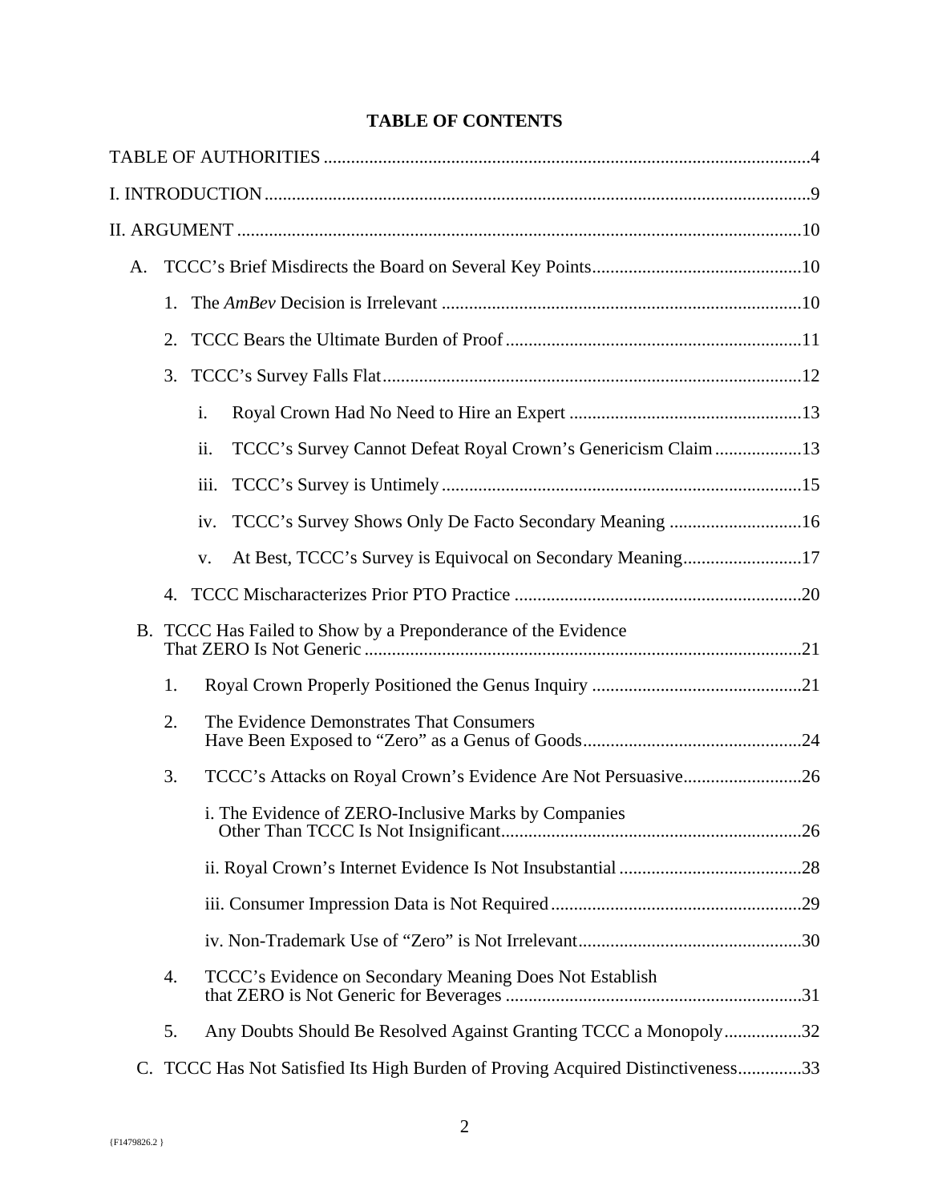# TABLE OF CONTENTS

TABLE OF AUTHORITIES ....................................................................................................4

I. INTRODUCTION..............................................................................................................9

II. ARGUMENT ...................................................................................................................10

A. TCCC's Brief Misdirects the Board on Several Key Points..............................................10

1. The *AmBev* Decision is Irrelevant ..............................................................................10

2. TCCC Bears the Ultimate Burden of Proof.................................................................11

3. TCCC's Survey Falls Flat............................................................................................12

i. Royal Crown Had No Need to Hire an Expert ...................................................13

ii. TCCC's Survey Cannot Defeat Royal Crown's Genericism Claim...................13

iii. TCCC's Survey is Untimely..............................................................................15

iv. TCCC's Survey Shows Only De Facto Secondary Meaning .............................16

v. At Best, TCCC's Survey is Equivocal on Secondary Meaning..........................17

4. TCCC Mischaracterizes Prior PTO Practice ...............................................................20

B. TCCC Has Failed to Show by a Preponderance of the Evidence That ZERO Is Not Generic ................................................................................................21

1. Royal Crown Properly Positioned the Genus Inquiry ..............................................21

2. The Evidence Demonstrates That Consumers Have Been Exposed to "Zero" as a Genus of Goods................................................24

3. TCCC's Attacks on Royal Crown's Evidence Are Not Persuasive..........................26

i. The Evidence of ZERO-Inclusive Marks by Companies Other Than TCCC Is Not Insignificant.................................................................26

ii. Royal Crown's Internet Evidence Is Not Insubstantial........................................28

iii. Consumer Impression Data is Not Required.......................................................29

iv. Non-Trademark Use of "Zero" is Not Irrelevant.................................................30

4. TCCC's Evidence on Secondary Meaning Does Not Establish that ZERO is Not Generic for Beverages .................................................................31

5. Any Doubts Should Be Resolved Against Granting TCCC a Monopoly.................32

C. TCCC Has Not Satisfied Its High Burden of Proving Acquired Distinctiveness..............33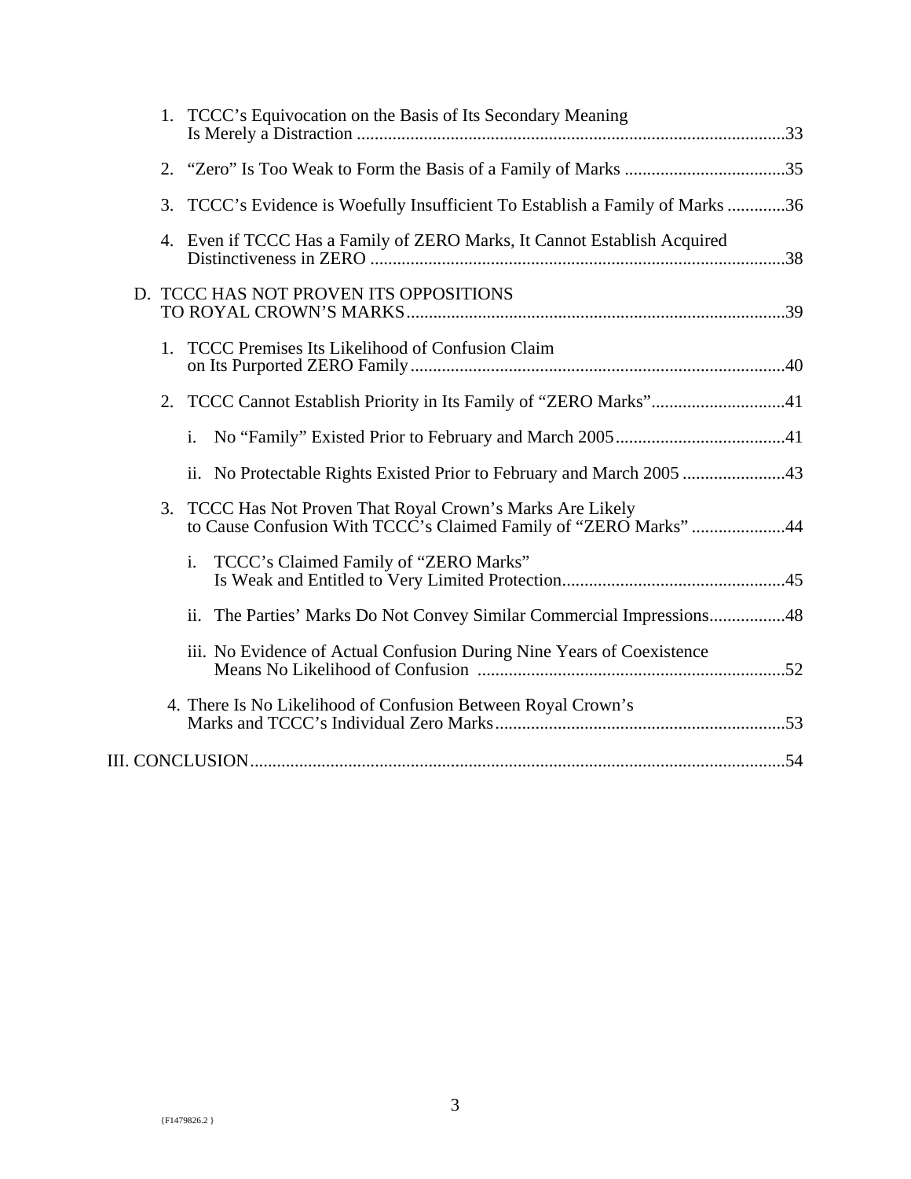1. TCCC's Equivocation on the Basis of Its Secondary Meaning Is Merely a Distraction ....................................................................................................33

2. "Zero" Is Too Weak to Form the Basis of a Family of Marks ....................................35

3. TCCC's Evidence is Woefully Insufficient To Establish a Family of Marks .............36

4. Even if TCCC Has a Family of ZERO Marks, It Cannot Establish Acquired Distinctiveness in ZERO ............................................................................................38

D. TCCC HAS NOT PROVEN ITS OPPOSITIONS TO ROYAL CROWN'S MARKS....................................................................................39

1. TCCC Premises Its Likelihood of Confusion Claim on Its Purported ZERO Family...................................................................................40

2. TCCC Cannot Establish Priority in Its Family of "ZERO Marks"..............................41

   i. No "Family" Existed Prior to February and March 2005......................................41

   ii. No Protectable Rights Existed Prior to February and March 2005 .......................43

3. TCCC Has Not Proven That Royal Crown's Marks Are Likely to Cause Confusion With TCCC's Claimed Family of "ZERO Marks" .....................44

   i. TCCC's Claimed Family of "ZERO Marks" Is Weak and Entitled to Very Limited Protection.................................................45

   ii. The Parties' Marks Do Not Convey Similar Commercial Impressions.................48

   iii. No Evidence of Actual Confusion During Nine Years of Coexistence Means No Likelihood of Confusion ....................................................................52

4. There Is No Likelihood of Confusion Between Royal Crown's Marks and TCCC's Individual Zero Marks................................................................53

III. CONCLUSION.......................................................................................................................54

{F1479826.2 }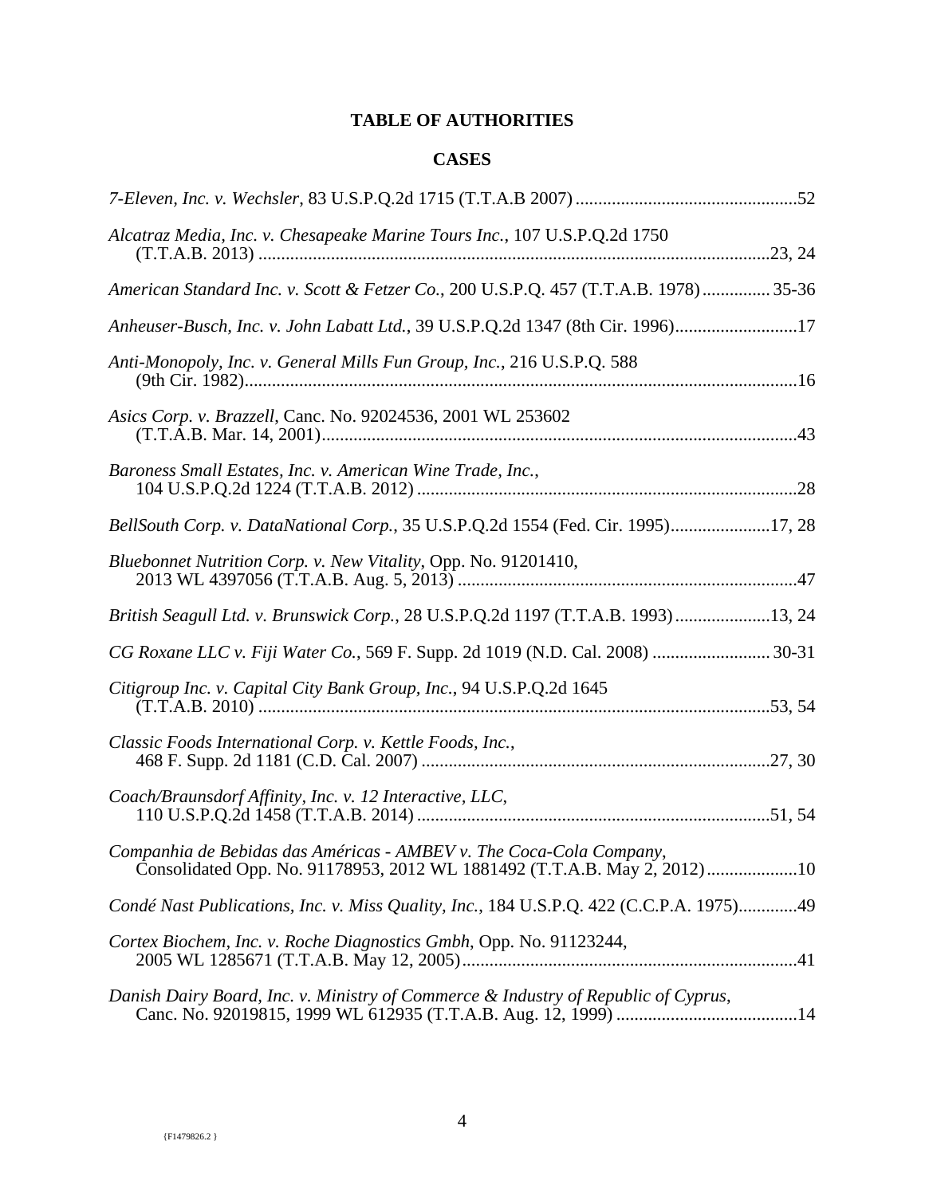# TABLE OF AUTHORITIES

## CASES

*7-Eleven, Inc. v. Wechsler*, 83 U.S.P.Q.2d 1715 (T.T.A.B 2007) ....................52

*Alcatraz Media, Inc. v. Chesapeake Marine Tours Inc.*, 107 U.S.P.Q.2d 1750 (T.T.A.B. 2013) ....................23, 24

*American Standard Inc. v. Scott & Fetzer Co.*, 200 U.S.P.Q. 457 (T.T.A.B. 1978) ....................35-36

*Anheuser-Busch, Inc. v. John Labatt Ltd.*, 39 U.S.P.Q.2d 1347 (8th Cir. 1996) ....................17

*Anti-Monopoly, Inc. v. General Mills Fun Group, Inc.*, 216 U.S.P.Q. 588 (9th Cir. 1982) ....................16

*Asics Corp. v. Brazzell*, Canc. No. 92024536, 2001 WL 253602 (T.T.A.B. Mar. 14, 2001) ....................43

*Baroness Small Estates, Inc. v. American Wine Trade, Inc.*, 104 U.S.P.Q.2d 1224 (T.T.A.B. 2012) ....................28

*BellSouth Corp. v. DataNational Corp.*, 35 U.S.P.Q.2d 1554 (Fed. Cir. 1995) ....................17, 28

*Bluebonnet Nutrition Corp. v. New Vitality*, Opp. No. 91201410, 2013 WL 4397056 (T.T.A.B. Aug. 5, 2013) ....................47

*British Seagull Ltd. v. Brunswick Corp.*, 28 U.S.P.Q.2d 1197 (T.T.A.B. 1993) ....................13, 24

*CG Roxane LLC v. Fiji Water Co.*, 569 F. Supp. 2d 1019 (N.D. Cal. 2008) ....................30-31

*Citigroup Inc. v. Capital City Bank Group, Inc.*, 94 U.S.P.Q.2d 1645 (T.T.A.B. 2010) ....................53, 54

*Classic Foods International Corp. v. Kettle Foods, Inc.*, 468 F. Supp. 2d 1181 (C.D. Cal. 2007) ....................27, 30

*Coach/Braunsdorf Affinity, Inc. v. 12 Interactive, LLC*, 110 U.S.P.Q.2d 1458 (T.T.A.B. 2014) ....................51, 54

*Companhia de Bebidas das Américas - AMBEV v. The Coca-Cola Company*, Consolidated Opp. No. 91178953, 2012 WL 1881492 (T.T.A.B. May 2, 2012) ....................10

*Condé Nast Publications, Inc. v. Miss Quality, Inc.*, 184 U.S.P.Q. 422 (C.C.P.A. 1975) ....................49

*Cortex Biochem, Inc. v. Roche Diagnostics Gmbh*, Opp. No. 91123244, 2005 WL 1285671 (T.T.A.B. May 12, 2005) ....................41

*Danish Dairy Board, Inc. v. Ministry of Commerce & Industry of Republic of Cyprus*, Canc. No. 92019815, 1999 WL 612935 (T.T.A.B. Aug. 12, 1999) ....................14

{F1479826.2 }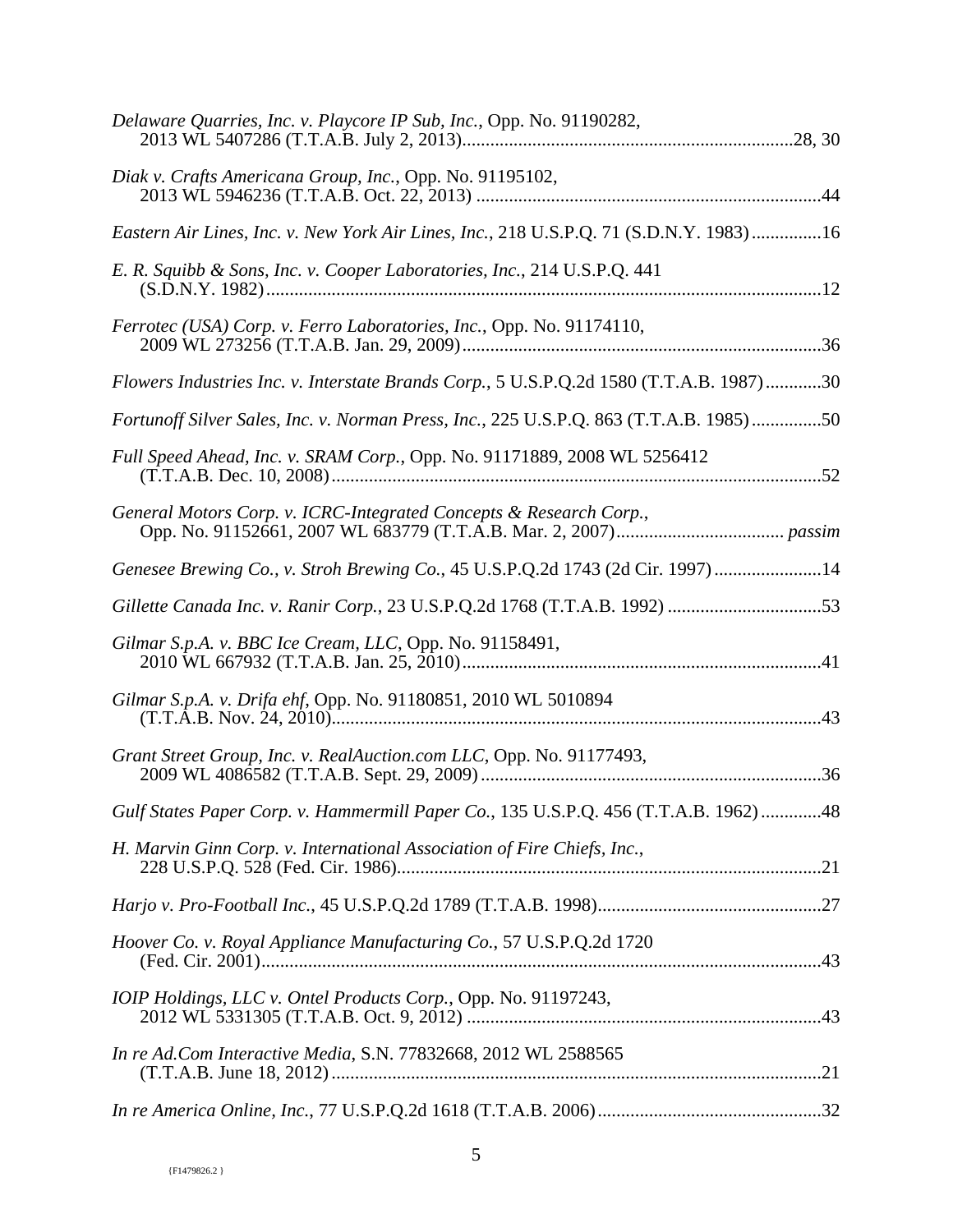*Delaware Quarries, Inc. v. Playcore IP Sub, Inc.*, Opp. No. 91190282, 2013 WL 5407286 (T.T.A.B. July 2, 2013)........................................................................28, 30

*Diak v. Crafts Americana Group, Inc.*, Opp. No. 91195102, 2013 WL 5946236 (T.T.A.B. Oct. 22, 2013) ..........................................................................44

*Eastern Air Lines, Inc. v. New York Air Lines, Inc.*, 218 U.S.P.Q. 71 (S.D.N.Y. 1983)...............16

*E. R. Squibb & Sons, Inc. v. Cooper Laboratories, Inc.*, 214 U.S.P.Q. 441 (S.D.N.Y. 1982).......................................................................................................................12

*Ferrotec (USA) Corp. v. Ferro Laboratories, Inc.*, Opp. No. 91174110, 2009 WL 273256 (T.T.A.B. Jan. 29, 2009).............................................................................36

*Flowers Industries Inc. v. Interstate Brands Corp.*, 5 U.S.P.Q.2d 1580 (T.T.A.B. 1987)............30

*Fortunoff Silver Sales, Inc. v. Norman Press, Inc.*, 225 U.S.P.Q. 863 (T.T.A.B. 1985)...............50

*Full Speed Ahead, Inc. v. SRAM Corp.*, Opp. No. 91171889, 2008 WL 5256412 (T.T.A.B. Dec. 10, 2008)..........................................................................................................52

*General Motors Corp. v. ICRC-Integrated Concepts & Research Corp.*, Opp. No. 91152661, 2007 WL 683779 (T.T.A.B. Mar. 2, 2007).................................... *passim*

*Genesee Brewing Co., v. Stroh Brewing Co.*, 45 U.S.P.Q.2d 1743 (2d Cir. 1997).......................14

*Gillette Canada Inc. v. Ranir Corp.*, 23 U.S.P.Q.2d 1768 (T.T.A.B. 1992) .................................53

*Gilmar S.p.A. v. BBC Ice Cream, LLC*, Opp. No. 91158491, 2010 WL 667932 (T.T.A.B. Jan. 25, 2010).............................................................................41

*Gilmar S.p.A. v. Drifa ehf*, Opp. No. 91180851, 2010 WL 5010894 (T.T.A.B. Nov. 24, 2010).........................................................................................................43

*Grant Street Group, Inc. v. RealAuction.com LLC*, Opp. No. 91177493, 2009 WL 4086582 (T.T.A.B. Sept. 29, 2009)..........................................................................36

*Gulf States Paper Corp. v. Hammermill Paper Co.*, 135 U.S.P.Q. 456 (T.T.A.B. 1962).............48

*H. Marvin Ginn Corp. v. International Association of Fire Chiefs, Inc.*, 228 U.S.P.Q. 528 (Fed. Cir. 1986)............................................................................................21

*Harjo v. Pro-Football Inc.*, 45 U.S.P.Q.2d 1789 (T.T.A.B. 1998)................................................27

*Hoover Co. v. Royal Appliance Manufacturing Co.*, 57 U.S.P.Q.2d 1720 (Fed. Cir. 2001).........................................................................................................................43

*IOIP Holdings, LLC v. Ontel Products Corp.*, Opp. No. 91197243, 2012 WL 5331305 (T.T.A.B. Oct. 9, 2012) ............................................................................43

*In re Ad.Com Interactive Media*, S.N. 77832668, 2012 WL 2588565 (T.T.A.B. June 18, 2012).........................................................................................................21

*In re America Online, Inc.*, 77 U.S.P.Q.2d 1618 (T.T.A.B. 2006)................................................32

{F1479826.2 }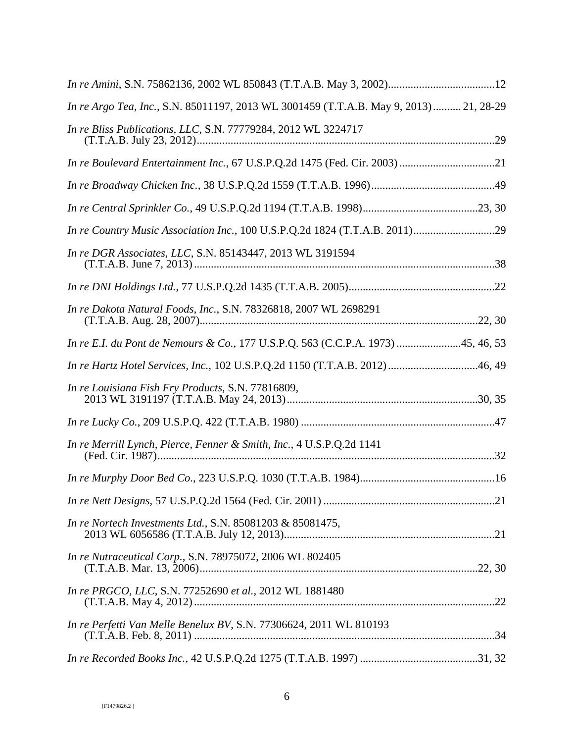*In re Amini*, S.N. 75862136, 2002 WL 850843 (T.T.A.B. May 3, 2002)......................................12

*In re Argo Tea, Inc.*, S.N. 85011197, 2013 WL 3001459 (T.T.A.B. May 9, 2013).......... 21, 28-29

*In re Bliss Publications, LLC*, S.N. 77779284, 2012 WL 3224717 (T.T.A.B. July 23, 2012)..........................................................................................................29

*In re Boulevard Entertainment Inc.*, 67 U.S.P.Q.2d 1475 (Fed. Cir. 2003) ..................................21

*In re Broadway Chicken Inc.*, 38 U.S.P.Q.2d 1559 (T.T.A.B. 1996)............................................49

*In re Central Sprinkler Co.*, 49 U.S.P.Q.2d 1194 (T.T.A.B. 1998).........................................23, 30

*In re Country Music Association Inc.*, 100 U.S.P.Q.2d 1824 (T.T.A.B. 2011).............................29

*In re DGR Associates, LLC*, S.N. 85143447, 2013 WL 3191594 (T.T.A.B. June 7, 2013)..........................................................................................................38

*In re DNI Holdings Ltd.*, 77 U.S.P.Q.2d 1435 (T.T.A.B. 2005)....................................................22

*In re Dakota Natural Foods, Inc.*, S.N. 78326818, 2007 WL 2698291 (T.T.A.B. Aug. 28, 2007)..................................................................................................22, 30

*In re E.I. du Pont de Nemours & Co.*, 177 U.S.P.Q. 563 (C.C.P.A. 1973) .......................45, 46, 53

*In re Hartz Hotel Services, Inc.*, 102 U.S.P.Q.2d 1150 (T.T.A.B. 2012)................................46, 49

*In re Louisiana Fish Fry Products*, S.N. 77816809, 2013 WL 3191197 (T.T.A.B. May 24, 2013)....................................................................30, 35

*In re Lucky Co.*, 209 U.S.P.Q. 422 (T.T.A.B. 1980) .....................................................................47

*In re Merrill Lynch, Pierce, Fenner & Smith, Inc.*, 4 U.S.P.Q.2d 1141 (Fed. Cir. 1987).......................................................................................................................32

*In re Murphy Door Bed Co.*, 223 U.S.P.Q. 1030 (T.T.A.B. 1984)................................................16

*In re Nett Designs*, 57 U.S.P.Q.2d 1564 (Fed. Cir. 2001) .............................................................21

*In re Nortech Investments Ltd.*, S.N. 85081203 & 85081475, 2013 WL 6056586 (T.T.A.B. July 12, 2013)..........................................................................21

*In re Nutraceutical Corp.*, S.N. 78975072, 2006 WL 802405 (T.T.A.B. Mar. 13, 2006)..................................................................................................22, 30

*In re PRGCO, LLC*, S.N. 77252690 *et al.*, 2012 WL 1881480 (T.T.A.B. May 4, 2012)..........................................................................................................22

*In re Perfetti Van Melle Benelux BV*, S.N. 77306624, 2011 WL 810193 (T.T.A.B. Feb. 8, 2011) ...........................................................................................................34

*In re Recorded Books Inc.*, 42 U.S.P.Q.2d 1275 (T.T.A.B. 1997) ..........................................31, 32

{F1479826.2 }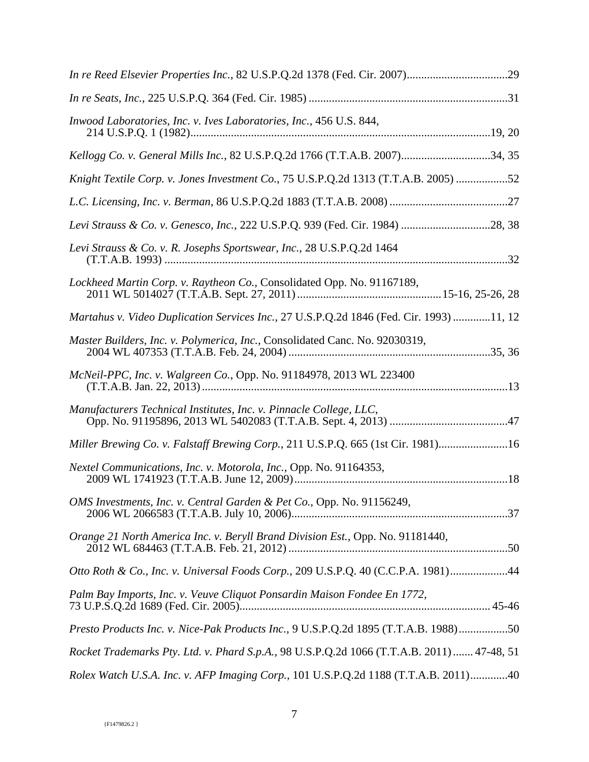*In re Reed Elsevier Properties Inc.*, 82 U.S.P.Q.2d 1378 (Fed. Cir. 2007)....................................29

*In re Seats, Inc.*, 225 U.S.P.Q. 364 (Fed. Cir. 1985) .....................................................................31

*Inwood Laboratories, Inc. v. Ives Laboratories, Inc.*, 456 U.S. 844, 214 U.S.P.Q. 1 (1982)........................................................................................................19, 20

*Kellogg Co. v. General Mills Inc.*, 82 U.S.P.Q.2d 1766 (T.T.A.B. 2007)...............................34, 35

*Knight Textile Corp. v. Jones Investment Co.*, 75 U.S.P.Q.2d 1313 (T.T.A.B. 2005) ..................52

*L.C. Licensing, Inc. v. Berman*, 86 U.S.P.Q.2d 1883 (T.T.A.B. 2008) .........................................27

*Levi Strauss & Co. v. Genesco, Inc.*, 222 U.S.P.Q. 939 (Fed. Cir. 1984) ...............................28, 38

*Levi Strauss & Co. v. R. Josephs Sportswear, Inc.*, 28 U.S.P.Q.2d 1464 (T.T.A.B. 1993) .......................................................................................................................32

*Lockheed Martin Corp. v. Raytheon Co.*, Consolidated Opp. No. 91167189, 2011 WL 5014027 (T.T.A.B. Sept. 27, 2011) .................................................15-16, 25-26, 28

*Martahus v. Video Duplication Services Inc.*, 27 U.S.P.Q.2d 1846 (Fed. Cir. 1993) .............11, 12

*Master Builders, Inc. v. Polymerica, Inc.*, Consolidated Canc. No. 92030319, 2004 WL 407353 (T.T.A.B. Feb. 24, 2004) .....................................................................35, 36

*McNeil-PPC, Inc. v. Walgreen Co.*, Opp. No. 91184978, 2013 WL 223400 (T.T.A.B. Jan. 22, 2013) .........................................................................................................13

*Manufacturers Technical Institutes, Inc. v. Pinnacle College, LLC*, Opp. No. 91195896, 2013 WL 5402083 (T.T.A.B. Sept. 4, 2013) .........................................47

*Miller Brewing Co. v. Falstaff Brewing Corp.*, 211 U.S.P.Q. 665 (1st Cir. 1981).......................16

*Nextel Communications, Inc. v. Motorola, Inc.*, Opp. No. 91164353, 2009 WL 1741923 (T.T.A.B. June 12, 2009).........................................................................18

*OMS Investments, Inc. v. Central Garden & Pet Co.*, Opp. No. 91156249, 2006 WL 2066583 (T.T.A.B. July 10, 2006)..........................................................................37

*Orange 21 North America Inc. v. Beryll Brand Division Est.*, Opp. No. 91181440, 2012 WL 684463 (T.T.A.B. Feb. 21, 2012) ...........................................................................50

*Otto Roth & Co., Inc. v. Universal Foods Corp.*, 209 U.S.P.Q. 40 (C.C.P.A. 1981)....................44

*Palm Bay Imports, Inc. v. Veuve Cliquot Ponsardin Maison Fondee En 1772*, 73 U.P.S.Q.2d 1689 (Fed. Cir. 2005)..................................................................................... 45-46

*Presto Products Inc. v. Nice-Pak Products Inc.*, 9 U.S.P.Q.2d 1895 (T.T.A.B. 1988).................50

*Rocket Trademarks Pty. Ltd. v. Phard S.p.A.*, 98 U.S.P.Q.2d 1066 (T.T.A.B. 2011) ....... 47-48, 51

*Rolex Watch U.S.A. Inc. v. AFP Imaging Corp.*, 101 U.S.P.Q.2d 1188 (T.T.A.B. 2011).............40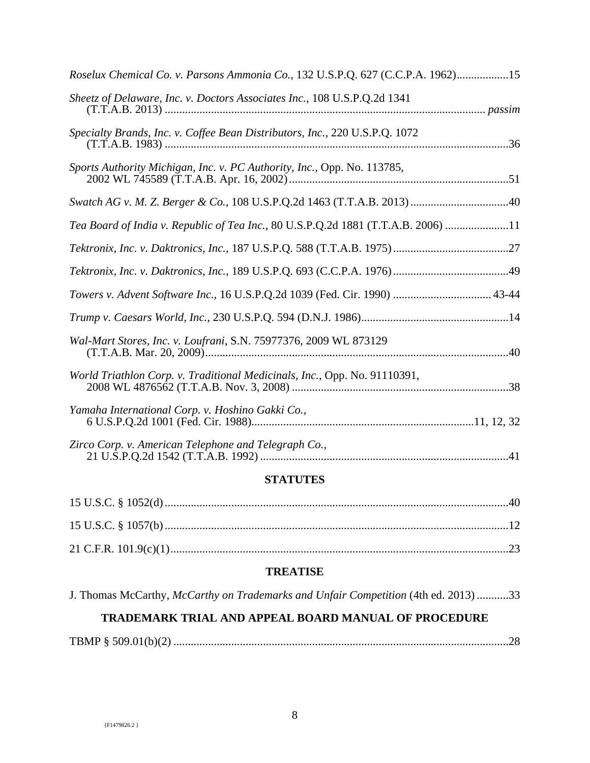*Roselux Chemical Co. v. Parsons Ammonia Co.*, 132 U.S.P.Q. 627 (C.C.P.A. 1962)..................15

*Sheetz of Delaware, Inc. v. Doctors Associates Inc.*, 108 U.S.P.Q.2d 1341 (T.T.A.B. 2013) ............................................................................................................ *passim*

*Specialty Brands, Inc. v. Coffee Bean Distributors, Inc.*, 220 U.S.P.Q. 1072 (T.T.A.B. 1983) ......................................................................................................................36

*Sports Authority Michigan, Inc. v. PC Authority, Inc.*, Opp. No. 113785, 2002 WL 745589 (T.T.A.B. Apr. 16, 2002)...........................................................................51

*Swatch AG v. M. Z. Berger & Co.*, 108 U.S.P.Q.2d 1463 (T.T.A.B. 2013)..................................40

*Tea Board of India v. Republic of Tea Inc.*, 80 U.S.P.Q.2d 1881 (T.T.A.B. 2006) ......................11

*Tektronix, Inc. v. Daktronics, Inc.*, 187 U.S.P.Q. 588 (T.T.A.B. 1975)........................................27

*Tektronix, Inc. v. Daktronics, Inc.*, 189 U.S.P.Q. 693 (C.C.P.A. 1976)........................................49

*Towers v. Advent Software Inc.*, 16 U.S.P.Q.2d 1039 (Fed. Cir. 1990) .................................. 43-44

*Trump v. Caesars World, Inc.*, 230 U.S.P.Q. 594 (D.N.J. 1986)...................................................14

*Wal-Mart Stores, Inc. v. Loufrani*, S.N. 75977376, 2009 WL 873129 (T.T.A.B. Mar. 20, 2009)........................................................................................................40

*World Triathlon Corp. v. Traditional Medicinals, Inc.*, Opp. No. 91110391, 2008 WL 4876562 (T.T.A.B. Nov. 3, 2008) ...........................................................................38

*Yamaha International Corp. v. Hoshino Gakki Co.*, 6 U.S.P.Q.2d 1001 (Fed. Cir. 1988)............................................................................11, 12, 32

*Zirco Corp. v. American Telephone and Telegraph Co.*, 21 U.S.P.Q.2d 1542 (T.T.A.B. 1992) .....................................................................................41

## STATUTES

15 U.S.C. § 1052(d)......................................................................................................................40

15 U.S.C. § 1057(b)......................................................................................................................12

21 C.F.R. 101.9(c)(1)....................................................................................................................23

## TREATISE

J. Thomas McCarthy, *McCarthy on Trademarks and Unfair Competition* (4th ed. 2013) ...........33

## TRADEMARK TRIAL AND APPEAL BOARD MANUAL OF PROCEDURE

TBMP § 509.01(b)(2) ...................................................................................................................28

{F1479826.2 }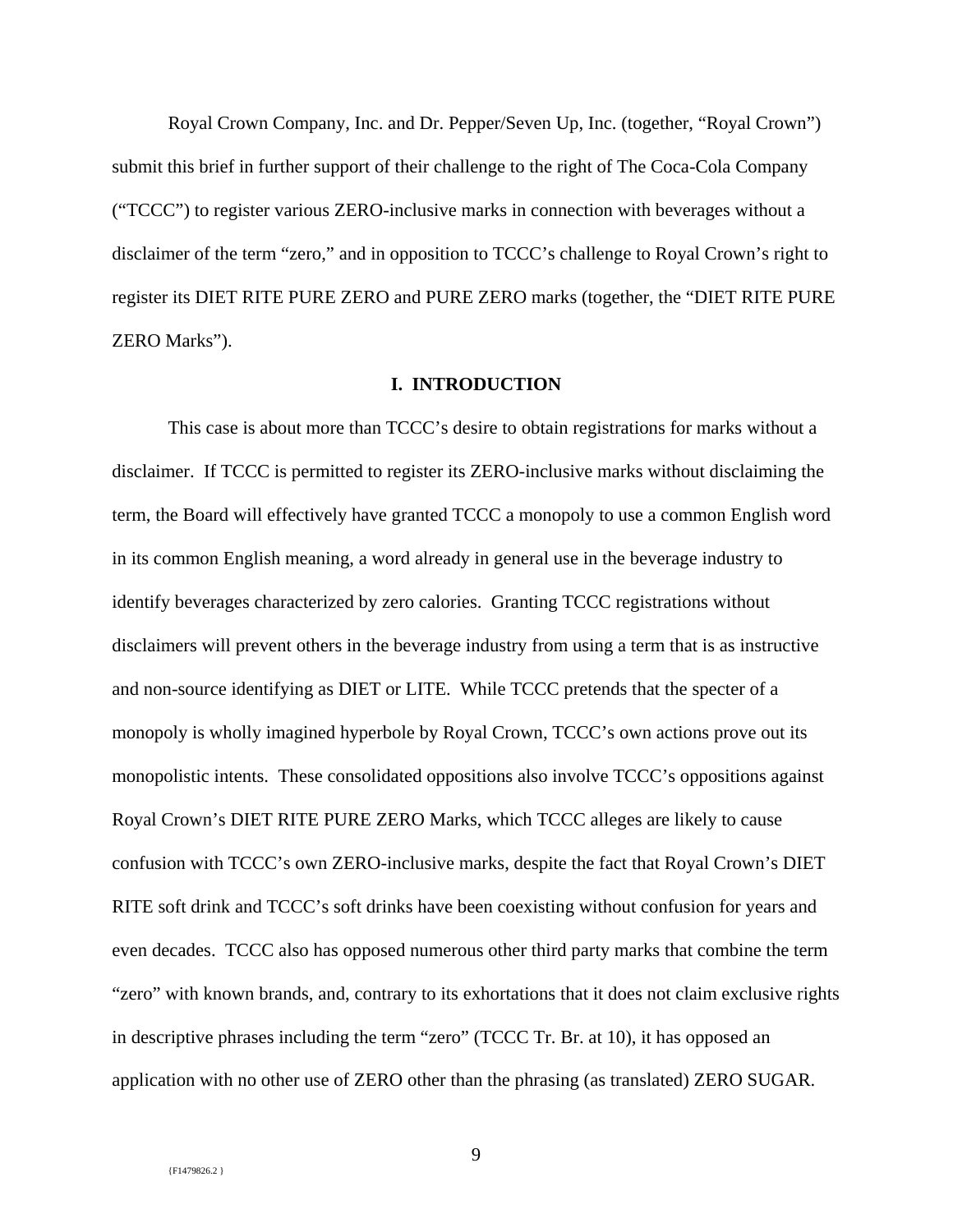Royal Crown Company, Inc. and Dr. Pepper/Seven Up, Inc. (together, "Royal Crown") submit this brief in further support of their challenge to the right of The Coca-Cola Company ("TCCC") to register various ZERO-inclusive marks in connection with beverages without a disclaimer of the term "zero," and in opposition to TCCC's challenge to Royal Crown's right to register its DIET RITE PURE ZERO and PURE ZERO marks (together, the "DIET RITE PURE ZERO Marks").

## I. INTRODUCTION

This case is about more than TCCC's desire to obtain registrations for marks without a disclaimer. If TCCC is permitted to register its ZERO-inclusive marks without disclaiming the term, the Board will effectively have granted TCCC a monopoly to use a common English word in its common English meaning, a word already in general use in the beverage industry to identify beverages characterized by zero calories. Granting TCCC registrations without disclaimers will prevent others in the beverage industry from using a term that is as instructive and non-source identifying as DIET or LITE. While TCCC pretends that the specter of a monopoly is wholly imagined hyperbole by Royal Crown, TCCC's own actions prove out its monopolistic intents. These consolidated oppositions also involve TCCC's oppositions against Royal Crown's DIET RITE PURE ZERO Marks, which TCCC alleges are likely to cause confusion with TCCC's own ZERO-inclusive marks, despite the fact that Royal Crown's DIET RITE soft drink and TCCC's soft drinks have been coexisting without confusion for years and even decades. TCCC also has opposed numerous other third party marks that combine the term "zero" with known brands, and, contrary to its exhortations that it does not claim exclusive rights in descriptive phrases including the term "zero" (TCCC Tr. Br. at 10), it has opposed an application with no other use of ZERO other than the phrasing (as translated) ZERO SUGAR.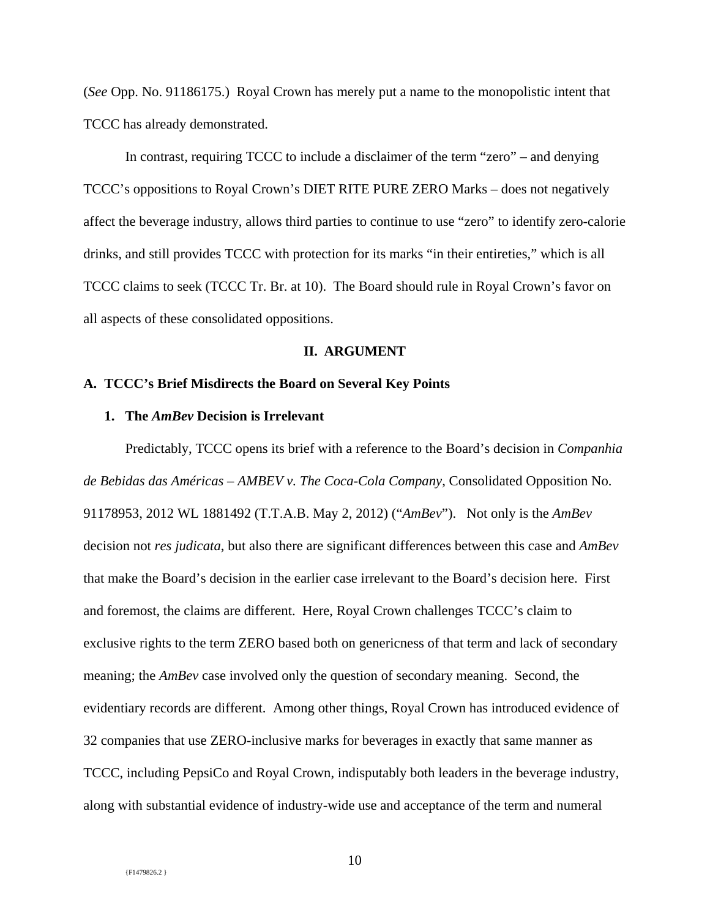(*See* Opp. No. 91186175.) Royal Crown has merely put a name to the monopolistic intent that TCCC has already demonstrated.

In contrast, requiring TCCC to include a disclaimer of the term "zero" – and denying TCCC's oppositions to Royal Crown's DIET RITE PURE ZERO Marks – does not negatively affect the beverage industry, allows third parties to continue to use "zero" to identify zero-calorie drinks, and still provides TCCC with protection for its marks "in their entireties," which is all TCCC claims to seek (TCCC Tr. Br. at 10). The Board should rule in Royal Crown's favor on all aspects of these consolidated oppositions.

## II. ARGUMENT

### A. TCCC's Brief Misdirects the Board on Several Key Points

#### 1. The *AmBev* Decision is Irrelevant

Predictably, TCCC opens its brief with a reference to the Board's decision in *Companhia de Bebidas das Américas – AMBEV v. The Coca-Cola Company*, Consolidated Opposition No. 91178953, 2012 WL 1881492 (T.T.A.B. May 2, 2012) ("*AmBev*"). Not only is the *AmBev* decision not *res judicata*, but also there are significant differences between this case and *AmBev* that make the Board's decision in the earlier case irrelevant to the Board's decision here. First and foremost, the claims are different. Here, Royal Crown challenges TCCC's claim to exclusive rights to the term ZERO based both on genericness of that term and lack of secondary meaning; the *AmBev* case involved only the question of secondary meaning. Second, the evidentiary records are different. Among other things, Royal Crown has introduced evidence of 32 companies that use ZERO-inclusive marks for beverages in exactly that same manner as TCCC, including PepsiCo and Royal Crown, indisputably both leaders in the beverage industry, along with substantial evidence of industry-wide use and acceptance of the term and numeral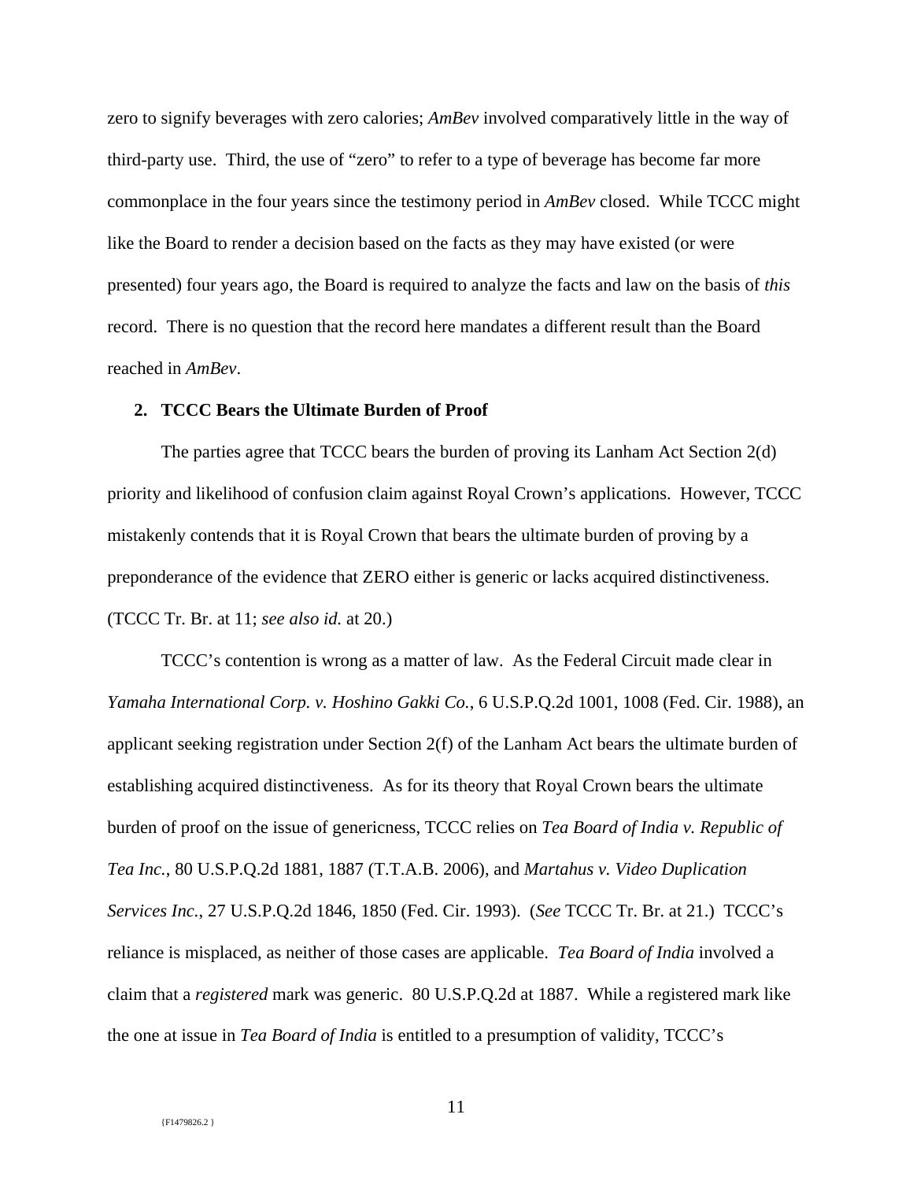zero to signify beverages with zero calories; *AmBev* involved comparatively little in the way of third-party use. Third, the use of "zero" to refer to a type of beverage has become far more commonplace in the four years since the testimony period in *AmBev* closed. While TCCC might like the Board to render a decision based on the facts as they may have existed (or were presented) four years ago, the Board is required to analyze the facts and law on the basis of *this* record. There is no question that the record here mandates a different result than the Board reached in *AmBev*.

**2. TCCC Bears the Ultimate Burden of Proof**

The parties agree that TCCC bears the burden of proving its Lanham Act Section 2(d) priority and likelihood of confusion claim against Royal Crown's applications. However, TCCC mistakenly contends that it is Royal Crown that bears the ultimate burden of proving by a preponderance of the evidence that ZERO either is generic or lacks acquired distinctiveness. (TCCC Tr. Br. at 11; *see also id.* at 20.)

TCCC's contention is wrong as a matter of law. As the Federal Circuit made clear in *Yamaha International Corp. v. Hoshino Gakki Co.*, 6 U.S.P.Q.2d 1001, 1008 (Fed. Cir. 1988), an applicant seeking registration under Section 2(f) of the Lanham Act bears the ultimate burden of establishing acquired distinctiveness. As for its theory that Royal Crown bears the ultimate burden of proof on the issue of genericness, TCCC relies on *Tea Board of India v. Republic of Tea Inc.*, 80 U.S.P.Q.2d 1881, 1887 (T.T.A.B. 2006), and *Martahus v. Video Duplication Services Inc.*, 27 U.S.P.Q.2d 1846, 1850 (Fed. Cir. 1993). (*See* TCCC Tr. Br. at 21.) TCCC's reliance is misplaced, as neither of those cases are applicable. *Tea Board of India* involved a claim that a *registered* mark was generic. 80 U.S.P.Q.2d at 1887. While a registered mark like the one at issue in *Tea Board of India* is entitled to a presumption of validity, TCCC's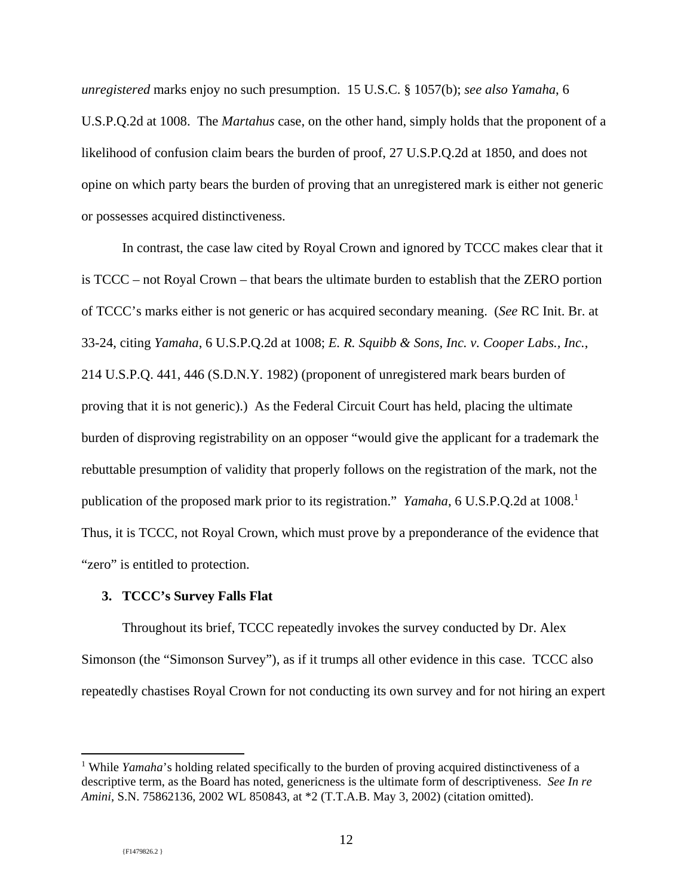*unregistered* marks enjoy no such presumption. 15 U.S.C. § 1057(b); *see also Yamaha*, 6 U.S.P.Q.2d at 1008. The *Martahus* case, on the other hand, simply holds that the proponent of a likelihood of confusion claim bears the burden of proof, 27 U.S.P.Q.2d at 1850, and does not opine on which party bears the burden of proving that an unregistered mark is either not generic or possesses acquired distinctiveness.

In contrast, the case law cited by Royal Crown and ignored by TCCC makes clear that it is TCCC – not Royal Crown – that bears the ultimate burden to establish that the ZERO portion of TCCC's marks either is not generic or has acquired secondary meaning. (*See* RC Init. Br. at 33-24, citing *Yamaha*, 6 U.S.P.Q.2d at 1008; *E. R. Squibb & Sons, Inc. v. Cooper Labs., Inc.*, 214 U.S.P.Q. 441, 446 (S.D.N.Y. 1982) (proponent of unregistered mark bears burden of proving that it is not generic).) As the Federal Circuit Court has held, placing the ultimate burden of disproving registrability on an opposer "would give the applicant for a trademark the rebuttable presumption of validity that properly follows on the registration of the mark, not the publication of the proposed mark prior to its registration." *Yamaha*, 6 U.S.P.Q.2d at 1008.[1] Thus, it is TCCC, not Royal Crown, which must prove by a preponderance of the evidence that "zero" is entitled to protection.

### 3. TCCC's Survey Falls Flat

Throughout its brief, TCCC repeatedly invokes the survey conducted by Dr. Alex Simonson (the "Simonson Survey"), as if it trumps all other evidence in this case. TCCC also repeatedly chastises Royal Crown for not conducting its own survey and for not hiring an expert

---

[1] While *Yamaha*'s holding related specifically to the burden of proving acquired distinctiveness of a descriptive term, as the Board has noted, genericness is the ultimate form of descriptiveness. *See In re Amini*, S.N. 75862136, 2002 WL 850843, at *2 (T.T.A.B. May 3, 2002) (citation omitted).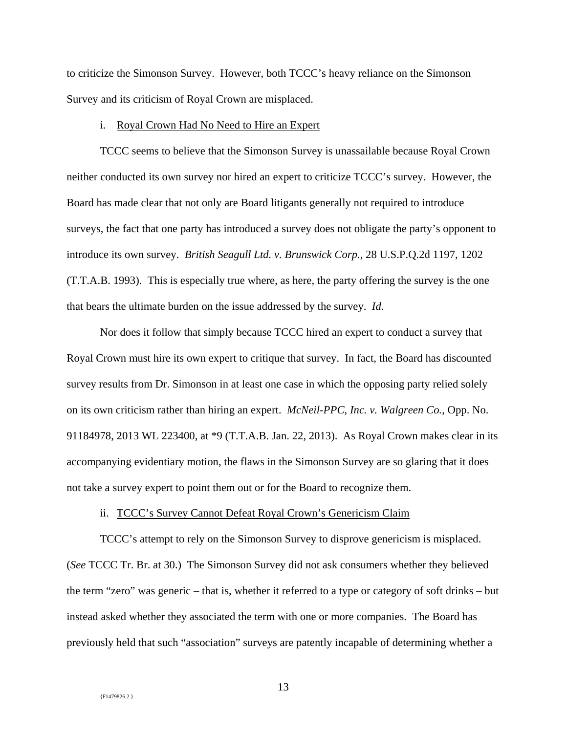to criticize the Simonson Survey. However, both TCCC's heavy reliance on the Simonson Survey and its criticism of Royal Crown are misplaced.

i. Royal Crown Had No Need to Hire an Expert

TCCC seems to believe that the Simonson Survey is unassailable because Royal Crown neither conducted its own survey nor hired an expert to criticize TCCC's survey. However, the Board has made clear that not only are Board litigants generally not required to introduce surveys, the fact that one party has introduced a survey does not obligate the party's opponent to introduce its own survey. *British Seagull Ltd. v. Brunswick Corp.*, 28 U.S.P.Q.2d 1197, 1202 (T.T.A.B. 1993). This is especially true where, as here, the party offering the survey is the one that bears the ultimate burden on the issue addressed by the survey. *Id.*

Nor does it follow that simply because TCCC hired an expert to conduct a survey that Royal Crown must hire its own expert to critique that survey. In fact, the Board has discounted survey results from Dr. Simonson in at least one case in which the opposing party relied solely on its own criticism rather than hiring an expert. *McNeil-PPC, Inc. v. Walgreen Co.*, Opp. No. 91184978, 2013 WL 223400, at *9 (T.T.A.B. Jan. 22, 2013). As Royal Crown makes clear in its accompanying evidentiary motion, the flaws in the Simonson Survey are so glaring that it does not take a survey expert to point them out or for the Board to recognize them.

ii. TCCC's Survey Cannot Defeat Royal Crown's Genericism Claim

TCCC's attempt to rely on the Simonson Survey to disprove genericism is misplaced. (*See* TCCC Tr. Br. at 30.) The Simonson Survey did not ask consumers whether they believed the term "zero" was generic – that is, whether it referred to a type or category of soft drinks – but instead asked whether they associated the term with one or more companies. The Board has previously held that such "association" surveys are patently incapable of determining whether a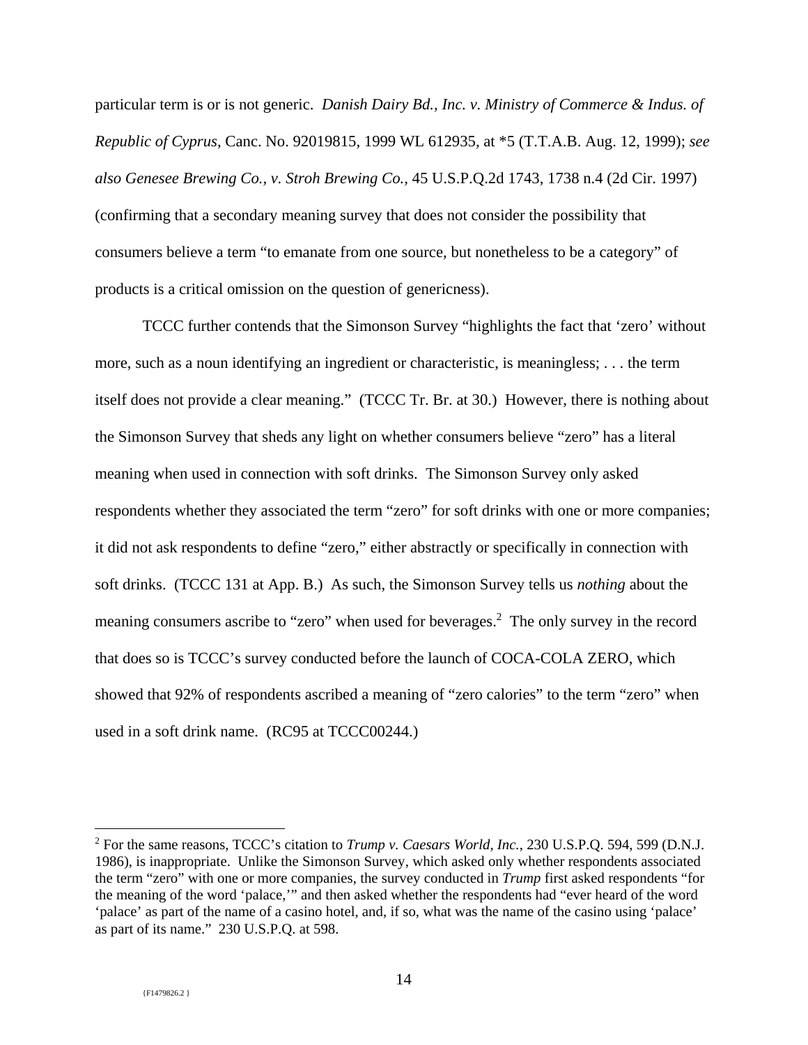particular term is or is not generic. *Danish Dairy Bd., Inc. v. Ministry of Commerce & Indus. of Republic of Cyprus*, Canc. No. 92019815, 1999 WL 612935, at *5 (T.T.A.B. Aug. 12, 1999); *see also Genesee Brewing Co., v. Stroh Brewing Co.*, 45 U.S.P.Q.2d 1743, 1738 n.4 (2d Cir. 1997) (confirming that a secondary meaning survey that does not consider the possibility that consumers believe a term "to emanate from one source, but nonetheless to be a category" of products is a critical omission on the question of genericness).

TCCC further contends that the Simonson Survey "highlights the fact that 'zero' without more, such as a noun identifying an ingredient or characteristic, is meaningless; . . . the term itself does not provide a clear meaning." (TCCC Tr. Br. at 30.) However, there is nothing about the Simonson Survey that sheds any light on whether consumers believe "zero" has a literal meaning when used in connection with soft drinks. The Simonson Survey only asked respondents whether they associated the term "zero" for soft drinks with one or more companies; it did not ask respondents to define "zero," either abstractly or specifically in connection with soft drinks. (TCCC 131 at App. B.) As such, the Simonson Survey tells us *nothing* about the meaning consumers ascribe to "zero" when used for beverages.[2] The only survey in the record that does so is TCCC's survey conducted before the launch of COCA-COLA ZERO, which showed that 92% of respondents ascribed a meaning of "zero calories" to the term "zero" when used in a soft drink name. (RC95 at TCCC00244.)

---

[2] For the same reasons, TCCC's citation to *Trump v. Caesars World, Inc.*, 230 U.S.P.Q. 594, 599 (D.N.J. 1986), is inappropriate. Unlike the Simonson Survey, which asked only whether respondents associated the term "zero" with one or more companies, the survey conducted in *Trump* first asked respondents "for the meaning of the word 'palace,'" and then asked whether the respondents had "ever heard of the word 'palace' as part of the name of a casino hotel, and, if so, what was the name of the casino using 'palace' as part of its name." 230 U.S.P.Q. at 598.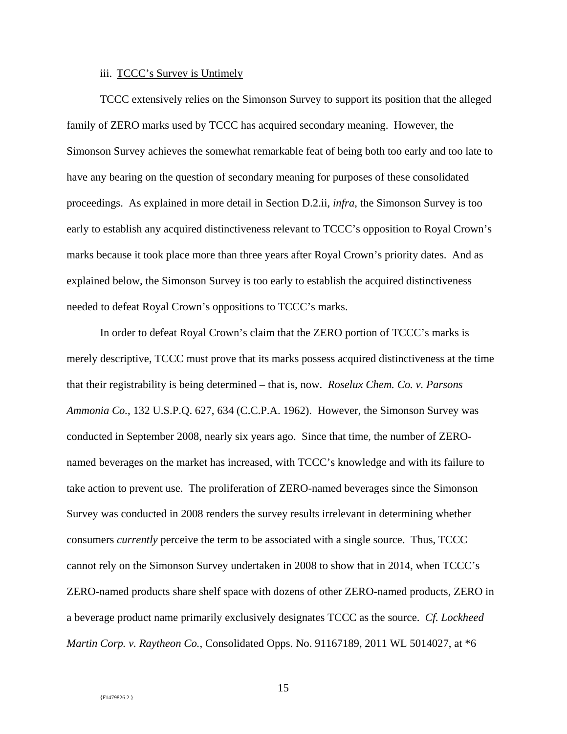iii. TCCC's Survey is Untimely

TCCC extensively relies on the Simonson Survey to support its position that the alleged family of ZERO marks used by TCCC has acquired secondary meaning. However, the Simonson Survey achieves the somewhat remarkable feat of being both too early and too late to have any bearing on the question of secondary meaning for purposes of these consolidated proceedings. As explained in more detail in Section D.2.ii, *infra*, the Simonson Survey is too early to establish any acquired distinctiveness relevant to TCCC's opposition to Royal Crown's marks because it took place more than three years after Royal Crown's priority dates. And as explained below, the Simonson Survey is too early to establish the acquired distinctiveness needed to defeat Royal Crown's oppositions to TCCC's marks.

In order to defeat Royal Crown's claim that the ZERO portion of TCCC's marks is merely descriptive, TCCC must prove that its marks possess acquired distinctiveness at the time that their registrability is being determined – that is, now. *Roselux Chem. Co. v. Parsons Ammonia Co.*, 132 U.S.P.Q. 627, 634 (C.C.P.A. 1962). However, the Simonson Survey was conducted in September 2008, nearly six years ago. Since that time, the number of ZERO-named beverages on the market has increased, with TCCC's knowledge and with its failure to take action to prevent use. The proliferation of ZERO-named beverages since the Simonson Survey was conducted in 2008 renders the survey results irrelevant in determining whether consumers *currently* perceive the term to be associated with a single source. Thus, TCCC cannot rely on the Simonson Survey undertaken in 2008 to show that in 2014, when TCCC's ZERO-named products share shelf space with dozens of other ZERO-named products, ZERO in a beverage product name primarily exclusively designates TCCC as the source. *Cf. Lockheed Martin Corp. v. Raytheon Co.*, Consolidated Opps. No. 91167189, 2011 WL 5014027, at *6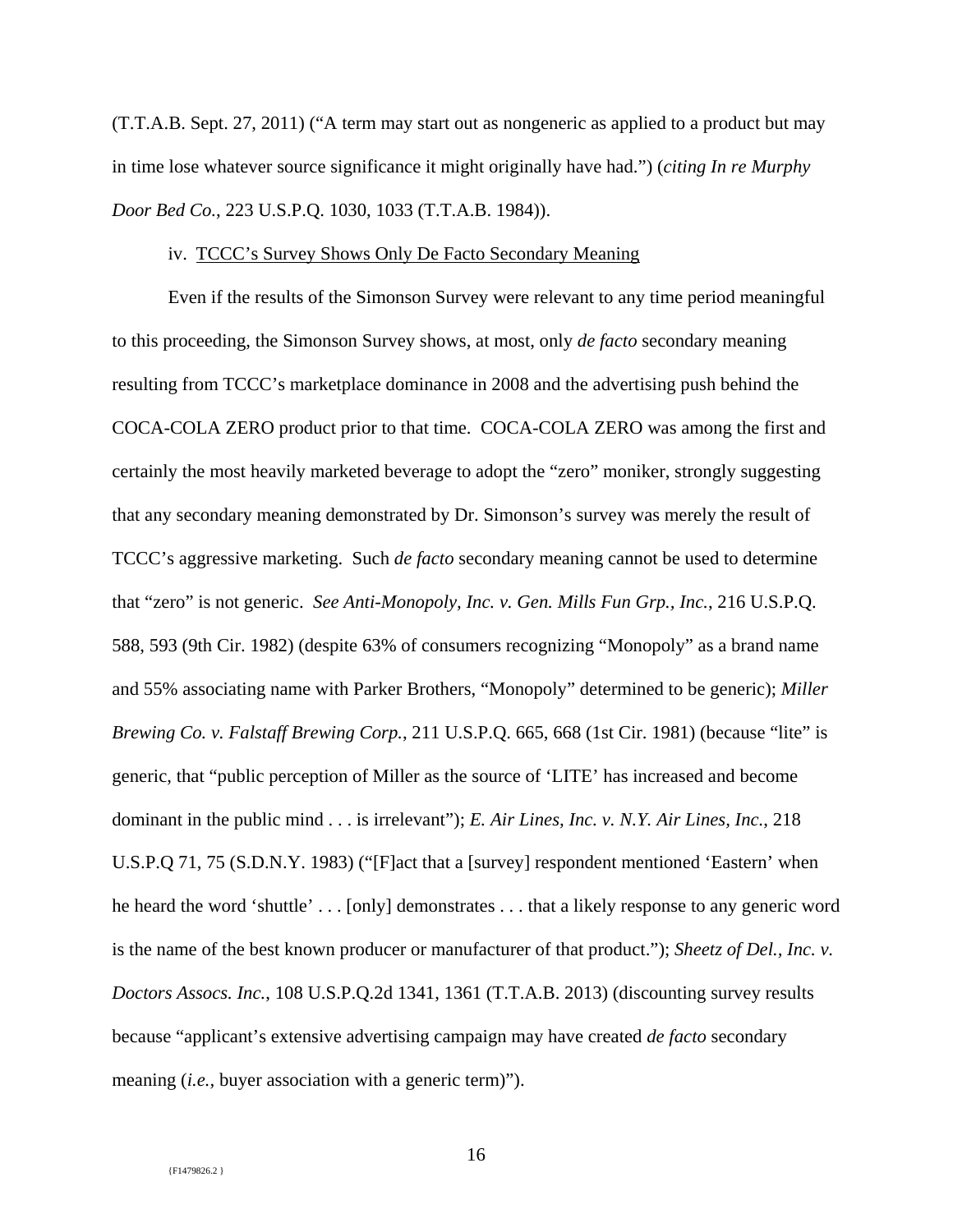(T.T.A.B. Sept. 27, 2011) ("A term may start out as nongeneric as applied to a product but may in time lose whatever source significance it might originally have had.") (*citing In re Murphy Door Bed Co.*, 223 U.S.P.Q. 1030, 1033 (T.T.A.B. 1984)).

iv. <u>TCCC's Survey Shows Only De Facto Secondary Meaning</u>

Even if the results of the Simonson Survey were relevant to any time period meaningful to this proceeding, the Simonson Survey shows, at most, only *de facto* secondary meaning resulting from TCCC's marketplace dominance in 2008 and the advertising push behind the COCA-COLA ZERO product prior to that time. COCA-COLA ZERO was among the first and certainly the most heavily marketed beverage to adopt the "zero" moniker, strongly suggesting that any secondary meaning demonstrated by Dr. Simonson's survey was merely the result of TCCC's aggressive marketing. Such *de facto* secondary meaning cannot be used to determine that "zero" is not generic. *See Anti-Monopoly, Inc. v. Gen. Mills Fun Grp., Inc.*, 216 U.S.P.Q. 588, 593 (9th Cir. 1982) (despite 63% of consumers recognizing "Monopoly" as a brand name and 55% associating name with Parker Brothers, "Monopoly" determined to be generic); *Miller Brewing Co. v. Falstaff Brewing Corp.*, 211 U.S.P.Q. 665, 668 (1st Cir. 1981) (because "lite" is generic, that "public perception of Miller as the source of 'LITE' has increased and become dominant in the public mind . . . is irrelevant"); *E. Air Lines, Inc. v. N.Y. Air Lines, Inc.*, 218 U.S.P.Q 71, 75 (S.D.N.Y. 1983) ("[F]act that a [survey] respondent mentioned 'Eastern' when he heard the word 'shuttle' . . . [only] demonstrates . . . that a likely response to any generic word is the name of the best known producer or manufacturer of that product."); *Sheetz of Del., Inc. v. Doctors Assocs. Inc.*, 108 U.S.P.Q.2d 1341, 1361 (T.T.A.B. 2013) (discounting survey results because "applicant's extensive advertising campaign may have created *de facto* secondary meaning (*i.e.*, buyer association with a generic term)").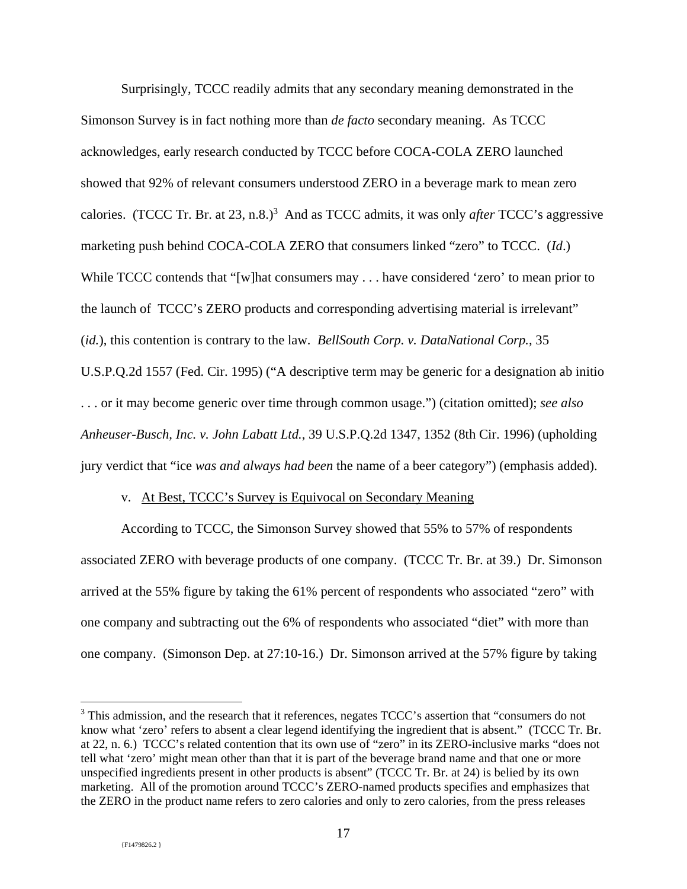Surprisingly, TCCC readily admits that any secondary meaning demonstrated in the Simonson Survey is in fact nothing more than *de facto* secondary meaning. As TCCC acknowledges, early research conducted by TCCC before COCA-COLA ZERO launched showed that 92% of relevant consumers understood ZERO in a beverage mark to mean zero calories. (TCCC Tr. Br. at 23, n.8.)[3] And as TCCC admits, it was only *after* TCCC's aggressive marketing push behind COCA-COLA ZERO that consumers linked "zero" to TCCC. (*Id*.) While TCCC contends that "[w]hat consumers may . . . have considered 'zero' to mean prior to the launch of TCCC's ZERO products and corresponding advertising material is irrelevant" (*id.*), this contention is contrary to the law. *BellSouth Corp. v. DataNational Corp.*, 35 U.S.P.Q.2d 1557 (Fed. Cir. 1995) ("A descriptive term may be generic for a designation ab initio . . . or it may become generic over time through common usage.") (citation omitted); *see also Anheuser-Busch, Inc. v. John Labatt Ltd.*, 39 U.S.P.Q.2d 1347, 1352 (8th Cir. 1996) (upholding jury verdict that "ice *was and always had been* the name of a beer category") (emphasis added).

v. At Best, TCCC's Survey is Equivocal on Secondary Meaning

According to TCCC, the Simonson Survey showed that 55% to 57% of respondents associated ZERO with beverage products of one company. (TCCC Tr. Br. at 39.) Dr. Simonson arrived at the 55% figure by taking the 61% percent of respondents who associated "zero" with one company and subtracting out the 6% of respondents who associated "diet" with more than one company. (Simonson Dep. at 27:10-16.) Dr. Simonson arrived at the 57% figure by taking

[3] This admission, and the research that it references, negates TCCC's assertion that "consumers do not know what 'zero' refers to absent a clear legend identifying the ingredient that is absent." (TCCC Tr. Br. at 22, n. 6.) TCCC's related contention that its own use of "zero" in its ZERO-inclusive marks "does not tell what 'zero' might mean other than that it is part of the beverage brand name and that one or more unspecified ingredients present in other products is absent" (TCCC Tr. Br. at 24) is belied by its own marketing. All of the promotion around TCCC's ZERO-named products specifies and emphasizes that the ZERO in the product name refers to zero calories and only to zero calories, from the press releases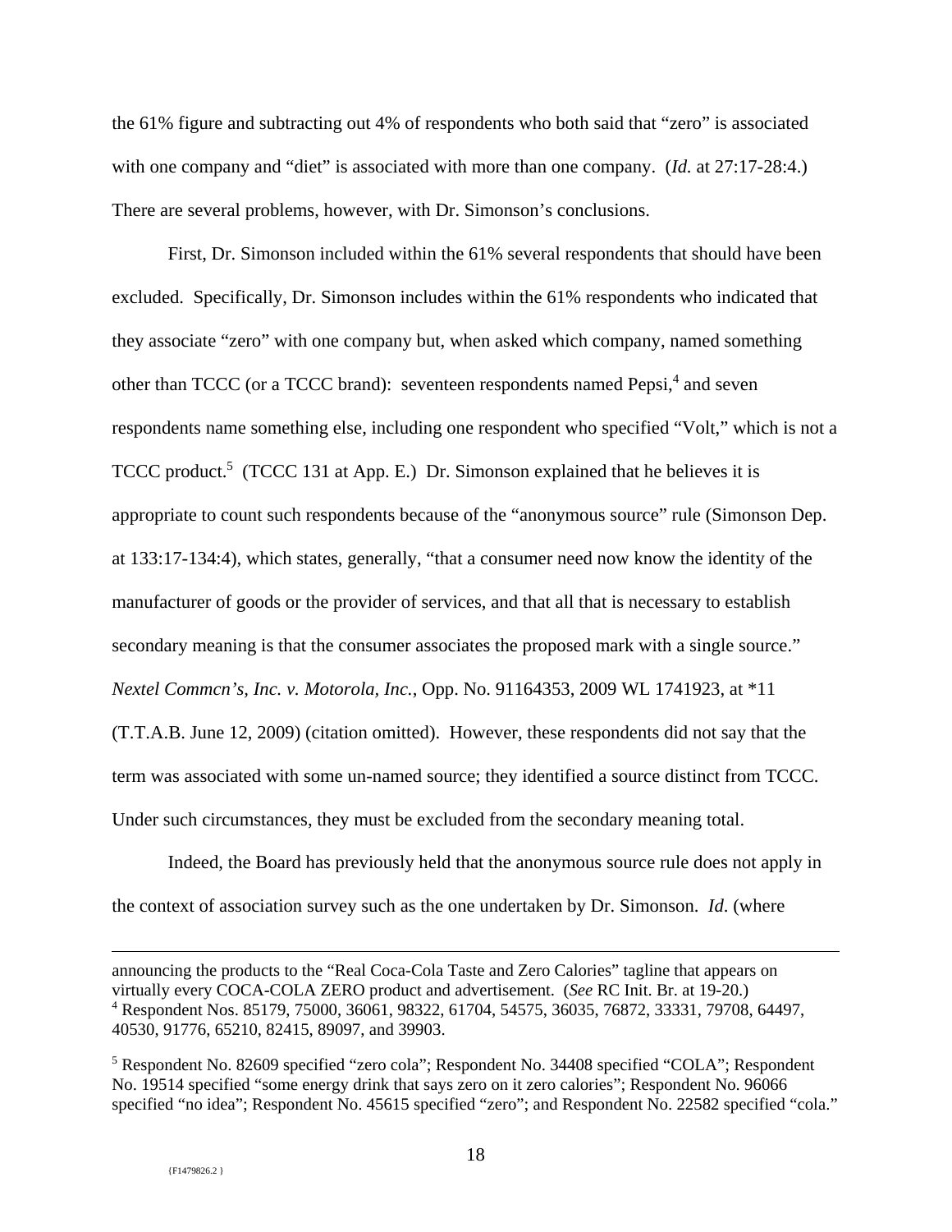the 61% figure and subtracting out 4% of respondents who both said that "zero" is associated with one company and "diet" is associated with more than one company. (*Id.* at 27:17-28:4.) There are several problems, however, with Dr. Simonson's conclusions.

First, Dr. Simonson included within the 61% several respondents that should have been excluded. Specifically, Dr. Simonson includes within the 61% respondents who indicated that they associate "zero" with one company but, when asked which company, named something other than TCCC (or a TCCC brand): seventeen respondents named Pepsi,[4] and seven respondents name something else, including one respondent who specified "Volt," which is not a TCCC product.[5] (TCCC 131 at App. E.) Dr. Simonson explained that he believes it is appropriate to count such respondents because of the "anonymous source" rule (Simonson Dep. at 133:17-134:4), which states, generally, "that a consumer need now know the identity of the manufacturer of goods or the provider of services, and that all that is necessary to establish secondary meaning is that the consumer associates the proposed mark with a single source." *Nextel Commcn's, Inc. v. Motorola, Inc.*, Opp. No. 91164353, 2009 WL 1741923, at *11 (T.T.A.B. June 12, 2009) (citation omitted). However, these respondents did not say that the term was associated with some un-named source; they identified a source distinct from TCCC. Under such circumstances, they must be excluded from the secondary meaning total.

Indeed, the Board has previously held that the anonymous source rule does not apply in the context of association survey such as the one undertaken by Dr. Simonson. *Id*. (where

---

announcing the products to the "Real Coca-Cola Taste and Zero Calories" tagline that appears on virtually every COCA-COLA ZERO product and advertisement. (*See* RC Init. Br. at 19-20.)

[4] Respondent Nos. 85179, 75000, 36061, 98322, 61704, 54575, 36035, 76872, 33331, 79708, 64497, 40530, 91776, 65210, 82415, 89097, and 39903.

[5] Respondent No. 82609 specified "zero cola"; Respondent No. 34408 specified "COLA"; Respondent No. 19514 specified "some energy drink that says zero on it zero calories"; Respondent No. 96066 specified "no idea"; Respondent No. 45615 specified "zero"; and Respondent No. 22582 specified "cola."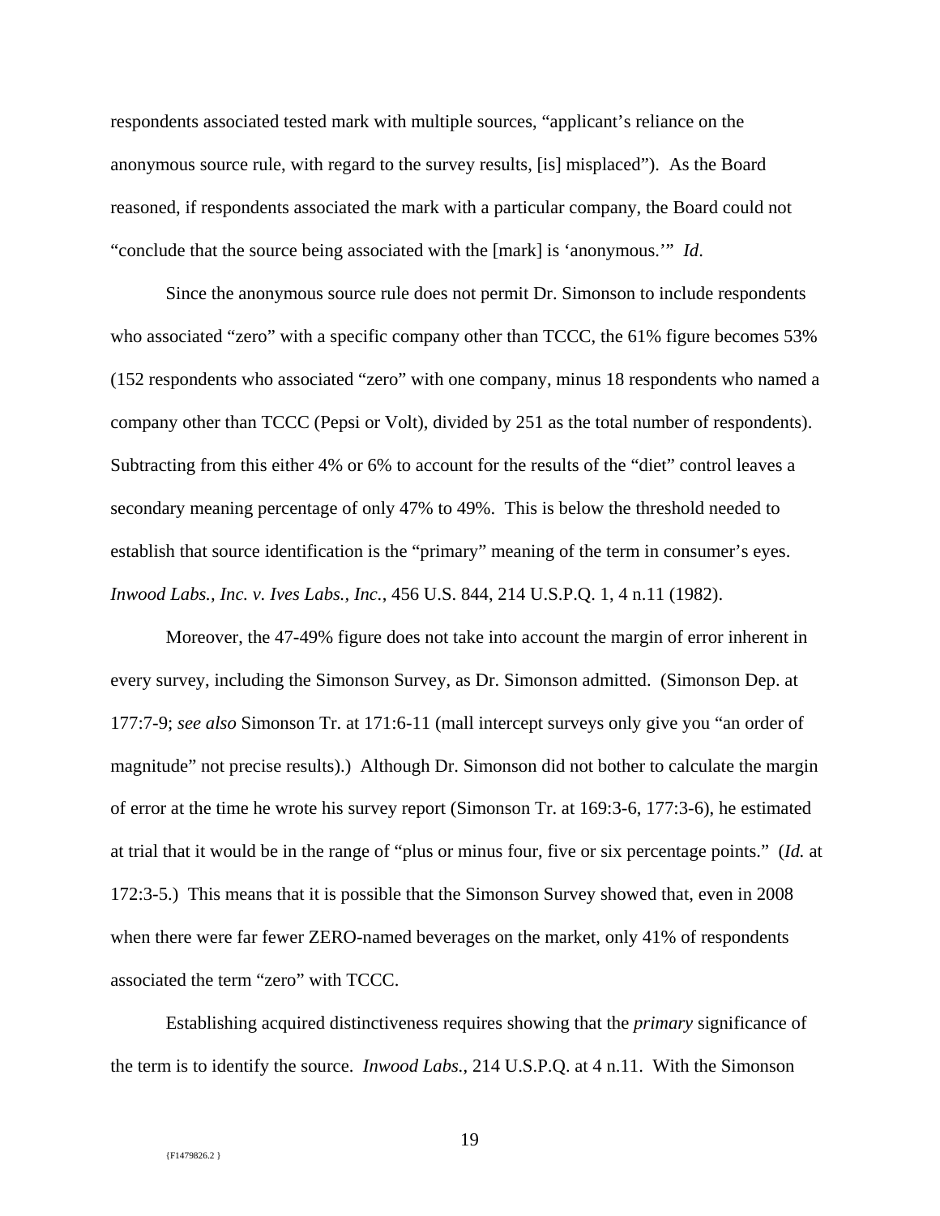respondents associated tested mark with multiple sources, "applicant's reliance on the anonymous source rule, with regard to the survey results, [is] misplaced"). As the Board reasoned, if respondents associated the mark with a particular company, the Board could not "conclude that the source being associated with the [mark] is 'anonymous.'" *Id*.

Since the anonymous source rule does not permit Dr. Simonson to include respondents who associated "zero" with a specific company other than TCCC, the 61% figure becomes 53% (152 respondents who associated "zero" with one company, minus 18 respondents who named a company other than TCCC (Pepsi or Volt), divided by 251 as the total number of respondents). Subtracting from this either 4% or 6% to account for the results of the "diet" control leaves a secondary meaning percentage of only 47% to 49%. This is below the threshold needed to establish that source identification is the "primary" meaning of the term in consumer's eyes. *Inwood Labs., Inc. v. Ives Labs., Inc.*, 456 U.S. 844, 214 U.S.P.Q. 1, 4 n.11 (1982).

Moreover, the 47-49% figure does not take into account the margin of error inherent in every survey, including the Simonson Survey, as Dr. Simonson admitted. (Simonson Dep. at 177:7-9; *see also* Simonson Tr. at 171:6-11 (mall intercept surveys only give you "an order of magnitude" not precise results).) Although Dr. Simonson did not bother to calculate the margin of error at the time he wrote his survey report (Simonson Tr. at 169:3-6, 177:3-6), he estimated at trial that it would be in the range of "plus or minus four, five or six percentage points." (*Id.* at 172:3-5.) This means that it is possible that the Simonson Survey showed that, even in 2008 when there were far fewer ZERO-named beverages on the market, only 41% of respondents associated the term "zero" with TCCC.

Establishing acquired distinctiveness requires showing that the *primary* significance of the term is to identify the source. *Inwood Labs.*, 214 U.S.P.Q. at 4 n.11. With the Simonson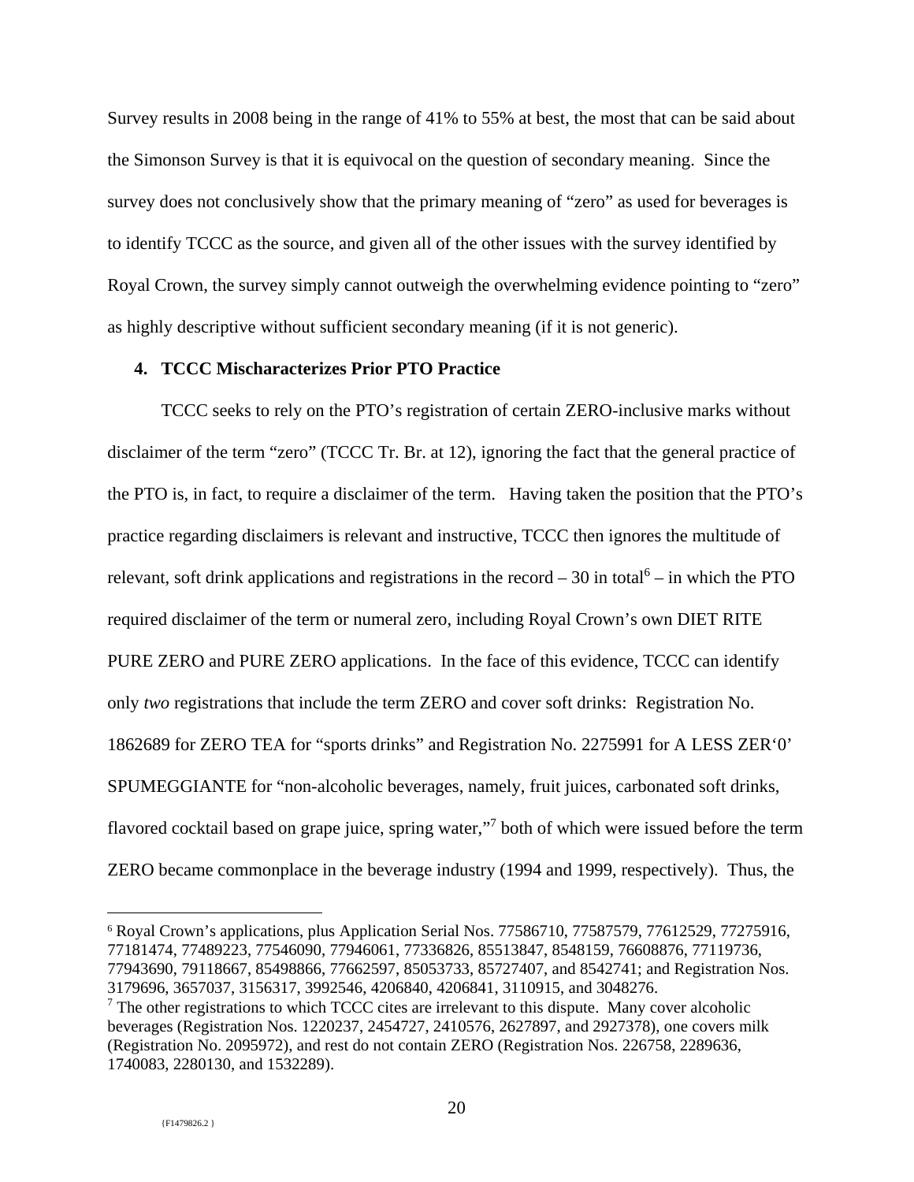Survey results in 2008 being in the range of 41% to 55% at best, the most that can be said about the Simonson Survey is that it is equivocal on the question of secondary meaning. Since the survey does not conclusively show that the primary meaning of "zero" as used for beverages is to identify TCCC as the source, and given all of the other issues with the survey identified by Royal Crown, the survey simply cannot outweigh the overwhelming evidence pointing to "zero" as highly descriptive without sufficient secondary meaning (if it is not generic).

### 4. TCCC Mischaracterizes Prior PTO Practice

TCCC seeks to rely on the PTO's registration of certain ZERO-inclusive marks without disclaimer of the term "zero" (TCCC Tr. Br. at 12), ignoring the fact that the general practice of the PTO is, in fact, to require a disclaimer of the term. Having taken the position that the PTO's practice regarding disclaimers is relevant and instructive, TCCC then ignores the multitude of relevant, soft drink applications and registrations in the record – 30 in total[6] – in which the PTO required disclaimer of the term or numeral zero, including Royal Crown's own DIET RITE PURE ZERO and PURE ZERO applications. In the face of this evidence, TCCC can identify only *two* registrations that include the term ZERO and cover soft drinks: Registration No. 1862689 for ZERO TEA for "sports drinks" and Registration No. 2275991 for A LESS ZER'0' SPUMEGGIANTE for "non-alcoholic beverages, namely, fruit juices, carbonated soft drinks, flavored cocktail based on grape juice, spring water,"[7] both of which were issued before the term ZERO became commonplace in the beverage industry (1994 and 1999, respectively). Thus, the

[6] Royal Crown's applications, plus Application Serial Nos. 77586710, 77587579, 77612529, 77275916, 77181474, 77489223, 77546090, 77946061, 77336826, 85513847, 8548159, 76608876, 77119736, 77943690, 79118667, 85498866, 77662597, 85053733, 85727407, and 8542741; and Registration Nos. 3179696, 3657037, 3156317, 3992546, 4206840, 4206841, 3110915, and 3048276.

[7] The other registrations to which TCCC cites are irrelevant to this dispute. Many cover alcoholic beverages (Registration Nos. 1220237, 2454727, 2410576, 2627897, and 2927378), one covers milk (Registration No. 2095972), and rest do not contain ZERO (Registration Nos. 226758, 2289636, 1740083, 2280130, and 1532289).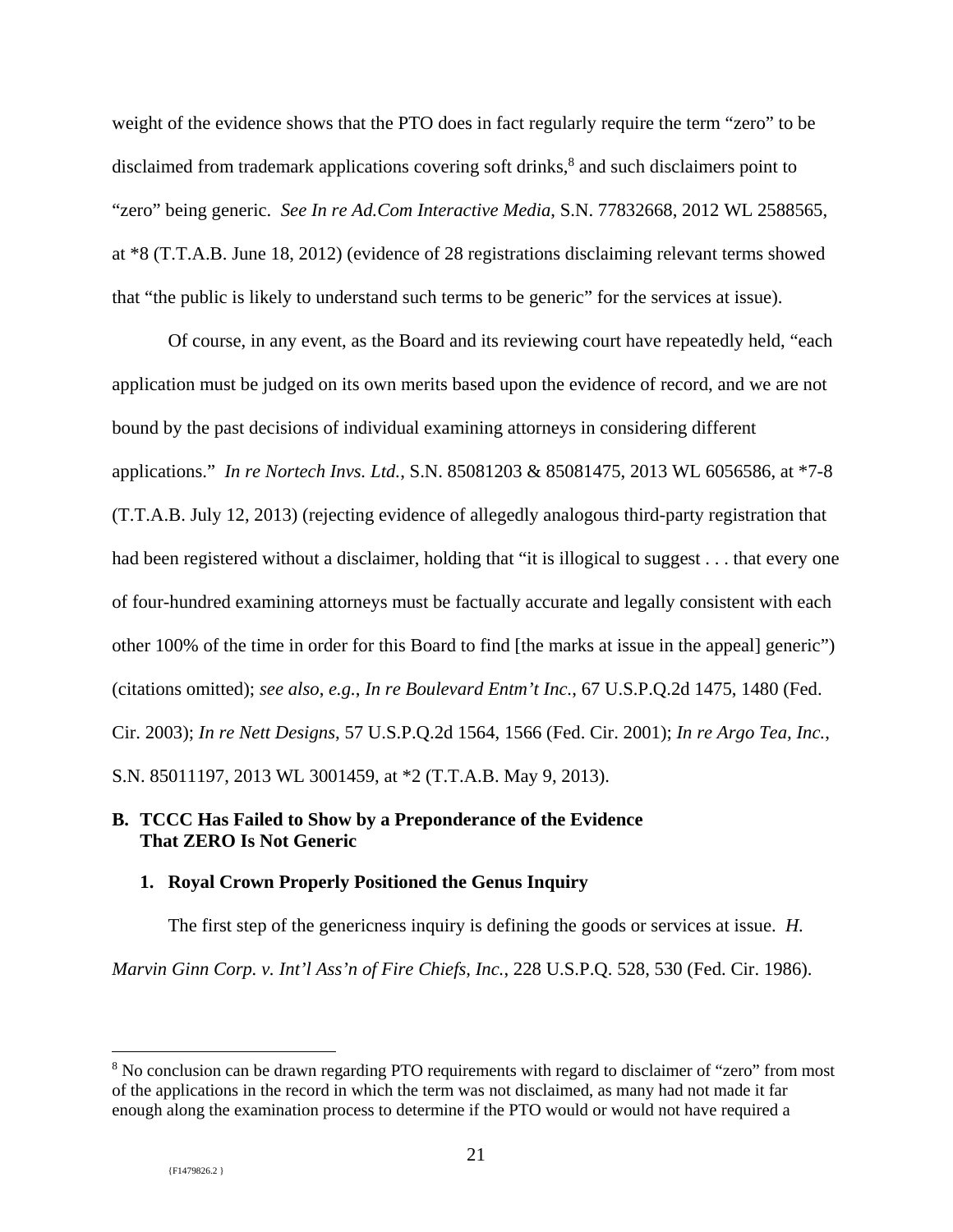weight of the evidence shows that the PTO does in fact regularly require the term "zero" to be disclaimed from trademark applications covering soft drinks,[8] and such disclaimers point to "zero" being generic. *See In re Ad.Com Interactive Media*, S.N. 77832668, 2012 WL 2588565, at *8 (T.T.A.B. June 18, 2012) (evidence of 28 registrations disclaiming relevant terms showed that "the public is likely to understand such terms to be generic" for the services at issue).

Of course, in any event, as the Board and its reviewing court have repeatedly held, "each application must be judged on its own merits based upon the evidence of record, and we are not bound by the past decisions of individual examining attorneys in considering different applications." *In re Nortech Invs. Ltd.*, S.N. 85081203 & 85081475, 2013 WL 6056586, at *7-8 (T.T.A.B. July 12, 2013) (rejecting evidence of allegedly analogous third-party registration that had been registered without a disclaimer, holding that "it is illogical to suggest . . . that every one of four-hundred examining attorneys must be factually accurate and legally consistent with each other 100% of the time in order for this Board to find [the marks at issue in the appeal] generic") (citations omitted); *see also, e.g.*, *In re Boulevard Entm't Inc.*, 67 U.S.P.Q.2d 1475, 1480 (Fed. Cir. 2003); *In re Nett Designs*, 57 U.S.P.Q.2d 1564, 1566 (Fed. Cir. 2001); *In re Argo Tea, Inc.*, S.N. 85011197, 2013 WL 3001459, at *2 (T.T.A.B. May 9, 2013).

## B. TCCC Has Failed to Show by a Preponderance of the Evidence That ZERO Is Not Generic

### 1. Royal Crown Properly Positioned the Genus Inquiry

The first step of the genericness inquiry is defining the goods or services at issue. *H. Marvin Ginn Corp. v. Int'l Ass'n of Fire Chiefs, Inc.*, 228 U.S.P.Q. 528, 530 (Fed. Cir. 1986).

---

[8] No conclusion can be drawn regarding PTO requirements with regard to disclaimer of "zero" from most of the applications in the record in which the term was not disclaimed, as many had not made it far enough along the examination process to determine if the PTO would or would not have required a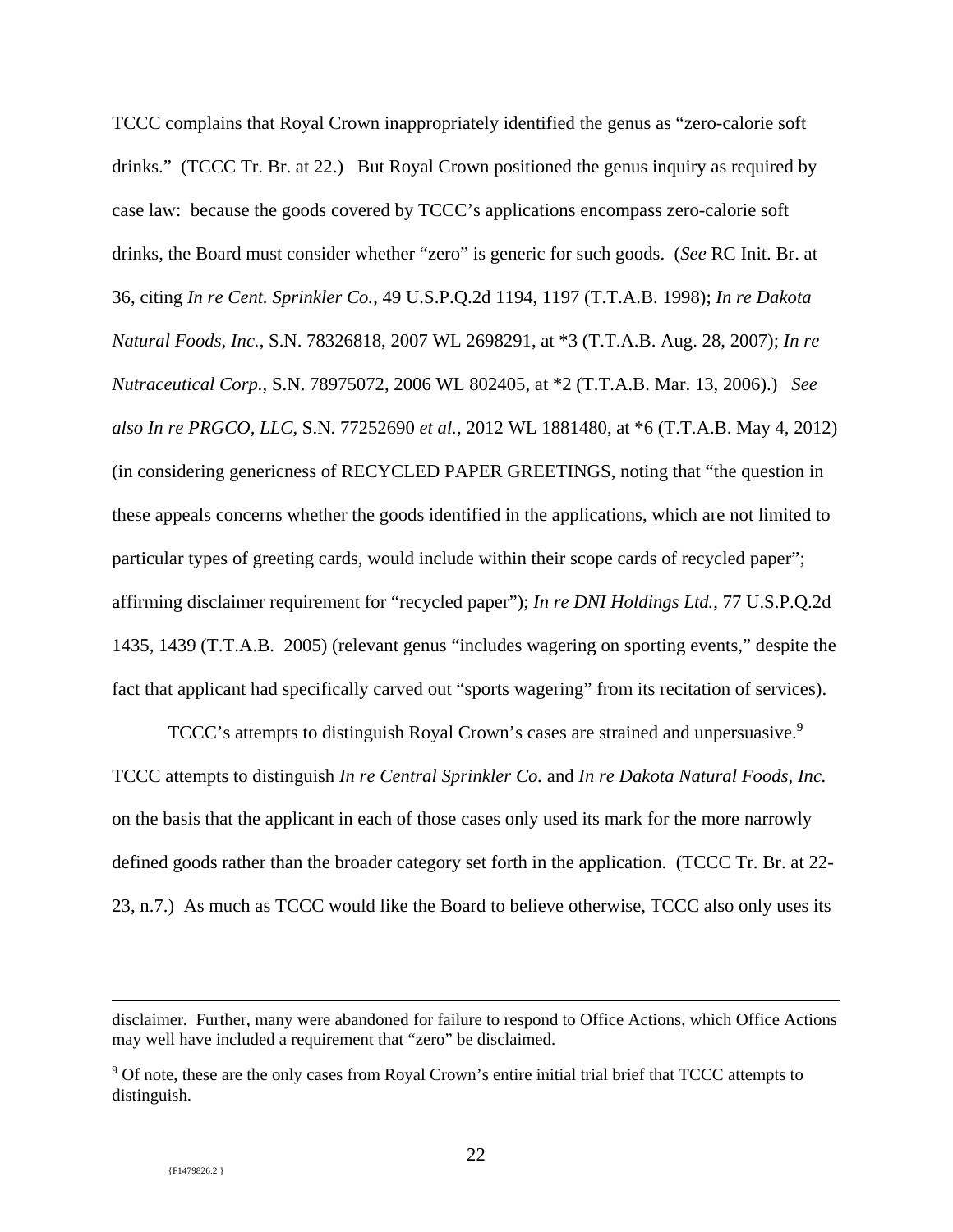TCCC complains that Royal Crown inappropriately identified the genus as "zero-calorie soft drinks." (TCCC Tr. Br. at 22.) But Royal Crown positioned the genus inquiry as required by case law: because the goods covered by TCCC's applications encompass zero-calorie soft drinks, the Board must consider whether "zero" is generic for such goods. (*See* RC Init. Br. at 36, citing *In re Cent. Sprinkler Co.*, 49 U.S.P.Q.2d 1194, 1197 (T.T.A.B. 1998); *In re Dakota Natural Foods, Inc.*, S.N. 78326818, 2007 WL 2698291, at *3 (T.T.A.B. Aug. 28, 2007); *In re Nutraceutical Corp.*, S.N. 78975072, 2006 WL 802405, at *2 (T.T.A.B. Mar. 13, 2006).) *See also In re PRGCO, LLC*, S.N. 77252690 *et al.*, 2012 WL 1881480, at *6 (T.T.A.B. May 4, 2012) (in considering genericness of RECYCLED PAPER GREETINGS, noting that "the question in these appeals concerns whether the goods identified in the applications, which are not limited to particular types of greeting cards, would include within their scope cards of recycled paper"; affirming disclaimer requirement for "recycled paper"); *In re DNI Holdings Ltd.*, 77 U.S.P.Q.2d 1435, 1439 (T.T.A.B. 2005) (relevant genus "includes wagering on sporting events," despite the fact that applicant had specifically carved out "sports wagering" from its recitation of services).

TCCC's attempts to distinguish Royal Crown's cases are strained and unpersuasive.[9] TCCC attempts to distinguish *In re Central Sprinkler Co.* and *In re Dakota Natural Foods, Inc.* on the basis that the applicant in each of those cases only used its mark for the more narrowly defined goods rather than the broader category set forth in the application. (TCCC Tr. Br. at 22-23, n.7.) As much as TCCC would like the Board to believe otherwise, TCCC also only uses its

---

disclaimer. Further, many were abandoned for failure to respond to Office Actions, which Office Actions may well have included a requirement that "zero" be disclaimed.

[9] Of note, these are the only cases from Royal Crown's entire initial trial brief that TCCC attempts to distinguish.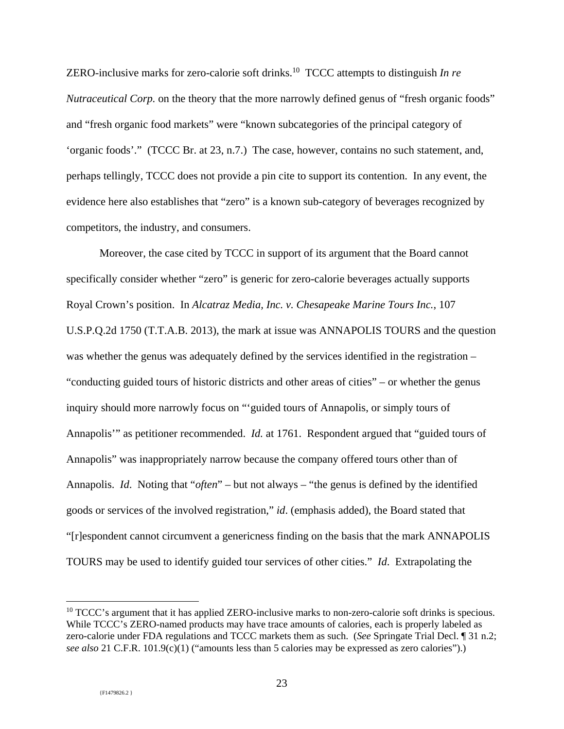ZERO-inclusive marks for zero-calorie soft drinks.[10] TCCC attempts to distinguish *In re Nutraceutical Corp.* on the theory that the more narrowly defined genus of "fresh organic foods" and "fresh organic food markets" were "known subcategories of the principal category of 'organic foods'." (TCCC Br. at 23, n.7.) The case, however, contains no such statement, and, perhaps tellingly, TCCC does not provide a pin cite to support its contention. In any event, the evidence here also establishes that "zero" is a known sub-category of beverages recognized by competitors, the industry, and consumers.

Moreover, the case cited by TCCC in support of its argument that the Board cannot specifically consider whether "zero" is generic for zero-calorie beverages actually supports Royal Crown's position. In *Alcatraz Media, Inc. v. Chesapeake Marine Tours Inc.*, 107 U.S.P.Q.2d 1750 (T.T.A.B. 2013), the mark at issue was ANNAPOLIS TOURS and the question was whether the genus was adequately defined by the services identified in the registration – "conducting guided tours of historic districts and other areas of cities" – or whether the genus inquiry should more narrowly focus on "'guided tours of Annapolis, or simply tours of Annapolis'" as petitioner recommended. *Id.* at 1761. Respondent argued that "guided tours of Annapolis" was inappropriately narrow because the company offered tours other than of Annapolis. *Id*. Noting that "*often*" – but not always – "the genus is defined by the identified goods or services of the involved registration," *id*. (emphasis added), the Board stated that "[r]espondent cannot circumvent a genericness finding on the basis that the mark ANNAPOLIS TOURS may be used to identify guided tour services of other cities." *Id*. Extrapolating the

[10] TCCC's argument that it has applied ZERO-inclusive marks to non-zero-calorie soft drinks is specious. While TCCC's ZERO-named products may have trace amounts of calories, each is properly labeled as zero-calorie under FDA regulations and TCCC markets them as such. (*See* Springate Trial Decl. ¶ 31 n.2; *see also* 21 C.F.R. 101.9(c)(1) ("amounts less than 5 calories may be expressed as zero calories").)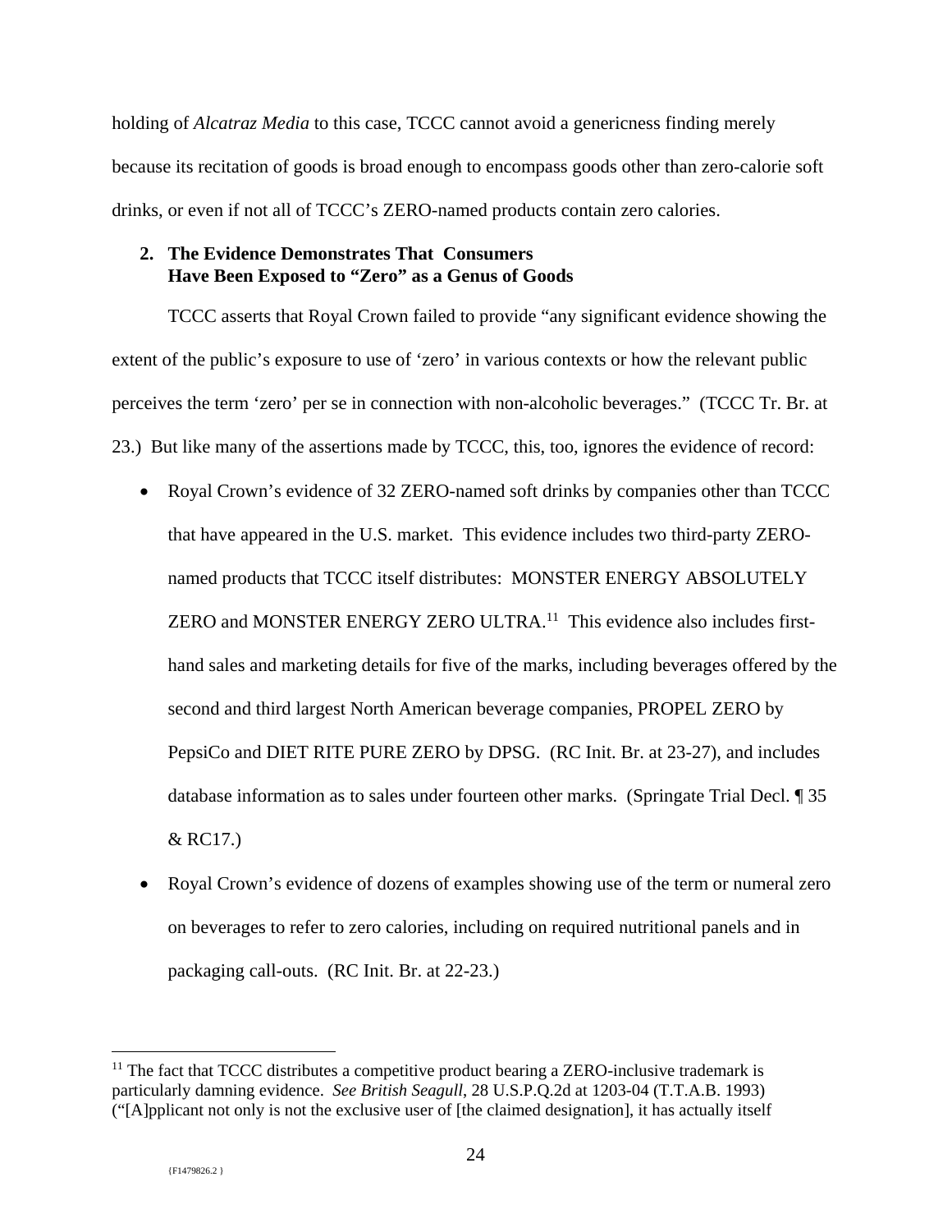holding of *Alcatraz Media* to this case, TCCC cannot avoid a genericness finding merely because its recitation of goods is broad enough to encompass goods other than zero-calorie soft drinks, or even if not all of TCCC's ZERO-named products contain zero calories.

**2. The Evidence Demonstrates That Consumers Have Been Exposed to "Zero" as a Genus of Goods**

TCCC asserts that Royal Crown failed to provide "any significant evidence showing the extent of the public's exposure to use of 'zero' in various contexts or how the relevant public perceives the term 'zero' per se in connection with non-alcoholic beverages." (TCCC Tr. Br. at 23.) But like many of the assertions made by TCCC, this, too, ignores the evidence of record:

- Royal Crown's evidence of 32 ZERO-named soft drinks by companies other than TCCC that have appeared in the U.S. market. This evidence includes two third-party ZERO-named products that TCCC itself distributes: MONSTER ENERGY ABSOLUTELY ZERO and MONSTER ENERGY ZERO ULTRA.[11] This evidence also includes first-hand sales and marketing details for five of the marks, including beverages offered by the second and third largest North American beverage companies, PROPEL ZERO by PepsiCo and DIET RITE PURE ZERO by DPSG. (RC Init. Br. at 23-27), and includes database information as to sales under fourteen other marks. (Springate Trial Decl. ¶ 35 & RC17.)

- Royal Crown's evidence of dozens of examples showing use of the term or numeral zero on beverages to refer to zero calories, including on required nutritional panels and in packaging call-outs. (RC Init. Br. at 22-23.)

[11] The fact that TCCC distributes a competitive product bearing a ZERO-inclusive trademark is particularly damning evidence. *See British Seagull*, 28 U.S.P.Q.2d at 1203-04 (T.T.A.B. 1993) ("[A]pplicant not only is not the exclusive user of [the claimed designation], it has actually itself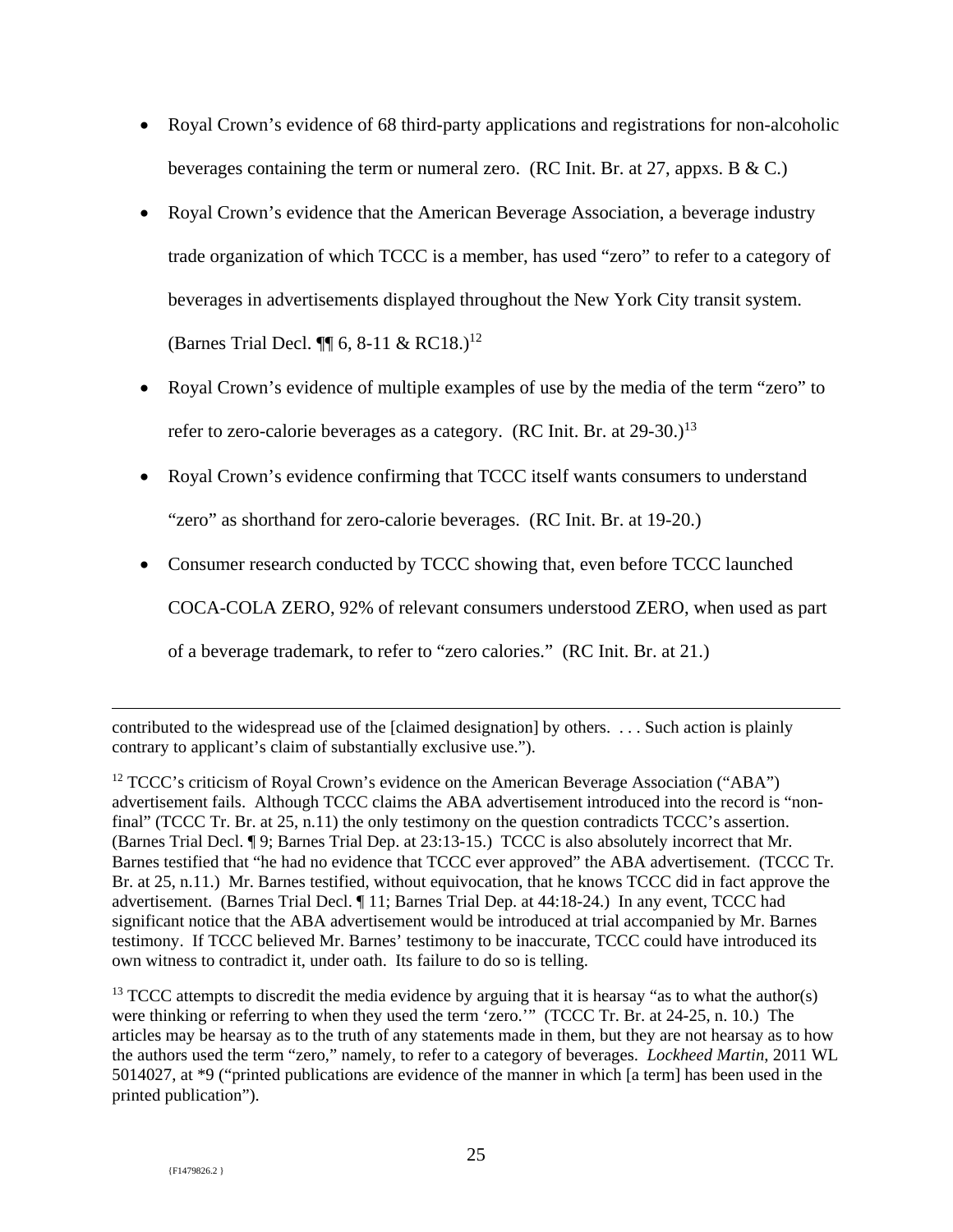- Royal Crown's evidence of 68 third-party applications and registrations for non-alcoholic beverages containing the term or numeral zero. (RC Init. Br. at 27, appxs. B & C.)
- Royal Crown's evidence that the American Beverage Association, a beverage industry trade organization of which TCCC is a member, has used "zero" to refer to a category of beverages in advertisements displayed throughout the New York City transit system. (Barnes Trial Decl. ¶¶ 6, 8-11 & RC18.)[12]
- Royal Crown's evidence of multiple examples of use by the media of the term "zero" to refer to zero-calorie beverages as a category. (RC Init. Br. at 29-30.)[13]
- Royal Crown's evidence confirming that TCCC itself wants consumers to understand "zero" as shorthand for zero-calorie beverages. (RC Init. Br. at 19-20.)
- Consumer research conducted by TCCC showing that, even before TCCC launched COCA-COLA ZERO, 92% of relevant consumers understood ZERO, when used as part of a beverage trademark, to refer to "zero calories." (RC Init. Br. at 21.)

---

contributed to the widespread use of the [claimed designation] by others. . . . Such action is plainly contrary to applicant's claim of substantially exclusive use.").

[12] TCCC's criticism of Royal Crown's evidence on the American Beverage Association ("ABA") advertisement fails. Although TCCC claims the ABA advertisement introduced into the record is "non-final" (TCCC Tr. Br. at 25, n.11) the only testimony on the question contradicts TCCC's assertion. (Barnes Trial Decl. ¶ 9; Barnes Trial Dep. at 23:13-15.) TCCC is also absolutely incorrect that Mr. Barnes testified that "he had no evidence that TCCC ever approved" the ABA advertisement. (TCCC Tr. Br. at 25, n.11.) Mr. Barnes testified, without equivocation, that he knows TCCC did in fact approve the advertisement. (Barnes Trial Decl. ¶ 11; Barnes Trial Dep. at 44:18-24.) In any event, TCCC had significant notice that the ABA advertisement would be introduced at trial accompanied by Mr. Barnes testimony. If TCCC believed Mr. Barnes' testimony to be inaccurate, TCCC could have introduced its own witness to contradict it, under oath. Its failure to do so is telling.

[13] TCCC attempts to discredit the media evidence by arguing that it is hearsay "as to what the author(s) were thinking or referring to when they used the term 'zero.'" (TCCC Tr. Br. at 24-25, n. 10.) The articles may be hearsay as to the truth of any statements made in them, but they are not hearsay as to how the authors used the term "zero," namely, to refer to a category of beverages. *Lockheed Martin*, 2011 WL 5014027, at *9 ("printed publications are evidence of the manner in which [a term] has been used in the printed publication").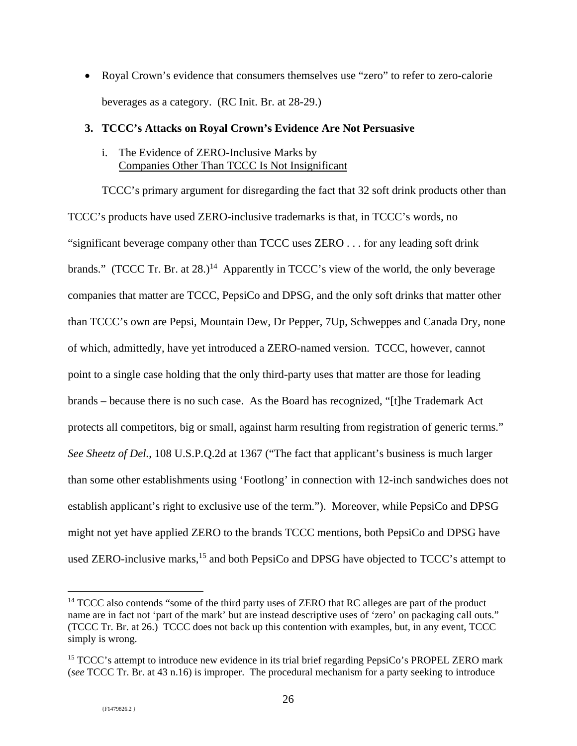- Royal Crown's evidence that consumers themselves use "zero" to refer to zero-calorie beverages as a category. (RC Init. Br. at 28-29.)

### 3. TCCC's Attacks on Royal Crown's Evidence Are Not Persuasive

#### i. The Evidence of ZERO-Inclusive Marks by Companies Other Than TCCC Is Not Insignificant

TCCC's primary argument for disregarding the fact that 32 soft drink products other than TCCC's products have used ZERO-inclusive trademarks is that, in TCCC's words, no "significant beverage company other than TCCC uses ZERO . . . for any leading soft drink brands." (TCCC Tr. Br. at 28.)[14] Apparently in TCCC's view of the world, the only beverage companies that matter are TCCC, PepsiCo and DPSG, and the only soft drinks that matter other than TCCC's own are Pepsi, Mountain Dew, Dr Pepper, 7Up, Schweppes and Canada Dry, none of which, admittedly, have yet introduced a ZERO-named version. TCCC, however, cannot point to a single case holding that the only third-party uses that matter are those for leading brands – because there is no such case. As the Board has recognized, "[t]he Trademark Act protects all competitors, big or small, against harm resulting from registration of generic terms." *See Sheetz of Del.*, 108 U.S.P.Q.2d at 1367 ("The fact that applicant's business is much larger than some other establishments using 'Footlong' in connection with 12-inch sandwiches does not establish applicant's right to exclusive use of the term."). Moreover, while PepsiCo and DPSG might not yet have applied ZERO to the brands TCCC mentions, both PepsiCo and DPSG have used ZERO-inclusive marks,[15] and both PepsiCo and DPSG have objected to TCCC's attempt to

[14] TCCC also contends "some of the third party uses of ZERO that RC alleges are part of the product name are in fact not 'part of the mark' but are instead descriptive uses of 'zero' on packaging call outs." (TCCC Tr. Br. at 26.) TCCC does not back up this contention with examples, but, in any event, TCCC simply is wrong.

[15] TCCC's attempt to introduce new evidence in its trial brief regarding PepsiCo's PROPEL ZERO mark (*see* TCCC Tr. Br. at 43 n.16) is improper. The procedural mechanism for a party seeking to introduce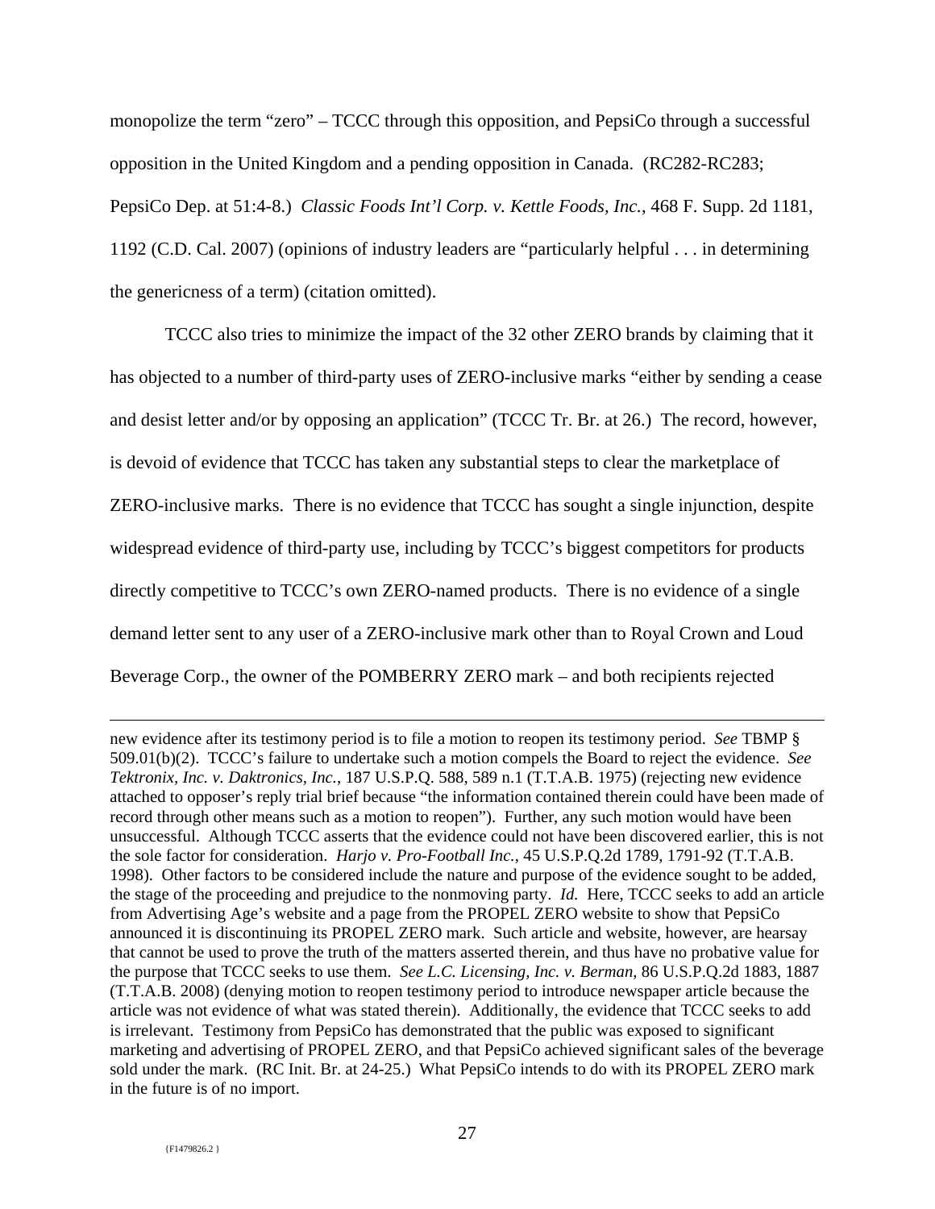monopolize the term “zero” – TCCC through this opposition, and PepsiCo through a successful opposition in the United Kingdom and a pending opposition in Canada. (RC282-RC283; PepsiCo Dep. at 51:4-8.) *Classic Foods Int’l Corp. v. Kettle Foods, Inc.*, 468 F. Supp. 2d 1181, 1192 (C.D. Cal. 2007) (opinions of industry leaders are “particularly helpful . . . in determining the genericness of a term) (citation omitted).

TCCC also tries to minimize the impact of the 32 other ZERO brands by claiming that it has objected to a number of third-party uses of ZERO-inclusive marks “either by sending a cease and desist letter and/or by opposing an application” (TCCC Tr. Br. at 26.) The record, however, is devoid of evidence that TCCC has taken any substantial steps to clear the marketplace of ZERO-inclusive marks. There is no evidence that TCCC has sought a single injunction, despite widespread evidence of third-party use, including by TCCC’s biggest competitors for products directly competitive to TCCC’s own ZERO-named products. There is no evidence of a single demand letter sent to any user of a ZERO-inclusive mark other than to Royal Crown and Loud Beverage Corp., the owner of the POMBERRY ZERO mark – and both recipients rejected

---

new evidence after its testimony period is to file a motion to reopen its testimony period. *See* TBMP § 509.01(b)(2). TCCC’s failure to undertake such a motion compels the Board to reject the evidence. *See Tektronix, Inc. v. Daktronics, Inc.*, 187 U.S.P.Q. 588, 589 n.1 (T.T.A.B. 1975) (rejecting new evidence attached to opposer’s reply trial brief because “the information contained therein could have been made of record through other means such as a motion to reopen”). Further, any such motion would have been unsuccessful. Although TCCC asserts that the evidence could not have been discovered earlier, this is not the sole factor for consideration. *Harjo v. Pro-Football Inc.*, 45 U.S.P.Q.2d 1789, 1791-92 (T.T.A.B. 1998). Other factors to be considered include the nature and purpose of the evidence sought to be added, the stage of the proceeding and prejudice to the nonmoving party. *Id.* Here, TCCC seeks to add an article from Advertising Age’s website and a page from the PROPEL ZERO website to show that PepsiCo announced it is discontinuing its PROPEL ZERO mark. Such article and website, however, are hearsay that cannot be used to prove the truth of the matters asserted therein, and thus have no probative value for the purpose that TCCC seeks to use them. *See L.C. Licensing, Inc. v. Berman*, 86 U.S.P.Q.2d 1883, 1887 (T.T.A.B. 2008) (denying motion to reopen testimony period to introduce newspaper article because the article was not evidence of what was stated therein). Additionally, the evidence that TCCC seeks to add is irrelevant. Testimony from PepsiCo has demonstrated that the public was exposed to significant marketing and advertising of PROPEL ZERO, and that PepsiCo achieved significant sales of the beverage sold under the mark. (RC Init. Br. at 24-25.) What PepsiCo intends to do with its PROPEL ZERO mark in the future is of no import.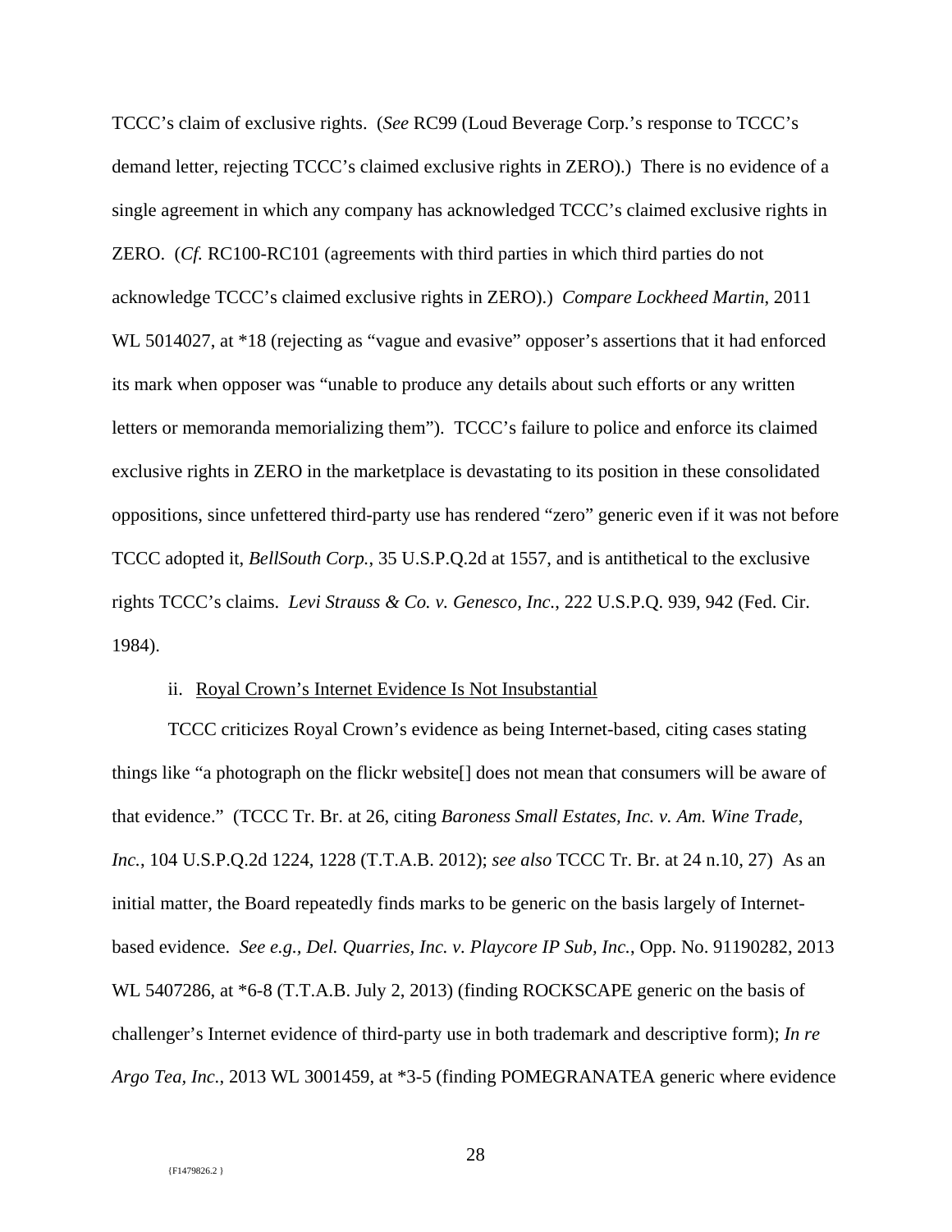TCCC's claim of exclusive rights. (*See* RC99 (Loud Beverage Corp.'s response to TCCC's demand letter, rejecting TCCC's claimed exclusive rights in ZERO).) There is no evidence of a single agreement in which any company has acknowledged TCCC's claimed exclusive rights in ZERO. (*Cf.* RC100-RC101 (agreements with third parties in which third parties do not acknowledge TCCC's claimed exclusive rights in ZERO).) *Compare Lockheed Martin*, 2011 WL 5014027, at *18 (rejecting as "vague and evasive" opposer's assertions that it had enforced its mark when opposer was "unable to produce any details about such efforts or any written letters or memoranda memorializing them"). TCCC's failure to police and enforce its claimed exclusive rights in ZERO in the marketplace is devastating to its position in these consolidated oppositions, since unfettered third-party use has rendered "zero" generic even if it was not before TCCC adopted it, *BellSouth Corp.*, 35 U.S.P.Q.2d at 1557, and is antithetical to the exclusive rights TCCC's claims. *Levi Strauss & Co. v. Genesco, Inc.*, 222 U.S.P.Q. 939, 942 (Fed. Cir. 1984).

ii. <u>Royal Crown's Internet Evidence Is Not Insubstantial</u>

TCCC criticizes Royal Crown's evidence as being Internet-based, citing cases stating things like "a photograph on the flickr website[] does not mean that consumers will be aware of that evidence." (TCCC Tr. Br. at 26, citing *Baroness Small Estates, Inc. v. Am. Wine Trade, Inc.*, 104 U.S.P.Q.2d 1224, 1228 (T.T.A.B. 2012); *see also* TCCC Tr. Br. at 24 n.10, 27) As an initial matter, the Board repeatedly finds marks to be generic on the basis largely of Internet-based evidence. *See e.g., Del. Quarries, Inc. v. Playcore IP Sub, Inc.*, Opp. No. 91190282, 2013 WL 5407286, at *6-8 (T.T.A.B. July 2, 2013) (finding ROCKSCAPE generic on the basis of challenger's Internet evidence of third-party use in both trademark and descriptive form); *In re Argo Tea, Inc.*, 2013 WL 3001459, at *3-5 (finding POMEGRANATEA generic where evidence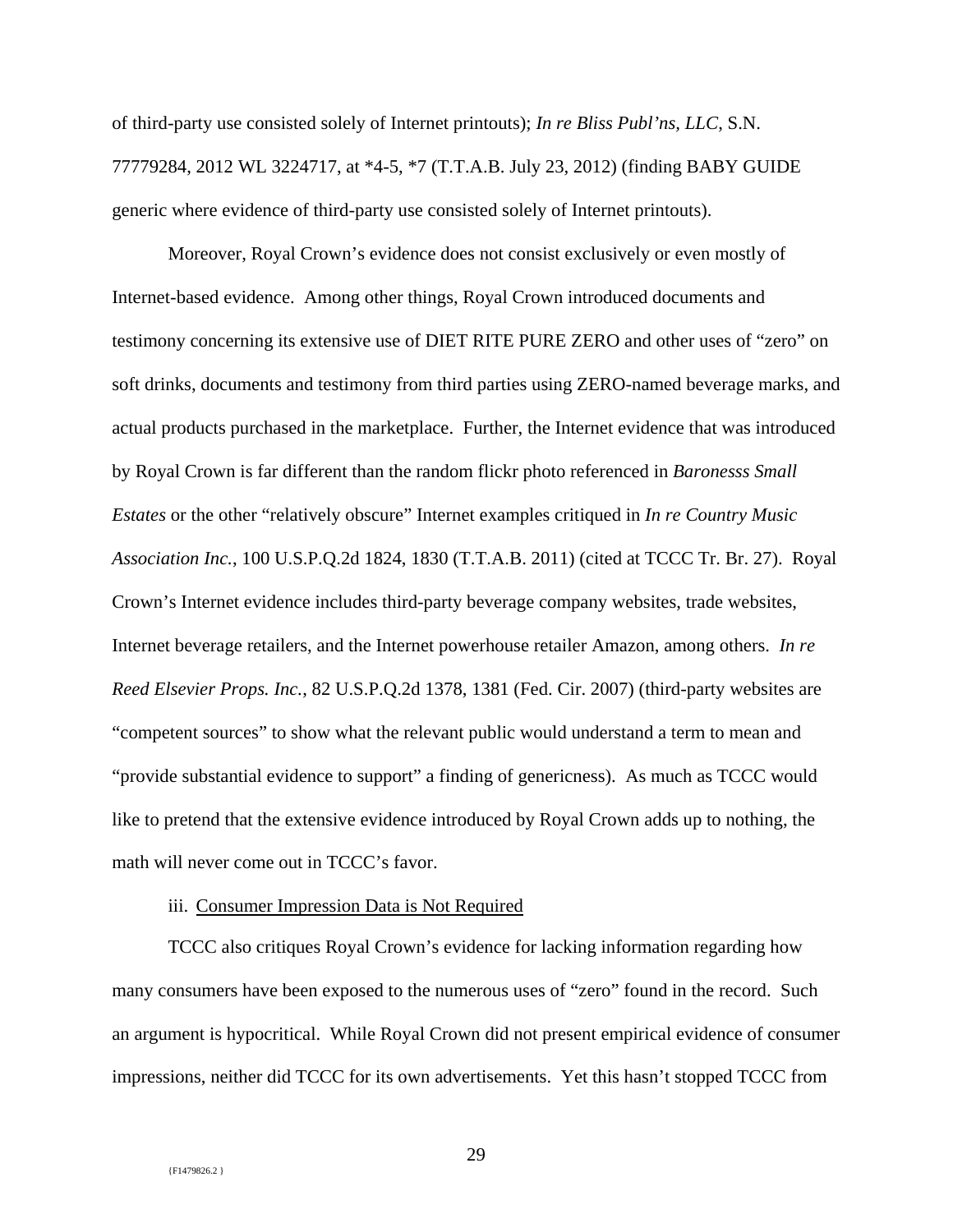of third-party use consisted solely of Internet printouts); *In re Bliss Publ'ns, LLC*, S.N. 77779284, 2012 WL 3224717, at *4-5, *7 (T.T.A.B. July 23, 2012) (finding BABY GUIDE generic where evidence of third-party use consisted solely of Internet printouts).

Moreover, Royal Crown's evidence does not consist exclusively or even mostly of Internet-based evidence. Among other things, Royal Crown introduced documents and testimony concerning its extensive use of DIET RITE PURE ZERO and other uses of "zero" on soft drinks, documents and testimony from third parties using ZERO-named beverage marks, and actual products purchased in the marketplace. Further, the Internet evidence that was introduced by Royal Crown is far different than the random flickr photo referenced in *Baronesss Small Estates* or the other "relatively obscure" Internet examples critiqued in *In re Country Music Association Inc.*, 100 U.S.P.Q.2d 1824, 1830 (T.T.A.B. 2011) (cited at TCCC Tr. Br. 27). Royal Crown's Internet evidence includes third-party beverage company websites, trade websites, Internet beverage retailers, and the Internet powerhouse retailer Amazon, among others. *In re Reed Elsevier Props. Inc.*, 82 U.S.P.Q.2d 1378, 1381 (Fed. Cir. 2007) (third-party websites are "competent sources" to show what the relevant public would understand a term to mean and "provide substantial evidence to support" a finding of genericness). As much as TCCC would like to pretend that the extensive evidence introduced by Royal Crown adds up to nothing, the math will never come out in TCCC's favor.

iii. <u>Consumer Impression Data is Not Required</u>

TCCC also critiques Royal Crown's evidence for lacking information regarding how many consumers have been exposed to the numerous uses of "zero" found in the record. Such an argument is hypocritical. While Royal Crown did not present empirical evidence of consumer impressions, neither did TCCC for its own advertisements. Yet this hasn't stopped TCCC from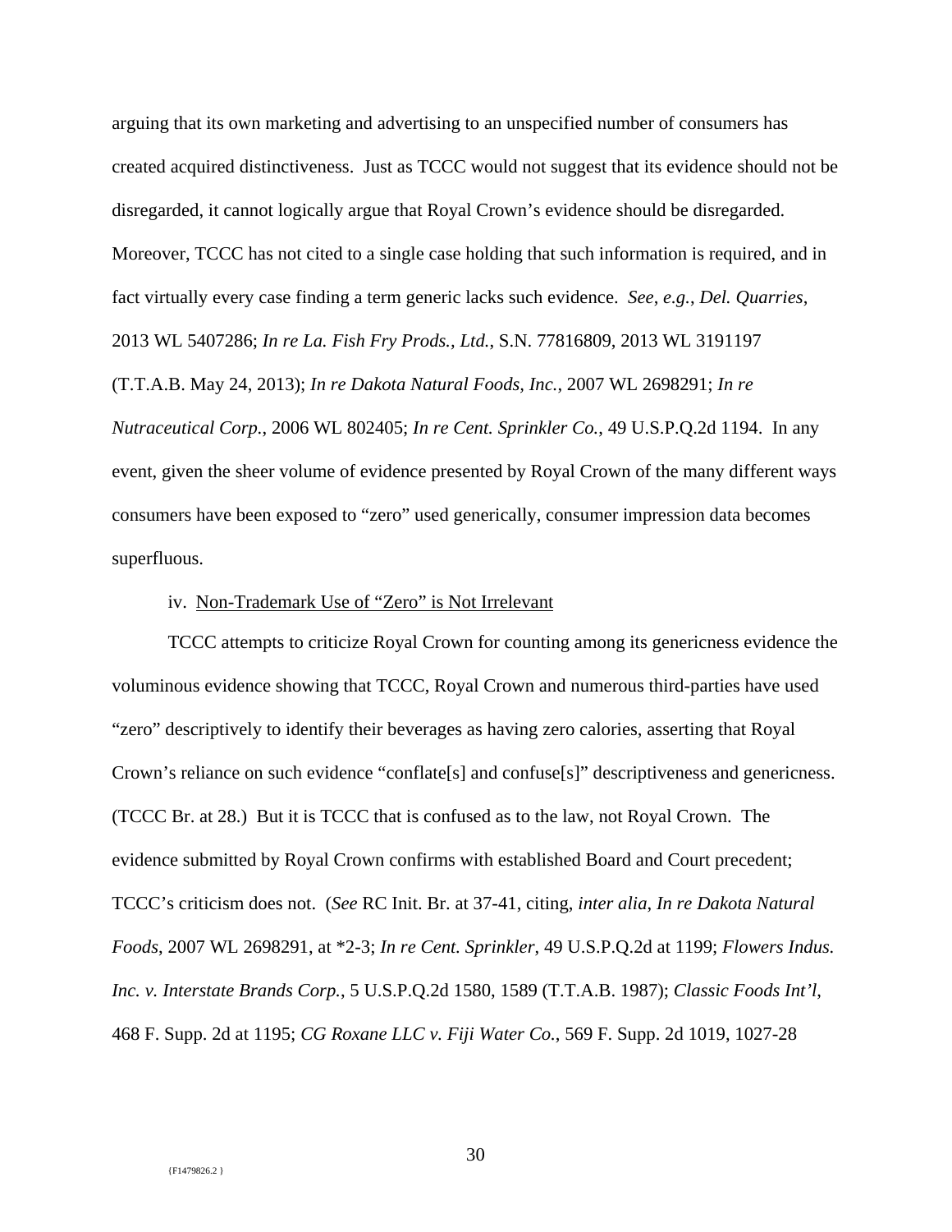arguing that its own marketing and advertising to an unspecified number of consumers has created acquired distinctiveness. Just as TCCC would not suggest that its evidence should not be disregarded, it cannot logically argue that Royal Crown's evidence should be disregarded. Moreover, TCCC has not cited to a single case holding that such information is required, and in fact virtually every case finding a term generic lacks such evidence. *See, e.g.*, *Del. Quarries*, 2013 WL 5407286; *In re La. Fish Fry Prods., Ltd.*, S.N. 77816809, 2013 WL 3191197 (T.T.A.B. May 24, 2013); *In re Dakota Natural Foods, Inc.*, 2007 WL 2698291; *In re Nutraceutical Corp.*, 2006 WL 802405; *In re Cent. Sprinkler Co.*, 49 U.S.P.Q.2d 1194. In any event, given the sheer volume of evidence presented by Royal Crown of the many different ways consumers have been exposed to "zero" used generically, consumer impression data becomes superfluous.

iv. Non-Trademark Use of "Zero" is Not Irrelevant

TCCC attempts to criticize Royal Crown for counting among its genericness evidence the voluminous evidence showing that TCCC, Royal Crown and numerous third-parties have used "zero" descriptively to identify their beverages as having zero calories, asserting that Royal Crown's reliance on such evidence "conflate[s] and confuse[s]" descriptiveness and genericness. (TCCC Br. at 28.) But it is TCCC that is confused as to the law, not Royal Crown. The evidence submitted by Royal Crown confirms with established Board and Court precedent; TCCC's criticism does not. (*See* RC Init. Br. at 37-41, citing, *inter alia*, *In re Dakota Natural Foods*, 2007 WL 2698291, at *2-3; *In re Cent. Sprinkler*, 49 U.S.P.Q.2d at 1199; *Flowers Indus. Inc. v. Interstate Brands Corp.*, 5 U.S.P.Q.2d 1580, 1589 (T.T.A.B. 1987); *Classic Foods Int'l*, 468 F. Supp. 2d at 1195; *CG Roxane LLC v. Fiji Water Co.*, 569 F. Supp. 2d 1019, 1027-28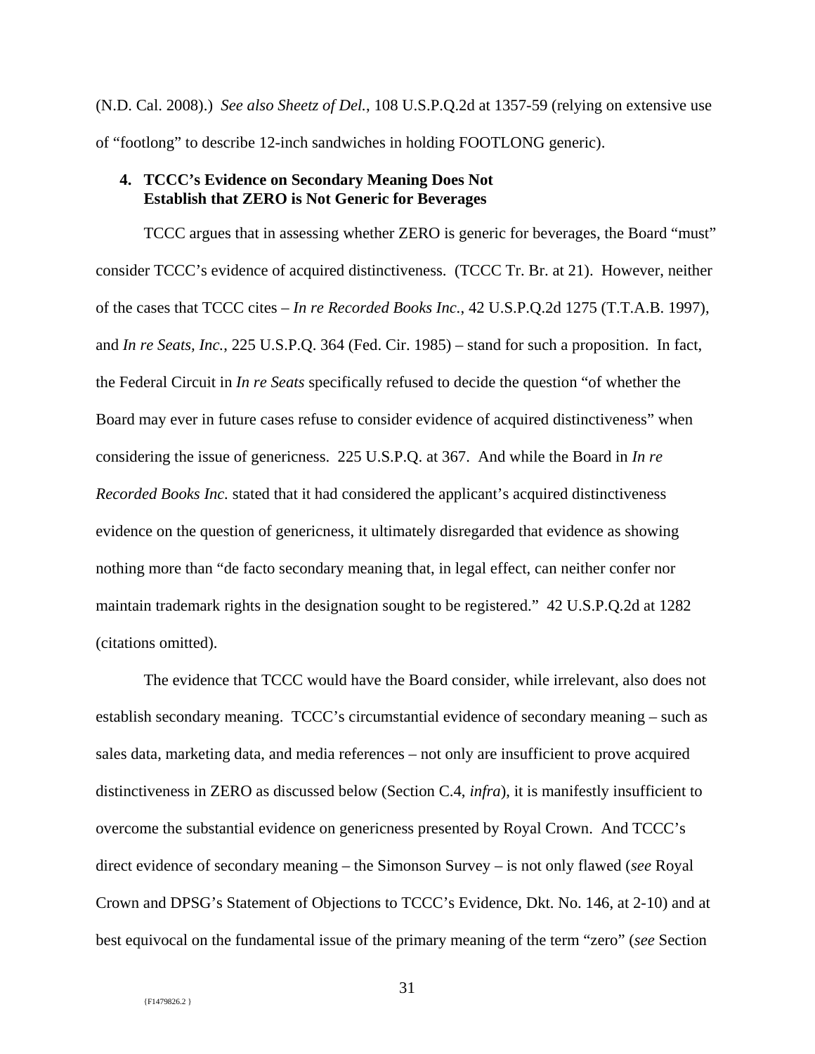(N.D. Cal. 2008).) *See also Sheetz of Del.*, 108 U.S.P.Q.2d at 1357-59 (relying on extensive use of "footlong" to describe 12-inch sandwiches in holding FOOTLONG generic).

### 4. TCCC's Evidence on Secondary Meaning Does Not Establish that ZERO is Not Generic for Beverages

TCCC argues that in assessing whether ZERO is generic for beverages, the Board "must" consider TCCC's evidence of acquired distinctiveness. (TCCC Tr. Br. at 21). However, neither of the cases that TCCC cites – *In re Recorded Books Inc.*, 42 U.S.P.Q.2d 1275 (T.T.A.B. 1997), and *In re Seats, Inc.*, 225 U.S.P.Q. 364 (Fed. Cir. 1985) – stand for such a proposition. In fact, the Federal Circuit in *In re Seats* specifically refused to decide the question "of whether the Board may ever in future cases refuse to consider evidence of acquired distinctiveness" when considering the issue of genericness. 225 U.S.P.Q. at 367. And while the Board in *In re Recorded Books Inc.* stated that it had considered the applicant's acquired distinctiveness evidence on the question of genericness, it ultimately disregarded that evidence as showing nothing more than "de facto secondary meaning that, in legal effect, can neither confer nor maintain trademark rights in the designation sought to be registered." 42 U.S.P.Q.2d at 1282 (citations omitted).

The evidence that TCCC would have the Board consider, while irrelevant, also does not establish secondary meaning. TCCC's circumstantial evidence of secondary meaning – such as sales data, marketing data, and media references – not only are insufficient to prove acquired distinctiveness in ZERO as discussed below (Section C.4, *infra*), it is manifestly insufficient to overcome the substantial evidence on genericness presented by Royal Crown. And TCCC's direct evidence of secondary meaning – the Simonson Survey – is not only flawed (*see* Royal Crown and DPSG's Statement of Objections to TCCC's Evidence, Dkt. No. 146, at 2-10) and at best equivocal on the fundamental issue of the primary meaning of the term "zero" (*see* Section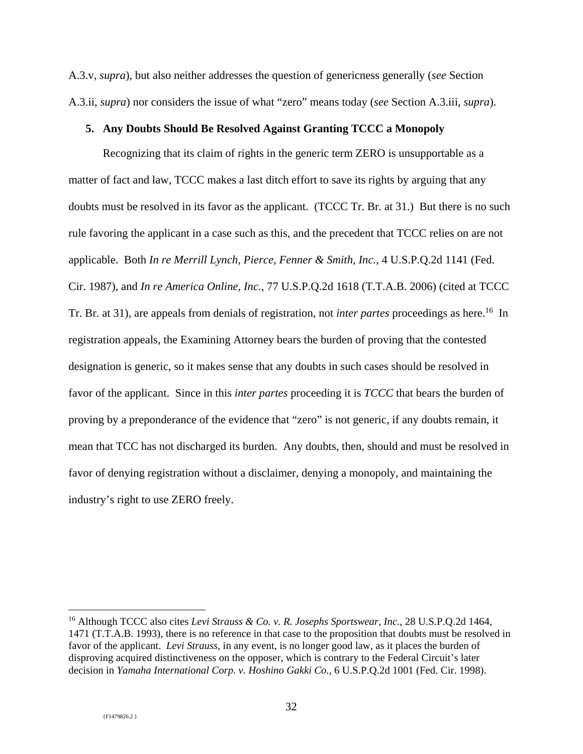A.3.v, *supra*), but also neither addresses the question of genericness generally (*see* Section A.3.ii, *supra*) nor considers the issue of what "zero" means today (*see* Section A.3.iii, *supra*).

**5. Any Doubts Should Be Resolved Against Granting TCCC a Monopoly**

Recognizing that its claim of rights in the generic term ZERO is unsupportable as a matter of fact and law, TCCC makes a last ditch effort to save its rights by arguing that any doubts must be resolved in its favor as the applicant. (TCCC Tr. Br. at 31.) But there is no such rule favoring the applicant in a case such as this, and the precedent that TCCC relies on are not applicable. Both *In re Merrill Lynch, Pierce, Fenner & Smith, Inc.*, 4 U.S.P.Q.2d 1141 (Fed. Cir. 1987), and *In re America Online, Inc.*, 77 U.S.P.Q.2d 1618 (T.T.A.B. 2006) (cited at TCCC Tr. Br. at 31), are appeals from denials of registration, not *inter partes* proceedings as here.[16] In registration appeals, the Examining Attorney bears the burden of proving that the contested designation is generic, so it makes sense that any doubts in such cases should be resolved in favor of the applicant. Since in this *inter partes* proceeding it is *TCCC* that bears the burden of proving by a preponderance of the evidence that "zero" is not generic, if any doubts remain, it mean that TCC has not discharged its burden. Any doubts, then, should and must be resolved in favor of denying registration without a disclaimer, denying a monopoly, and maintaining the industry's right to use ZERO freely.

[16] Although TCCC also cites *Levi Strauss & Co. v. R. Josephs Sportswear, Inc.*, 28 U.S.P.Q.2d 1464, 1471 (T.T.A.B. 1993), there is no reference in that case to the proposition that doubts must be resolved in favor of the applicant. *Levi Strauss*, in any event, is no longer good law, as it places the burden of disproving acquired distinctiveness on the opposer, which is contrary to the Federal Circuit's later decision in *Yamaha International Corp. v. Hoshino Gakki Co.*, 6 U.S.P.Q.2d 1001 (Fed. Cir. 1998).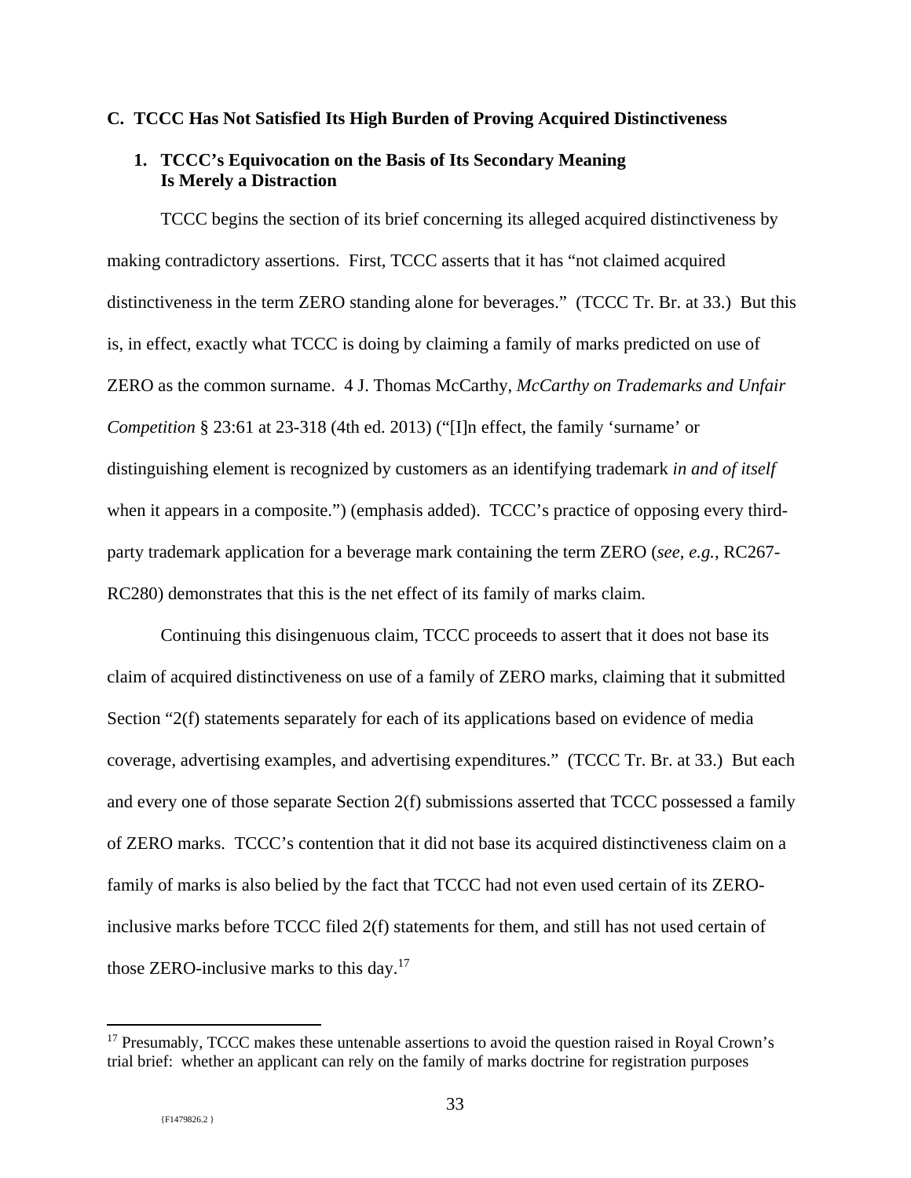### C. TCCC Has Not Satisfied Its High Burden of Proving Acquired Distinctiveness

#### 1. TCCC's Equivocation on the Basis of Its Secondary Meaning Is Merely a Distraction

TCCC begins the section of its brief concerning its alleged acquired distinctiveness by making contradictory assertions. First, TCCC asserts that it has "not claimed acquired distinctiveness in the term ZERO standing alone for beverages." (TCCC Tr. Br. at 33.) But this is, in effect, exactly what TCCC is doing by claiming a family of marks predicted on use of ZERO as the common surname. 4 J. Thomas McCarthy, *McCarthy on Trademarks and Unfair Competition* § 23:61 at 23-318 (4th ed. 2013) ("[I]n effect, the family 'surname' or distinguishing element is recognized by customers as an identifying trademark *in and of itself* when it appears in a composite.") (emphasis added). TCCC's practice of opposing every third-party trademark application for a beverage mark containing the term ZERO (*see, e.g.*, RC267-RC280) demonstrates that this is the net effect of its family of marks claim.

Continuing this disingenuous claim, TCCC proceeds to assert that it does not base its claim of acquired distinctiveness on use of a family of ZERO marks, claiming that it submitted Section "2(f) statements separately for each of its applications based on evidence of media coverage, advertising examples, and advertising expenditures." (TCCC Tr. Br. at 33.) But each and every one of those separate Section 2(f) submissions asserted that TCCC possessed a family of ZERO marks. TCCC's contention that it did not base its acquired distinctiveness claim on a family of marks is also belied by the fact that TCCC had not even used certain of its ZERO-inclusive marks before TCCC filed 2(f) statements for them, and still has not used certain of those ZERO-inclusive marks to this day.[17]

[17] Presumably, TCCC makes these untenable assertions to avoid the question raised in Royal Crown's trial brief: whether an applicant can rely on the family of marks doctrine for registration purposes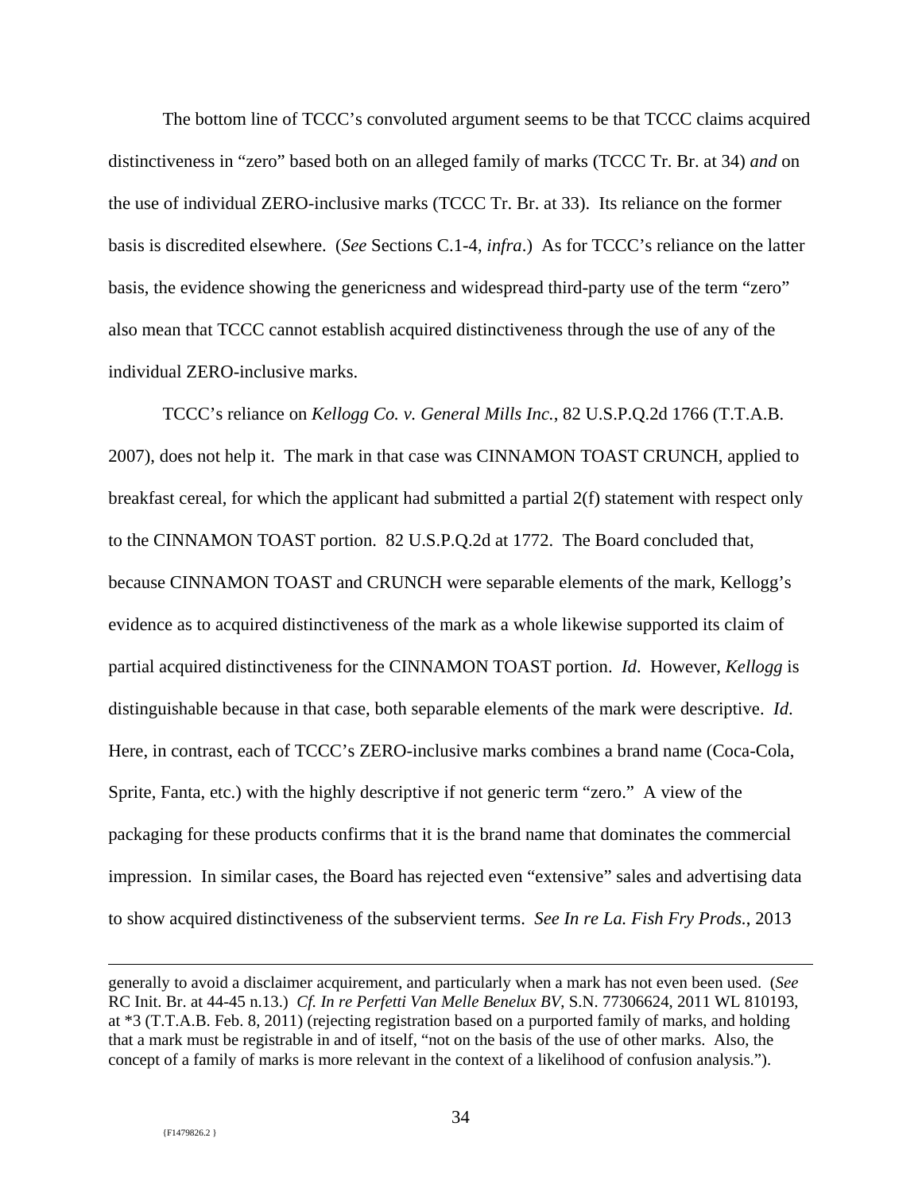The bottom line of TCCC's convoluted argument seems to be that TCCC claims acquired distinctiveness in "zero" based both on an alleged family of marks (TCCC Tr. Br. at 34) *and* on the use of individual ZERO-inclusive marks (TCCC Tr. Br. at 33). Its reliance on the former basis is discredited elsewhere. (*See* Sections C.1-4, *infra*.) As for TCCC's reliance on the latter basis, the evidence showing the genericness and widespread third-party use of the term "zero" also mean that TCCC cannot establish acquired distinctiveness through the use of any of the individual ZERO-inclusive marks.

TCCC's reliance on *Kellogg Co. v. General Mills Inc.*, 82 U.S.P.Q.2d 1766 (T.T.A.B. 2007), does not help it. The mark in that case was CINNAMON TOAST CRUNCH, applied to breakfast cereal, for which the applicant had submitted a partial 2(f) statement with respect only to the CINNAMON TOAST portion. 82 U.S.P.Q.2d at 1772. The Board concluded that, because CINNAMON TOAST and CRUNCH were separable elements of the mark, Kellogg's evidence as to acquired distinctiveness of the mark as a whole likewise supported its claim of partial acquired distinctiveness for the CINNAMON TOAST portion. *Id*. However, *Kellogg* is distinguishable because in that case, both separable elements of the mark were descriptive. *Id*. Here, in contrast, each of TCCC's ZERO-inclusive marks combines a brand name (Coca-Cola, Sprite, Fanta, etc.) with the highly descriptive if not generic term "zero." A view of the packaging for these products confirms that it is the brand name that dominates the commercial impression. In similar cases, the Board has rejected even "extensive" sales and advertising data to show acquired distinctiveness of the subservient terms. *See In re La. Fish Fry Prods.*, 2013

---

generally to avoid a disclaimer acquirement, and particularly when a mark has not even been used. (*See* RC Init. Br. at 44-45 n.13.) *Cf. In re Perfetti Van Melle Benelux BV*, S.N. 77306624, 2011 WL 810193, at *3 (T.T.A.B. Feb. 8, 2011) (rejecting registration based on a purported family of marks, and holding that a mark must be registrable in and of itself, "not on the basis of the use of other marks. Also, the concept of a family of marks is more relevant in the context of a likelihood of confusion analysis.").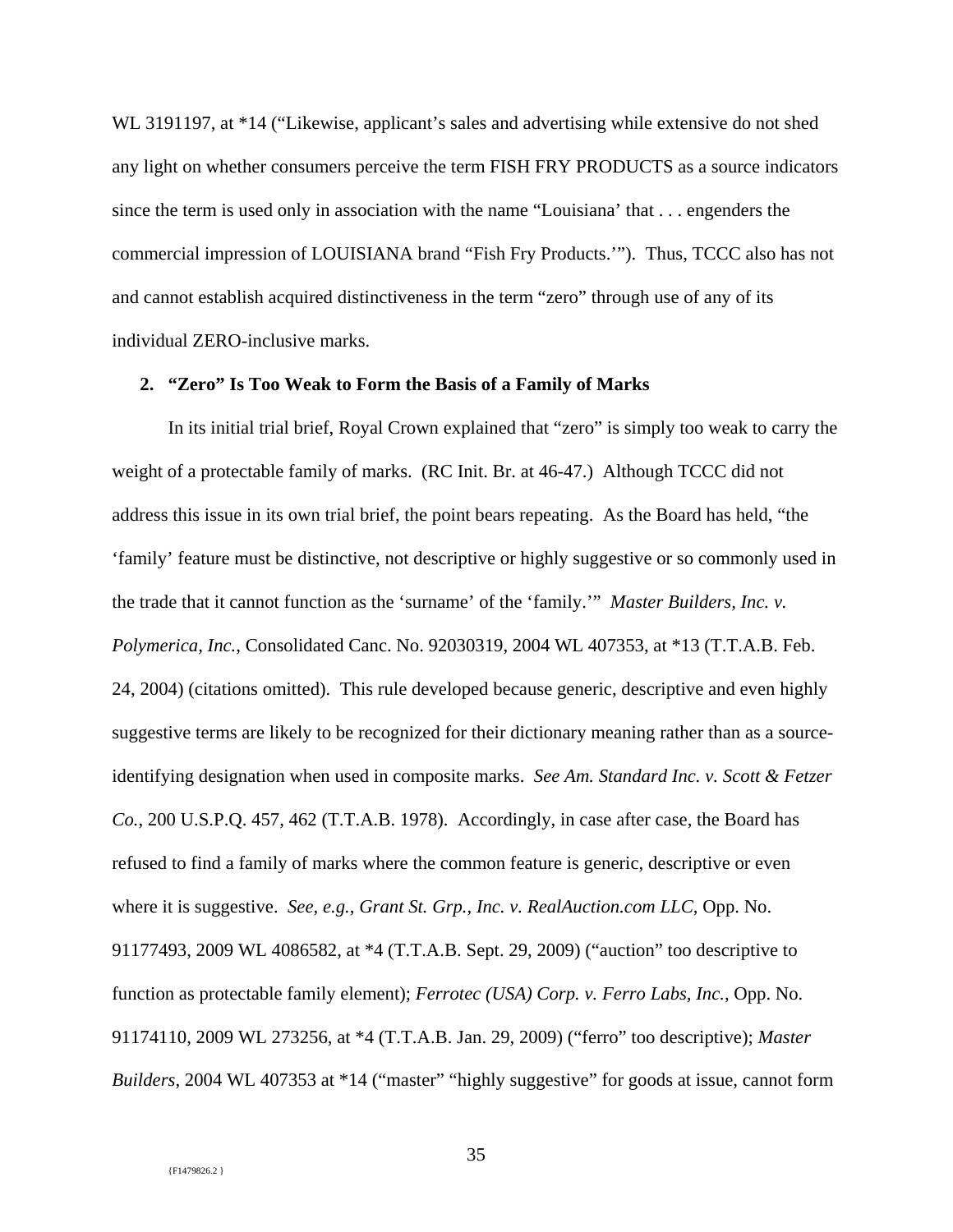WL 3191197, at *14 ("Likewise, applicant's sales and advertising while extensive do not shed any light on whether consumers perceive the term FISH FRY PRODUCTS as a source indicators since the term is used only in association with the name "Louisiana' that . . . engenders the commercial impression of LOUISIANA brand "Fish Fry Products.'"). Thus, TCCC also has not and cannot establish acquired distinctiveness in the term "zero" through use of any of its individual ZERO-inclusive marks.

**2. "Zero" Is Too Weak to Form the Basis of a Family of Marks**

In its initial trial brief, Royal Crown explained that "zero" is simply too weak to carry the weight of a protectable family of marks. (RC Init. Br. at 46-47.) Although TCCC did not address this issue in its own trial brief, the point bears repeating. As the Board has held, "the 'family' feature must be distinctive, not descriptive or highly suggestive or so commonly used in the trade that it cannot function as the 'surname' of the 'family.'" *Master Builders, Inc. v. Polymerica, Inc.*, Consolidated Canc. No. 92030319, 2004 WL 407353, at *13 (T.T.A.B. Feb. 24, 2004) (citations omitted). This rule developed because generic, descriptive and even highly suggestive terms are likely to be recognized for their dictionary meaning rather than as a source-identifying designation when used in composite marks. *See Am. Standard Inc. v. Scott & Fetzer Co.*, 200 U.S.P.Q. 457, 462 (T.T.A.B. 1978). Accordingly, in case after case, the Board has refused to find a family of marks where the common feature is generic, descriptive or even where it is suggestive. *See, e.g.*, *Grant St. Grp., Inc. v. RealAuction.com LLC*, Opp. No. 91177493, 2009 WL 4086582, at *4 (T.T.A.B. Sept. 29, 2009) ("auction" too descriptive to function as protectable family element); *Ferrotec (USA) Corp. v. Ferro Labs, Inc.*, Opp. No. 91174110, 2009 WL 273256, at *4 (T.T.A.B. Jan. 29, 2009) ("ferro" too descriptive); *Master Builders*, 2004 WL 407353 at *14 ("master" "highly suggestive" for goods at issue, cannot form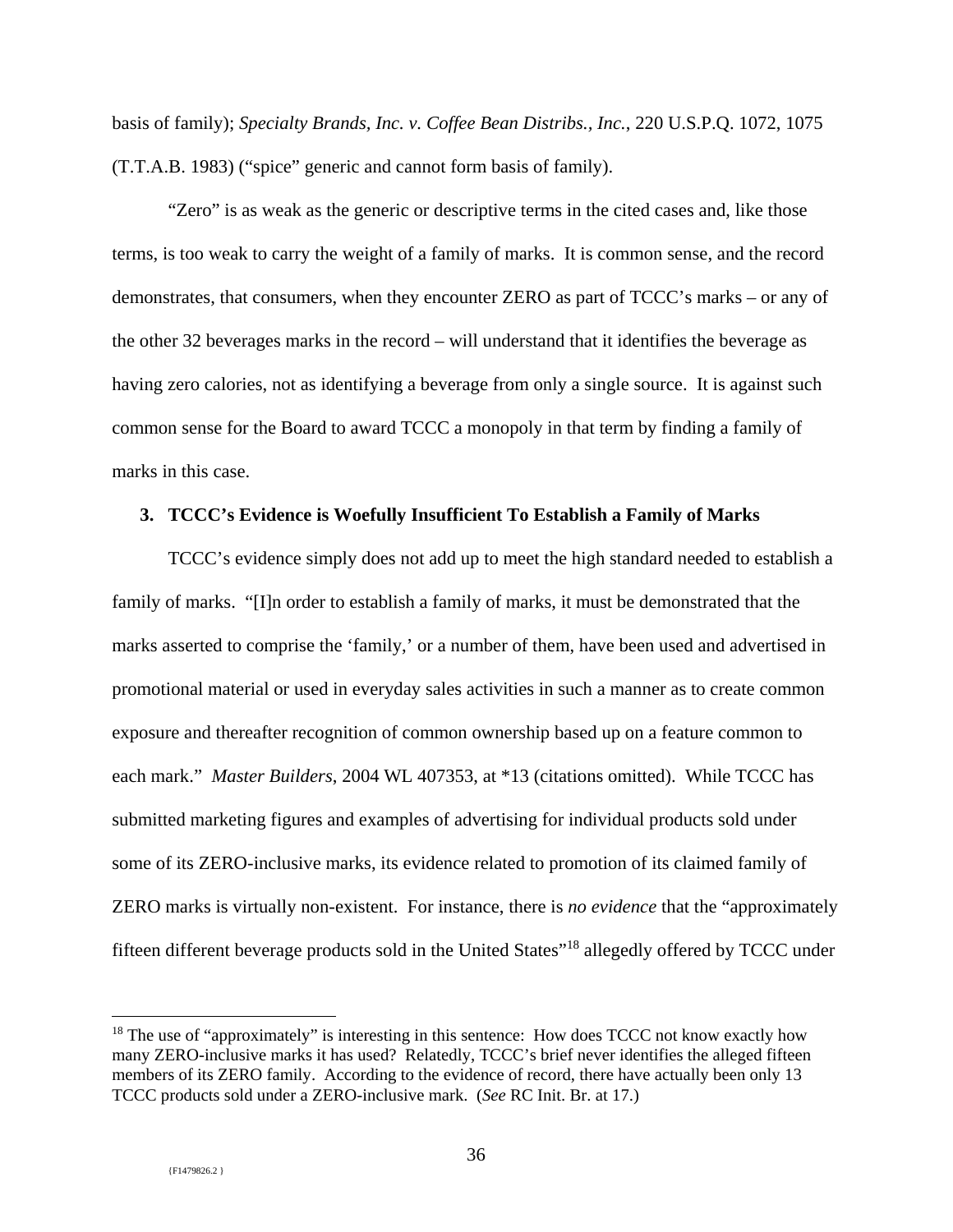basis of family); *Specialty Brands, Inc. v. Coffee Bean Distribs., Inc.*, 220 U.S.P.Q. 1072, 1075 (T.T.A.B. 1983) ("spice" generic and cannot form basis of family).

"Zero" is as weak as the generic or descriptive terms in the cited cases and, like those terms, is too weak to carry the weight of a family of marks. It is common sense, and the record demonstrates, that consumers, when they encounter ZERO as part of TCCC's marks – or any of the other 32 beverages marks in the record – will understand that it identifies the beverage as having zero calories, not as identifying a beverage from only a single source. It is against such common sense for the Board to award TCCC a monopoly in that term by finding a family of marks in this case.

**3. TCCC's Evidence is Woefully Insufficient To Establish a Family of Marks**

TCCC's evidence simply does not add up to meet the high standard needed to establish a family of marks. "[I]n order to establish a family of marks, it must be demonstrated that the marks asserted to comprise the 'family,' or a number of them, have been used and advertised in promotional material or used in everyday sales activities in such a manner as to create common exposure and thereafter recognition of common ownership based up on a feature common to each mark." *Master Builders*, 2004 WL 407353, at *13 (citations omitted). While TCCC has submitted marketing figures and examples of advertising for individual products sold under some of its ZERO-inclusive marks, its evidence related to promotion of its claimed family of ZERO marks is virtually non-existent. For instance, there is *no evidence* that the "approximately fifteen different beverage products sold in the United States"[18] allegedly offered by TCCC under

[18] The use of "approximately" is interesting in this sentence: How does TCCC not know exactly how many ZERO-inclusive marks it has used? Relatedly, TCCC's brief never identifies the alleged fifteen members of its ZERO family. According to the evidence of record, there have actually been only 13 TCCC products sold under a ZERO-inclusive mark. (*See* RC Init. Br. at 17.)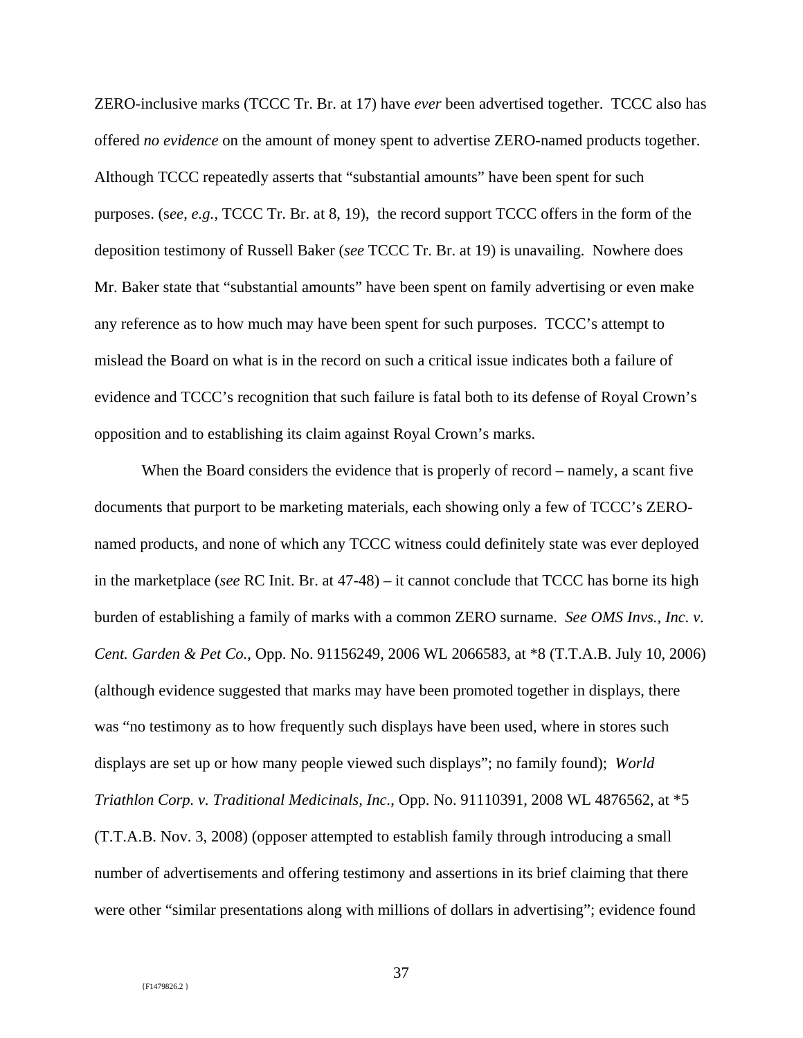ZERO-inclusive marks (TCCC Tr. Br. at 17) have *ever* been advertised together. TCCC also has offered *no evidence* on the amount of money spent to advertise ZERO-named products together. Although TCCC repeatedly asserts that "substantial amounts" have been spent for such purposes. (s*ee*, *e.g.*, TCCC Tr. Br. at 8, 19), the record support TCCC offers in the form of the deposition testimony of Russell Baker (*see* TCCC Tr. Br. at 19) is unavailing. Nowhere does Mr. Baker state that "substantial amounts" have been spent on family advertising or even make any reference as to how much may have been spent for such purposes. TCCC's attempt to mislead the Board on what is in the record on such a critical issue indicates both a failure of evidence and TCCC's recognition that such failure is fatal both to its defense of Royal Crown's opposition and to establishing its claim against Royal Crown's marks.

When the Board considers the evidence that is properly of record – namely, a scant five documents that purport to be marketing materials, each showing only a few of TCCC's ZERO-named products, and none of which any TCCC witness could definitely state was ever deployed in the marketplace (*see* RC Init. Br. at 47-48) – it cannot conclude that TCCC has borne its high burden of establishing a family of marks with a common ZERO surname. *See OMS Invs., Inc. v. Cent. Garden & Pet Co.,* Opp. No. 91156249, 2006 WL 2066583, at *8 (T.T.A.B. July 10, 2006) (although evidence suggested that marks may have been promoted together in displays, there was "no testimony as to how frequently such displays have been used, where in stores such displays are set up or how many people viewed such displays"; no family found); *World Triathlon Corp. v. Traditional Medicinals, Inc.*, Opp. No. 91110391, 2008 WL 4876562, at *5 (T.T.A.B. Nov. 3, 2008) (opposer attempted to establish family through introducing a small number of advertisements and offering testimony and assertions in its brief claiming that there were other "similar presentations along with millions of dollars in advertising"; evidence found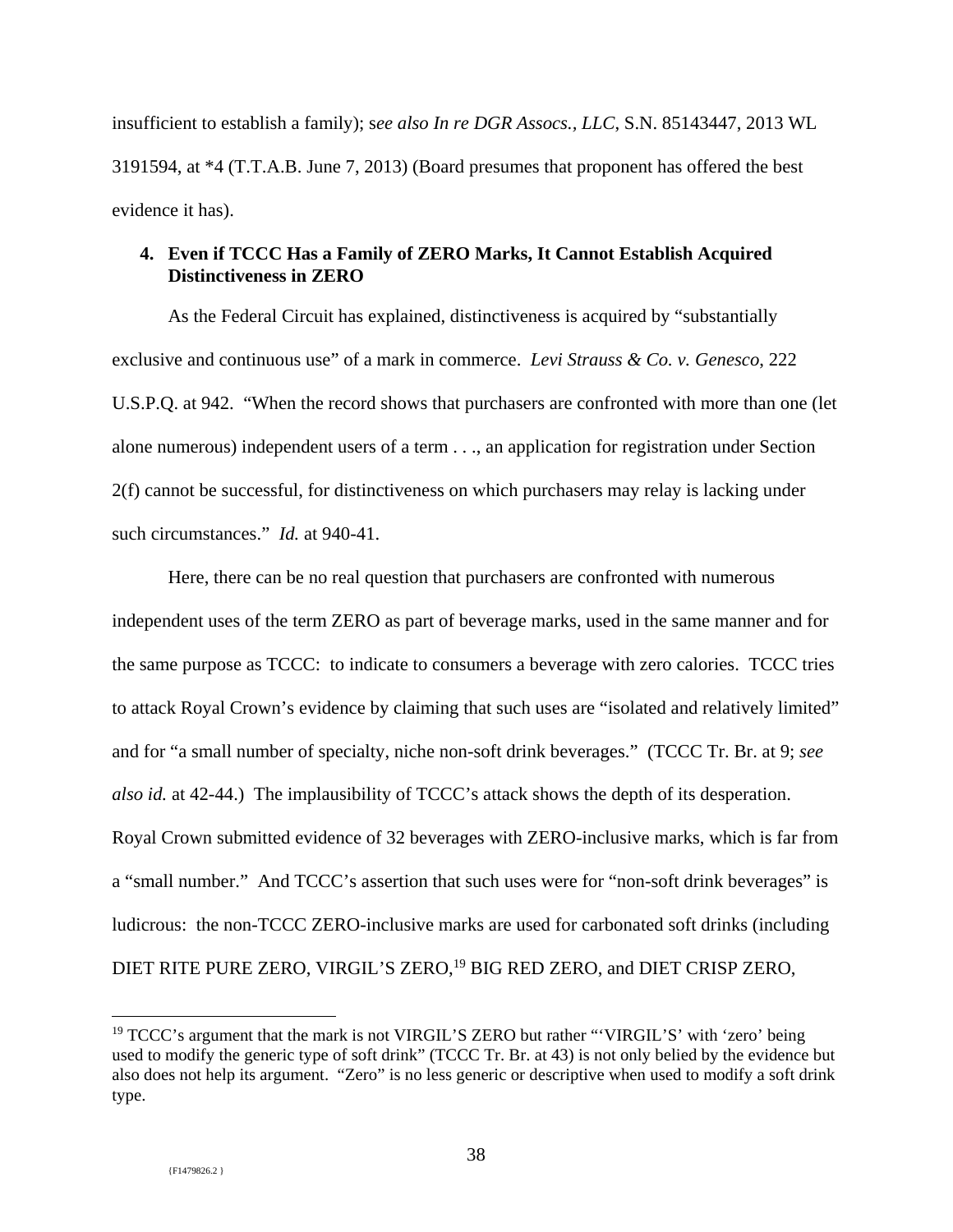insufficient to establish a family); s*ee also In re DGR Assocs., LLC*, S.N. 85143447, 2013 WL 3191594, at *4 (T.T.A.B. June 7, 2013) (Board presumes that proponent has offered the best evidence it has).

**4. Even if TCCC Has a Family of ZERO Marks, It Cannot Establish Acquired Distinctiveness in ZERO**

As the Federal Circuit has explained, distinctiveness is acquired by "substantially exclusive and continuous use" of a mark in commerce. *Levi Strauss & Co. v. Genesco*, 222 U.S.P.Q. at 942. "When the record shows that purchasers are confronted with more than one (let alone numerous) independent users of a term . . ., an application for registration under Section 2(f) cannot be successful, for distinctiveness on which purchasers may relay is lacking under such circumstances." *Id.* at 940-41.

Here, there can be no real question that purchasers are confronted with numerous independent uses of the term ZERO as part of beverage marks, used in the same manner and for the same purpose as TCCC: to indicate to consumers a beverage with zero calories. TCCC tries to attack Royal Crown's evidence by claiming that such uses are "isolated and relatively limited" and for "a small number of specialty, niche non-soft drink beverages." (TCCC Tr. Br. at 9; *see also id.* at 42-44.) The implausibility of TCCC's attack shows the depth of its desperation. Royal Crown submitted evidence of 32 beverages with ZERO-inclusive marks, which is far from a "small number." And TCCC's assertion that such uses were for "non-soft drink beverages" is ludicrous: the non-TCCC ZERO-inclusive marks are used for carbonated soft drinks (including DIET RITE PURE ZERO, VIRGIL'S ZERO,[19] BIG RED ZERO, and DIET CRISP ZERO,

[19] TCCC's argument that the mark is not VIRGIL'S ZERO but rather "'VIRGIL'S' with 'zero' being used to modify the generic type of soft drink" (TCCC Tr. Br. at 43) is not only belied by the evidence but also does not help its argument. "Zero" is no less generic or descriptive when used to modify a soft drink type.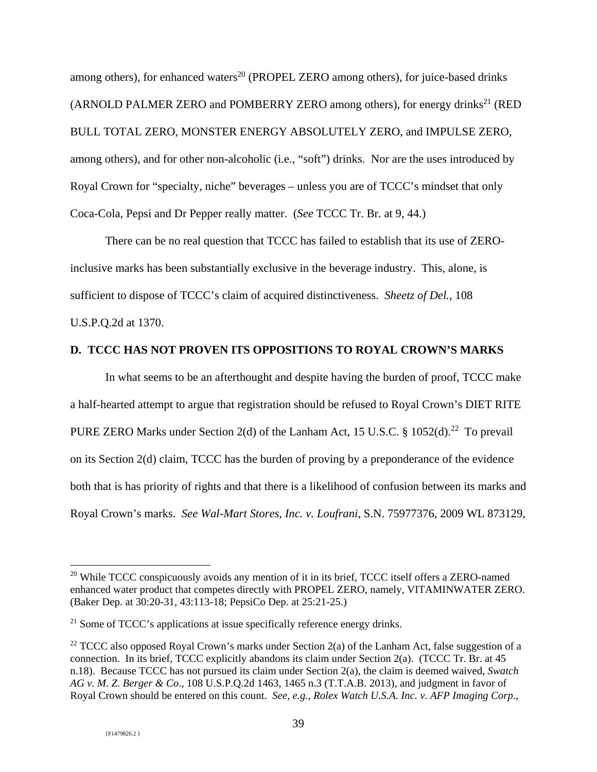among others), for enhanced waters[20] (PROPEL ZERO among others), for juice-based drinks (ARNOLD PALMER ZERO and POMBERRY ZERO among others), for energy drinks[21] (RED BULL TOTAL ZERO, MONSTER ENERGY ABSOLUTELY ZERO, and IMPULSE ZERO, among others), and for other non-alcoholic (i.e., "soft") drinks. Nor are the uses introduced by Royal Crown for "specialty, niche" beverages – unless you are of TCCC's mindset that only Coca-Cola, Pepsi and Dr Pepper really matter. (*See* TCCC Tr. Br. at 9, 44.)

There can be no real question that TCCC has failed to establish that its use of ZERO-inclusive marks has been substantially exclusive in the beverage industry. This, alone, is sufficient to dispose of TCCC's claim of acquired distinctiveness. *Sheetz of Del.*, 108 U.S.P.Q.2d at 1370.

**D. TCCC HAS NOT PROVEN ITS OPPOSITIONS TO ROYAL CROWN'S MARKS**

In what seems to be an afterthought and despite having the burden of proof, TCCC make a half-hearted attempt to argue that registration should be refused to Royal Crown's DIET RITE PURE ZERO Marks under Section 2(d) of the Lanham Act, 15 U.S.C. § 1052(d).[22] To prevail on its Section 2(d) claim, TCCC has the burden of proving by a preponderance of the evidence both that is has priority of rights and that there is a likelihood of confusion between its marks and Royal Crown's marks. *See Wal-Mart Stores, Inc. v. Loufrani*, S.N. 75977376, 2009 WL 873129,

---

[20] While TCCC conspicuously avoids any mention of it in its brief, TCCC itself offers a ZERO-named enhanced water product that competes directly with PROPEL ZERO, namely, VITAMINWATER ZERO. (Baker Dep. at 30:20-31, 43:113-18; PepsiCo Dep. at 25:21-25.)

[21] Some of TCCC's applications at issue specifically reference energy drinks.

[22] TCCC also opposed Royal Crown's marks under Section 2(a) of the Lanham Act, false suggestion of a connection. In its brief, TCCC explicitly abandons its claim under Section 2(a). (TCCC Tr. Br. at 45 n.18). Because TCCC has not pursued its claim under Section 2(a), the claim is deemed waived, *Swatch AG v. M. Z. Berger & Co*., 108 U.S.P.Q.2d 1463, 1465 n.3 (T.T.A.B. 2013), and judgment in favor of Royal Crown should be entered on this count. *See, e.g., Rolex Watch U.S.A. Inc. v. AFP Imaging Corp.*,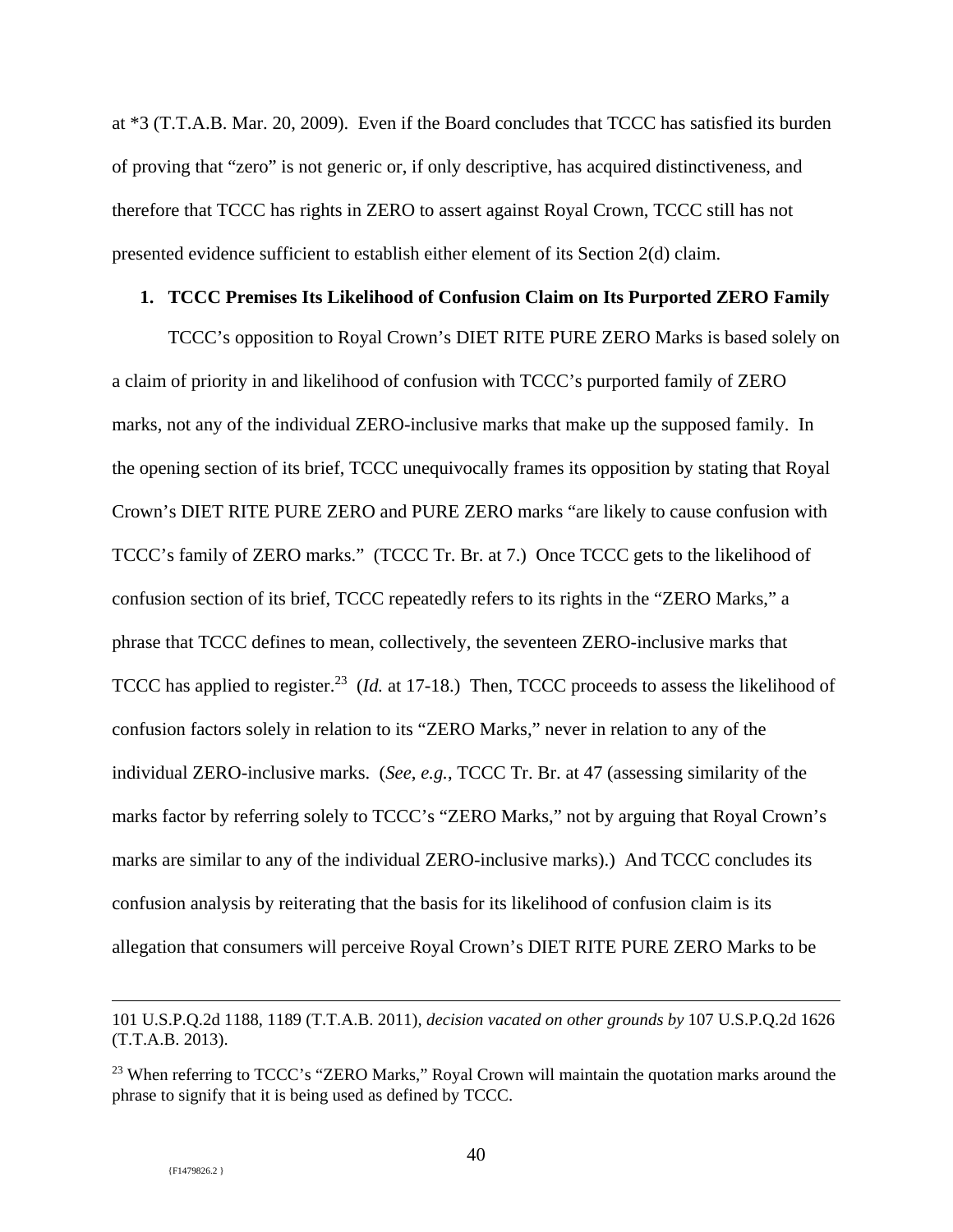at *3 (T.T.A.B. Mar. 20, 2009). Even if the Board concludes that TCCC has satisfied its burden of proving that "zero" is not generic or, if only descriptive, has acquired distinctiveness, and therefore that TCCC has rights in ZERO to assert against Royal Crown, TCCC still has not presented evidence sufficient to establish either element of its Section 2(d) claim.

**1. TCCC Premises Its Likelihood of Confusion Claim on Its Purported ZERO Family**

TCCC's opposition to Royal Crown's DIET RITE PURE ZERO Marks is based solely on a claim of priority in and likelihood of confusion with TCCC's purported family of ZERO marks, not any of the individual ZERO-inclusive marks that make up the supposed family. In the opening section of its brief, TCCC unequivocally frames its opposition by stating that Royal Crown's DIET RITE PURE ZERO and PURE ZERO marks "are likely to cause confusion with TCCC's family of ZERO marks." (TCCC Tr. Br. at 7.) Once TCCC gets to the likelihood of confusion section of its brief, TCCC repeatedly refers to its rights in the "ZERO Marks," a phrase that TCCC defines to mean, collectively, the seventeen ZERO-inclusive marks that TCCC has applied to register.[23] (*Id.* at 17-18.) Then, TCCC proceeds to assess the likelihood of confusion factors solely in relation to its "ZERO Marks," never in relation to any of the individual ZERO-inclusive marks. (*See, e.g.*, TCCC Tr. Br. at 47 (assessing similarity of the marks factor by referring solely to TCCC's "ZERO Marks," not by arguing that Royal Crown's marks are similar to any of the individual ZERO-inclusive marks).) And TCCC concludes its confusion analysis by reiterating that the basis for its likelihood of confusion claim is its allegation that consumers will perceive Royal Crown's DIET RITE PURE ZERO Marks to be

---

101 U.S.P.Q.2d 1188, 1189 (T.T.A.B. 2011), *decision vacated on other grounds by* 107 U.S.P.Q.2d 1626 (T.T.A.B. 2013).

[23] When referring to TCCC's "ZERO Marks," Royal Crown will maintain the quotation marks around the phrase to signify that it is being used as defined by TCCC.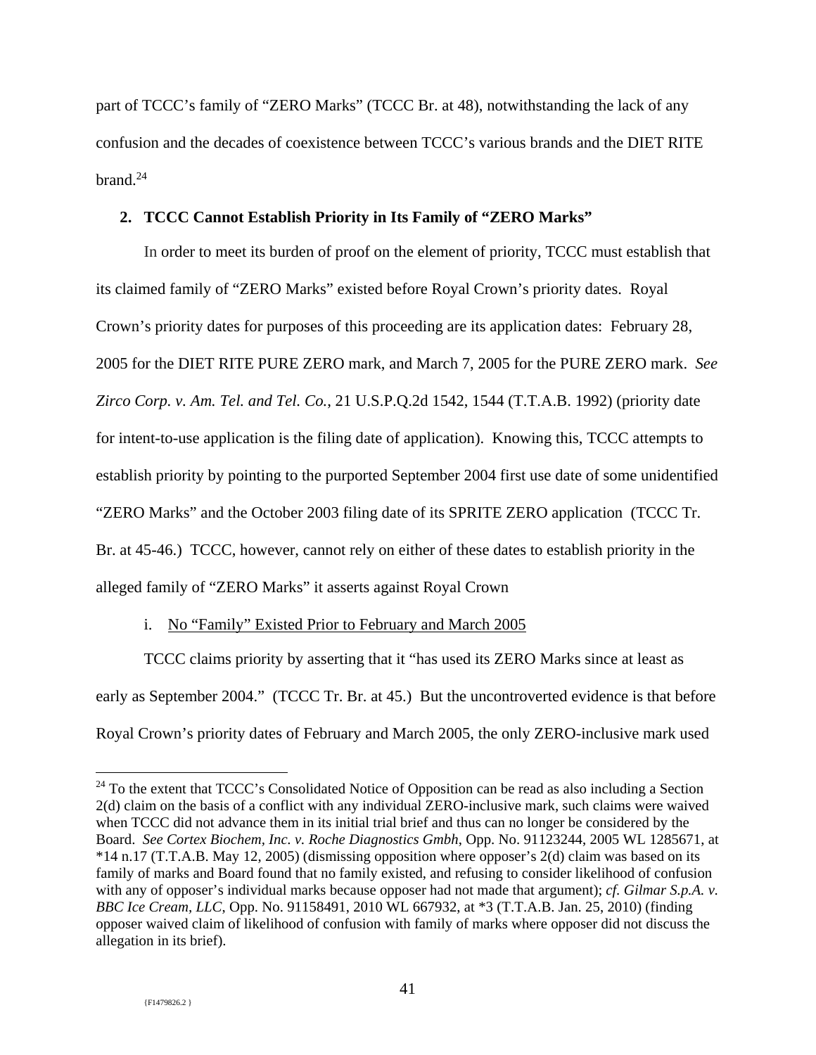part of TCCC's family of "ZERO Marks" (TCCC Br. at 48), notwithstanding the lack of any confusion and the decades of coexistence between TCCC's various brands and the DIET RITE brand.[24]

**2. TCCC Cannot Establish Priority in Its Family of "ZERO Marks"**

In order to meet its burden of proof on the element of priority, TCCC must establish that its claimed family of "ZERO Marks" existed before Royal Crown's priority dates. Royal Crown's priority dates for purposes of this proceeding are its application dates: February 28, 2005 for the DIET RITE PURE ZERO mark, and March 7, 2005 for the PURE ZERO mark. *See Zirco Corp. v. Am. Tel. and Tel. Co.*, 21 U.S.P.Q.2d 1542, 1544 (T.T.A.B. 1992) (priority date for intent-to-use application is the filing date of application). Knowing this, TCCC attempts to establish priority by pointing to the purported September 2004 first use date of some unidentified "ZERO Marks" and the October 2003 filing date of its SPRITE ZERO application (TCCC Tr. Br. at 45-46.) TCCC, however, cannot rely on either of these dates to establish priority in the alleged family of "ZERO Marks" it asserts against Royal Crown

i. <u>No "Family" Existed Prior to February and March 2005</u>

TCCC claims priority by asserting that it "has used its ZERO Marks since at least as early as September 2004." (TCCC Tr. Br. at 45.) But the uncontroverted evidence is that before Royal Crown's priority dates of February and March 2005, the only ZERO-inclusive mark used

---

[24] To the extent that TCCC's Consolidated Notice of Opposition can be read as also including a Section 2(d) claim on the basis of a conflict with any individual ZERO-inclusive mark, such claims were waived when TCCC did not advance them in its initial trial brief and thus can no longer be considered by the Board. *See Cortex Biochem, Inc. v. Roche Diagnostics Gmbh*, Opp. No. 91123244, 2005 WL 1285671, at *14 n.17 (T.T.A.B. May 12, 2005) (dismissing opposition where opposer's 2(d) claim was based on its family of marks and Board found that no family existed, and refusing to consider likelihood of confusion with any of opposer's individual marks because opposer had not made that argument); *cf. Gilmar S.p.A. v. BBC Ice Cream, LLC*, Opp. No. 91158491, 2010 WL 667932, at *3 (T.T.A.B. Jan. 25, 2010) (finding opposer waived claim of likelihood of confusion with family of marks where opposer did not discuss the allegation in its brief).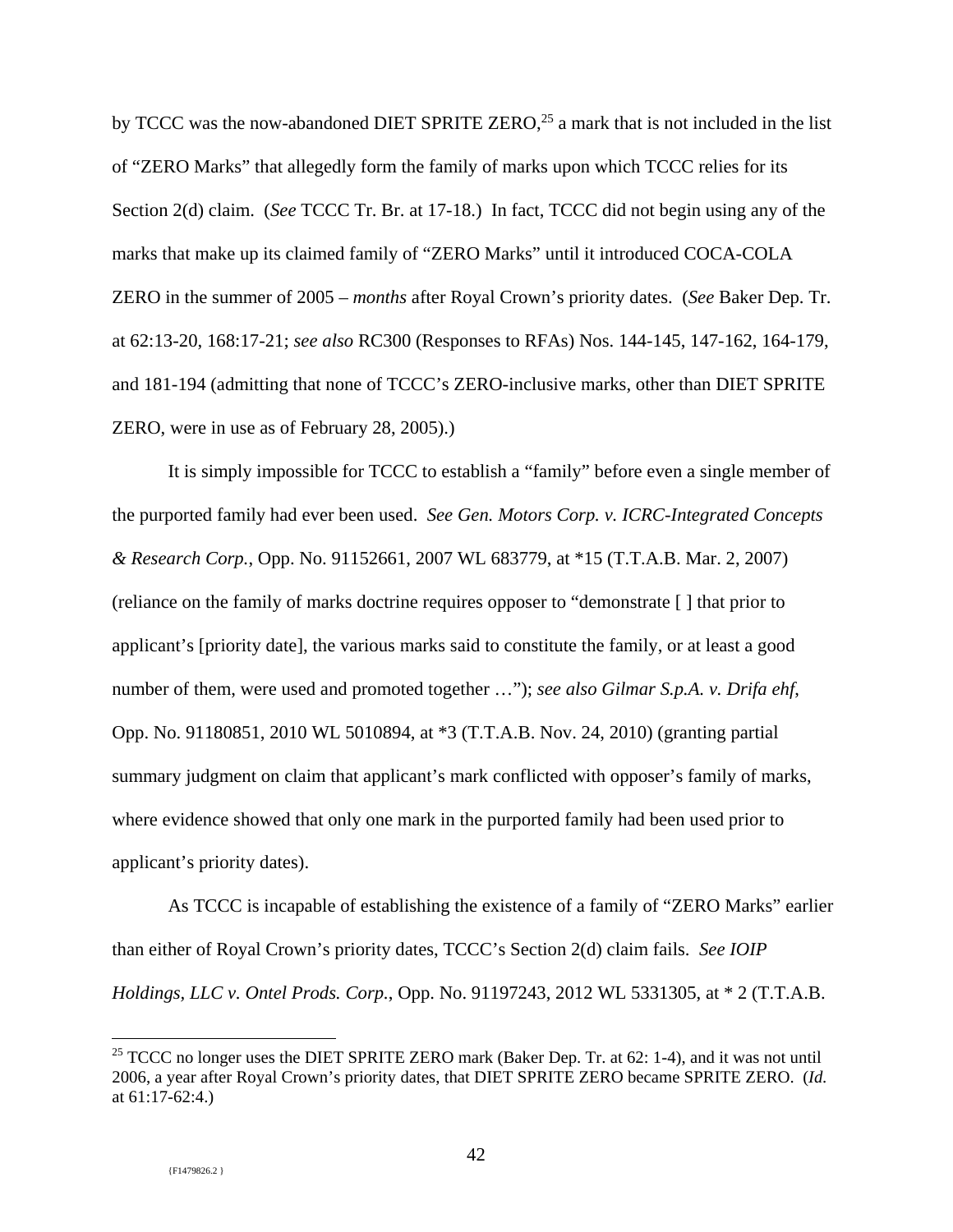by TCCC was the now-abandoned DIET SPRITE ZERO,[25] a mark that is not included in the list of "ZERO Marks" that allegedly form the family of marks upon which TCCC relies for its Section 2(d) claim. (*See* TCCC Tr. Br. at 17-18.) In fact, TCCC did not begin using any of the marks that make up its claimed family of "ZERO Marks" until it introduced COCA-COLA ZERO in the summer of 2005 – *months* after Royal Crown's priority dates. (*See* Baker Dep. Tr. at 62:13-20, 168:17-21; *see also* RC300 (Responses to RFAs) Nos. 144-145, 147-162, 164-179, and 181-194 (admitting that none of TCCC's ZERO-inclusive marks, other than DIET SPRITE ZERO, were in use as of February 28, 2005).)

It is simply impossible for TCCC to establish a "family" before even a single member of the purported family had ever been used. *See Gen. Motors Corp. v. ICRC-Integrated Concepts & Research Corp.*, Opp. No. 91152661, 2007 WL 683779, at *15 (T.T.A.B. Mar. 2, 2007) (reliance on the family of marks doctrine requires opposer to "demonstrate [ ] that prior to applicant's [priority date], the various marks said to constitute the family, or at least a good number of them, were used and promoted together …"); *see also Gilmar S.p.A. v. Drifa ehf*, Opp. No. 91180851, 2010 WL 5010894, at *3 (T.T.A.B. Nov. 24, 2010) (granting partial summary judgment on claim that applicant's mark conflicted with opposer's family of marks, where evidence showed that only one mark in the purported family had been used prior to applicant's priority dates).

As TCCC is incapable of establishing the existence of a family of "ZERO Marks" earlier than either of Royal Crown's priority dates, TCCC's Section 2(d) claim fails. *See IOIP Holdings, LLC v. Ontel Prods. Corp.*, Opp. No. 91197243, 2012 WL 5331305, at * 2 (T.T.A.B.

---

[25] TCCC no longer uses the DIET SPRITE ZERO mark (Baker Dep. Tr. at 62: 1-4), and it was not until 2006, a year after Royal Crown's priority dates, that DIET SPRITE ZERO became SPRITE ZERO. (*Id.* at 61:17-62:4.)

{F1479826.2 }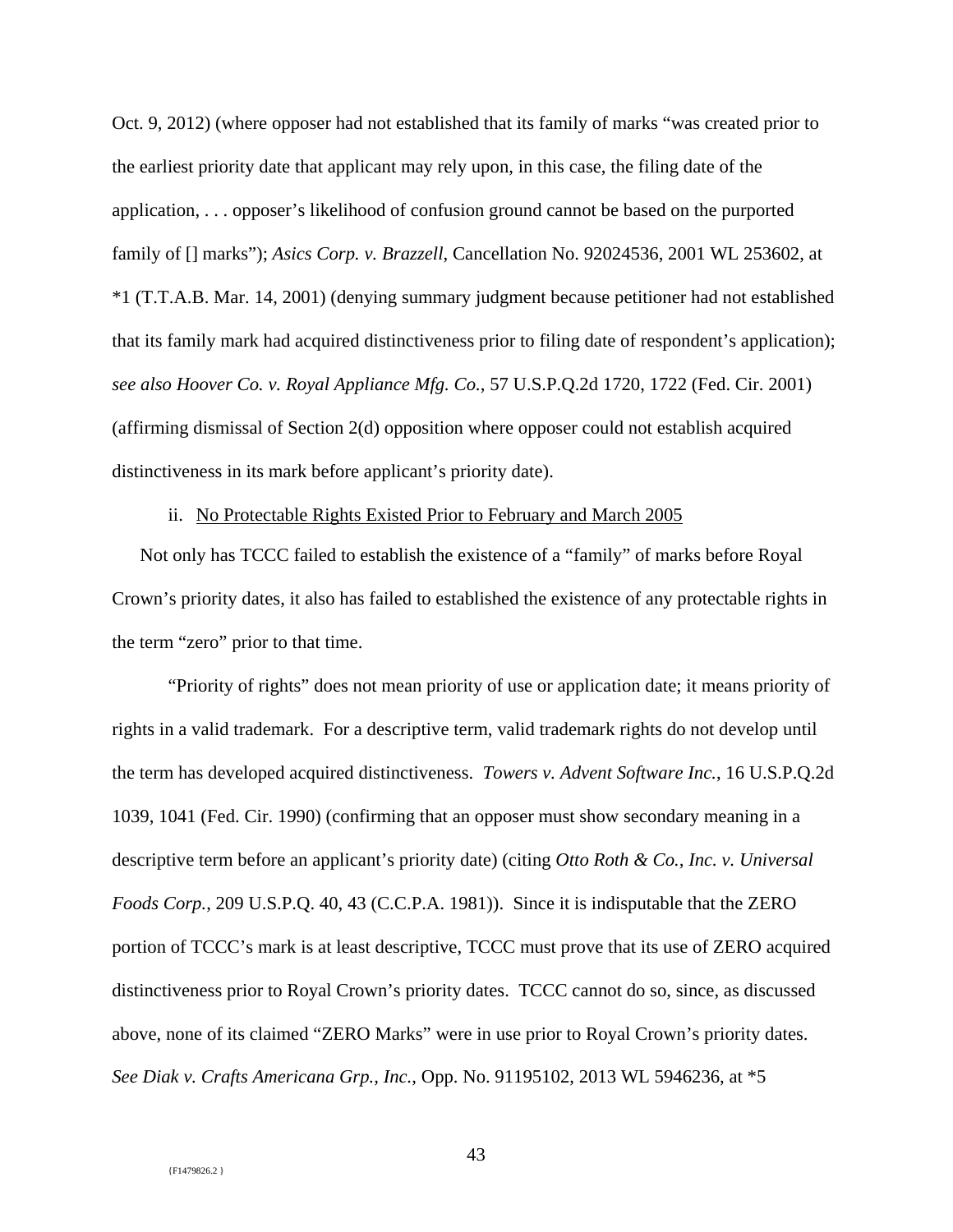Oct. 9, 2012) (where opposer had not established that its family of marks "was created prior to the earliest priority date that applicant may rely upon, in this case, the filing date of the application, . . . opposer's likelihood of confusion ground cannot be based on the purported family of [] marks"); *Asics Corp. v. Brazzell*, Cancellation No. 92024536, 2001 WL 253602, at *1 (T.T.A.B. Mar. 14, 2001) (denying summary judgment because petitioner had not established that its family mark had acquired distinctiveness prior to filing date of respondent's application); *see also Hoover Co. v. Royal Appliance Mfg. Co.*, 57 U.S.P.Q.2d 1720, 1722 (Fed. Cir. 2001) (affirming dismissal of Section 2(d) opposition where opposer could not establish acquired distinctiveness in its mark before applicant's priority date).

ii. <u>No Protectable Rights Existed Prior to February and March 2005</u>

Not only has TCCC failed to establish the existence of a "family" of marks before Royal Crown's priority dates, it also has failed to established the existence of any protectable rights in the term "zero" prior to that time.

"Priority of rights" does not mean priority of use or application date; it means priority of rights in a valid trademark. For a descriptive term, valid trademark rights do not develop until the term has developed acquired distinctiveness. *Towers v. Advent Software Inc.*, 16 U.S.P.Q.2d 1039, 1041 (Fed. Cir. 1990) (confirming that an opposer must show secondary meaning in a descriptive term before an applicant's priority date) (citing *Otto Roth & Co., Inc. v. Universal Foods Corp.*, 209 U.S.P.Q. 40, 43 (C.C.P.A. 1981)). Since it is indisputable that the ZERO portion of TCCC's mark is at least descriptive, TCCC must prove that its use of ZERO acquired distinctiveness prior to Royal Crown's priority dates. TCCC cannot do so, since, as discussed above, none of its claimed "ZERO Marks" were in use prior to Royal Crown's priority dates. *See Diak v. Crafts Americana Grp., Inc.*, Opp. No. 91195102, 2013 WL 5946236, at *5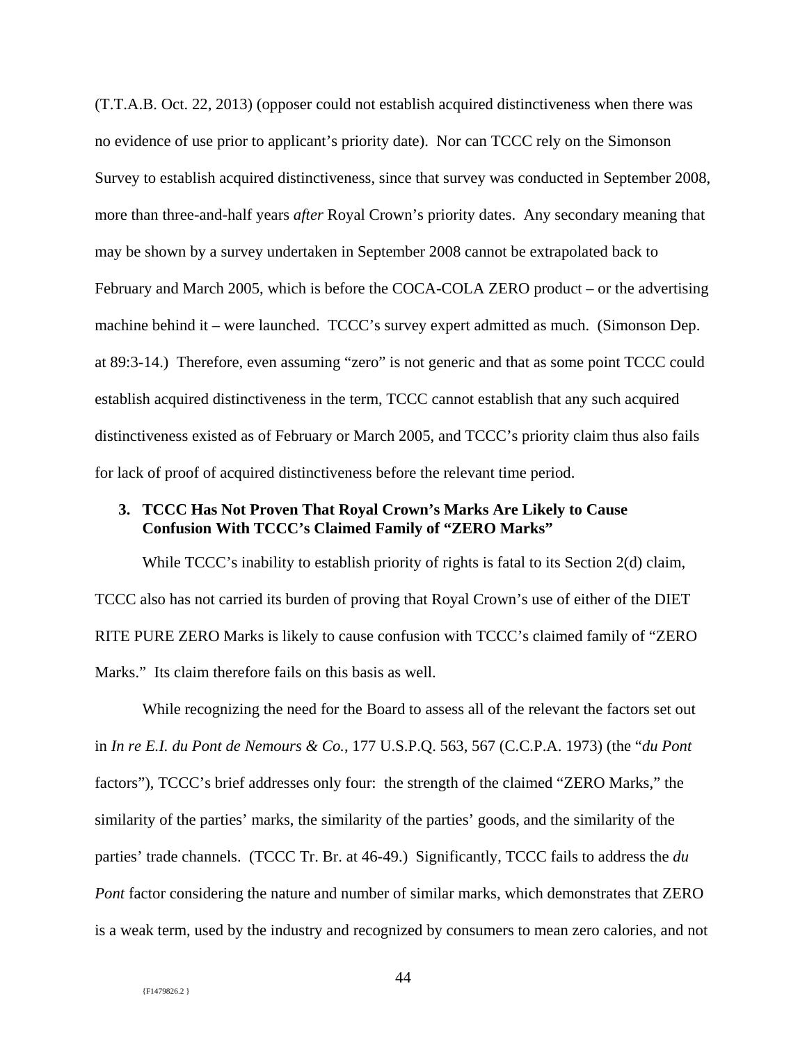(T.T.A.B. Oct. 22, 2013) (opposer could not establish acquired distinctiveness when there was no evidence of use prior to applicant's priority date). Nor can TCCC rely on the Simonson Survey to establish acquired distinctiveness, since that survey was conducted in September 2008, more than three-and-half years *after* Royal Crown's priority dates. Any secondary meaning that may be shown by a survey undertaken in September 2008 cannot be extrapolated back to February and March 2005, which is before the COCA-COLA ZERO product – or the advertising machine behind it – were launched. TCCC's survey expert admitted as much. (Simonson Dep. at 89:3-14.) Therefore, even assuming "zero" is not generic and that as some point TCCC could establish acquired distinctiveness in the term, TCCC cannot establish that any such acquired distinctiveness existed as of February or March 2005, and TCCC's priority claim thus also fails for lack of proof of acquired distinctiveness before the relevant time period.

### 3. TCCC Has Not Proven That Royal Crown's Marks Are Likely to Cause Confusion With TCCC's Claimed Family of "ZERO Marks"

While TCCC's inability to establish priority of rights is fatal to its Section 2(d) claim, TCCC also has not carried its burden of proving that Royal Crown's use of either of the DIET RITE PURE ZERO Marks is likely to cause confusion with TCCC's claimed family of "ZERO Marks." Its claim therefore fails on this basis as well.

While recognizing the need for the Board to assess all of the relevant the factors set out in *In re E.I. du Pont de Nemours & Co.*, 177 U.S.P.Q. 563, 567 (C.C.P.A. 1973) (the "*du Pont* factors"), TCCC's brief addresses only four: the strength of the claimed "ZERO Marks," the similarity of the parties' marks, the similarity of the parties' goods, and the similarity of the parties' trade channels. (TCCC Tr. Br. at 46-49.) Significantly, TCCC fails to address the *du Pont* factor considering the nature and number of similar marks, which demonstrates that ZERO is a weak term, used by the industry and recognized by consumers to mean zero calories, and not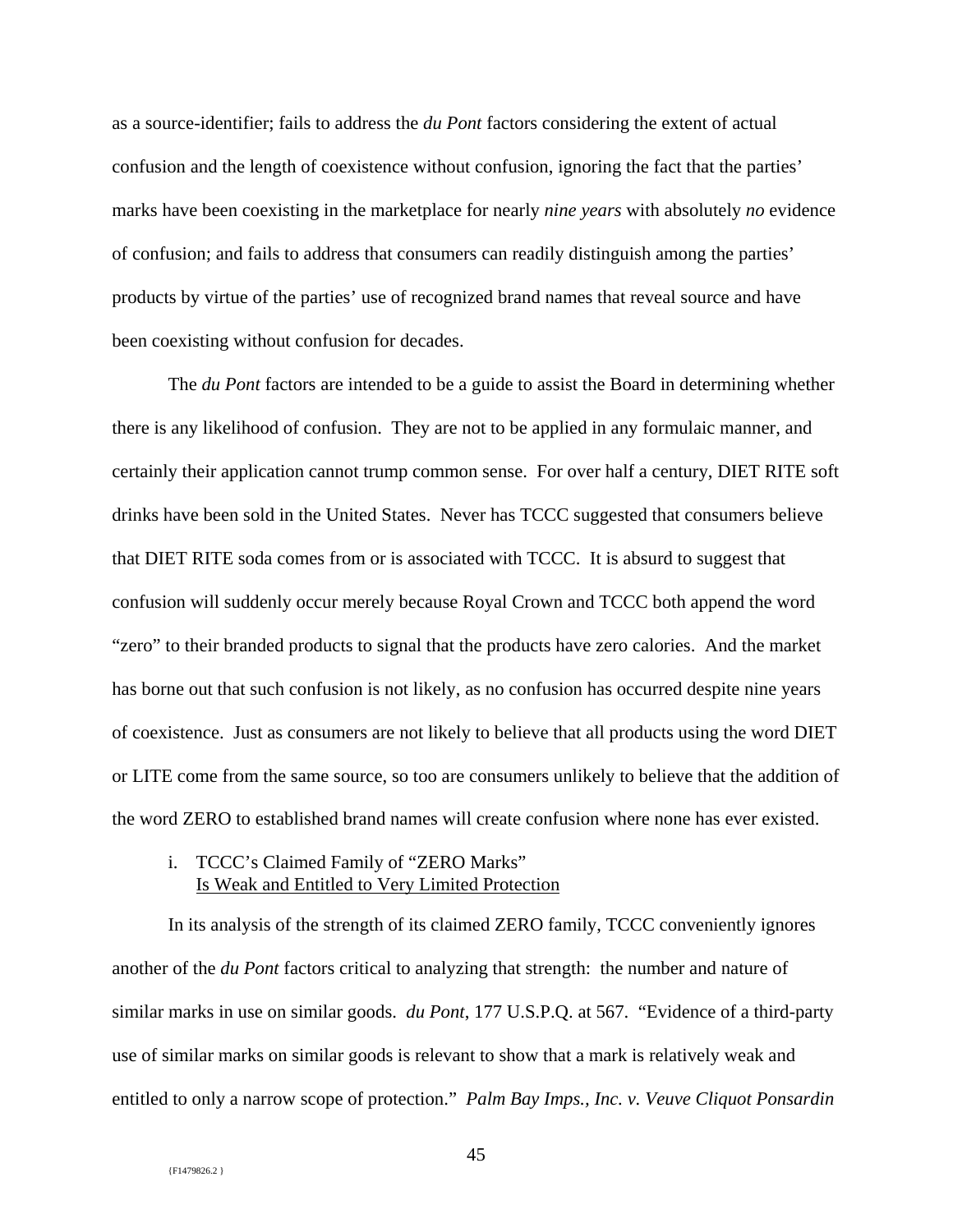as a source-identifier; fails to address the *du Pont* factors considering the extent of actual confusion and the length of coexistence without confusion, ignoring the fact that the parties' marks have been coexisting in the marketplace for nearly *nine years* with absolutely *no* evidence of confusion; and fails to address that consumers can readily distinguish among the parties' products by virtue of the parties' use of recognized brand names that reveal source and have been coexisting without confusion for decades.

The *du Pont* factors are intended to be a guide to assist the Board in determining whether there is any likelihood of confusion. They are not to be applied in any formulaic manner, and certainly their application cannot trump common sense. For over half a century, DIET RITE soft drinks have been sold in the United States. Never has TCCC suggested that consumers believe that DIET RITE soda comes from or is associated with TCCC. It is absurd to suggest that confusion will suddenly occur merely because Royal Crown and TCCC both append the word "zero" to their branded products to signal that the products have zero calories. And the market has borne out that such confusion is not likely, as no confusion has occurred despite nine years of coexistence. Just as consumers are not likely to believe that all products using the word DIET or LITE come from the same source, so too are consumers unlikely to believe that the addition of the word ZERO to established brand names will create confusion where none has ever existed.

i. TCCC's Claimed Family of "ZERO Marks" <u>Is Weak and Entitled to Very Limited Protection</u>

In its analysis of the strength of its claimed ZERO family, TCCC conveniently ignores another of the *du Pont* factors critical to analyzing that strength: the number and nature of similar marks in use on similar goods. *du Pont*, 177 U.S.P.Q. at 567. "Evidence of a third-party use of similar marks on similar goods is relevant to show that a mark is relatively weak and entitled to only a narrow scope of protection." *Palm Bay Imps., Inc. v. Veuve Cliquot Ponsardin*

{F1479826.2 }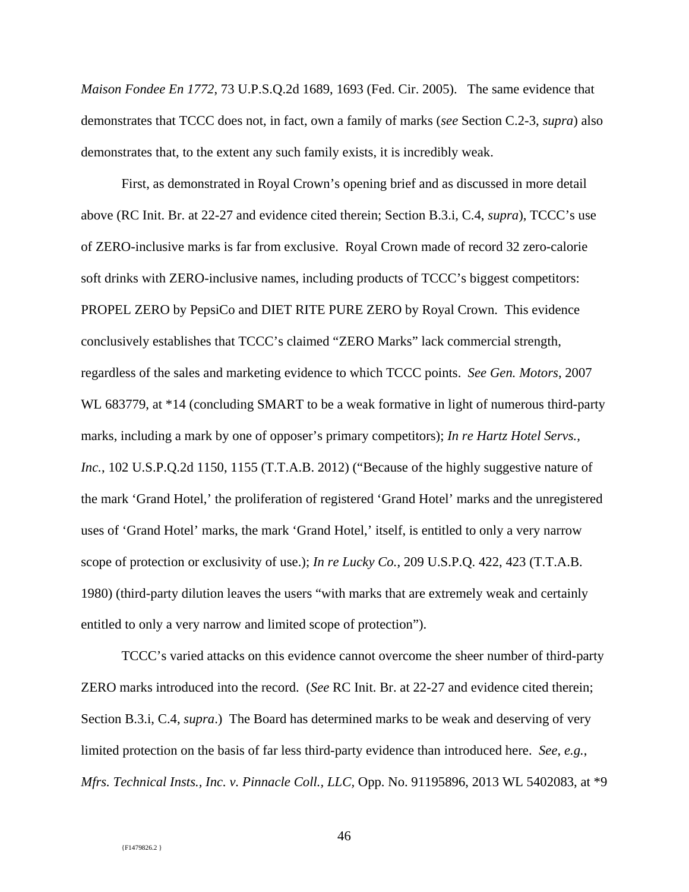*Maison Fondee En 1772*, 73 U.P.S.Q.2d 1689, 1693 (Fed. Cir. 2005). The same evidence that demonstrates that TCCC does not, in fact, own a family of marks (*see* Section C.2-3, *supra*) also demonstrates that, to the extent any such family exists, it is incredibly weak.

First, as demonstrated in Royal Crown's opening brief and as discussed in more detail above (RC Init. Br. at 22-27 and evidence cited therein; Section B.3.i, C.4, *supra*), TCCC's use of ZERO-inclusive marks is far from exclusive. Royal Crown made of record 32 zero-calorie soft drinks with ZERO-inclusive names, including products of TCCC's biggest competitors: PROPEL ZERO by PepsiCo and DIET RITE PURE ZERO by Royal Crown. This evidence conclusively establishes that TCCC's claimed "ZERO Marks" lack commercial strength, regardless of the sales and marketing evidence to which TCCC points. *See Gen. Motors*, 2007 WL 683779, at *14 (concluding SMART to be a weak formative in light of numerous third-party marks, including a mark by one of opposer's primary competitors); *In re Hartz Hotel Servs., Inc.*, 102 U.S.P.Q.2d 1150, 1155 (T.T.A.B. 2012) ("Because of the highly suggestive nature of the mark 'Grand Hotel,' the proliferation of registered 'Grand Hotel' marks and the unregistered uses of 'Grand Hotel' marks, the mark 'Grand Hotel,' itself, is entitled to only a very narrow scope of protection or exclusivity of use.); *In re Lucky Co.*, 209 U.S.P.Q. 422, 423 (T.T.A.B. 1980) (third-party dilution leaves the users "with marks that are extremely weak and certainly entitled to only a very narrow and limited scope of protection").

TCCC's varied attacks on this evidence cannot overcome the sheer number of third-party ZERO marks introduced into the record. (*See* RC Init. Br. at 22-27 and evidence cited therein; Section B.3.i, C.4, *supra*.) The Board has determined marks to be weak and deserving of very limited protection on the basis of far less third-party evidence than introduced here. *See*, *e.g.*, *Mfrs. Technical Insts., Inc. v. Pinnacle Coll., LLC,* Opp. No. 91195896, 2013 WL 5402083, at *9

{F1479826.2 }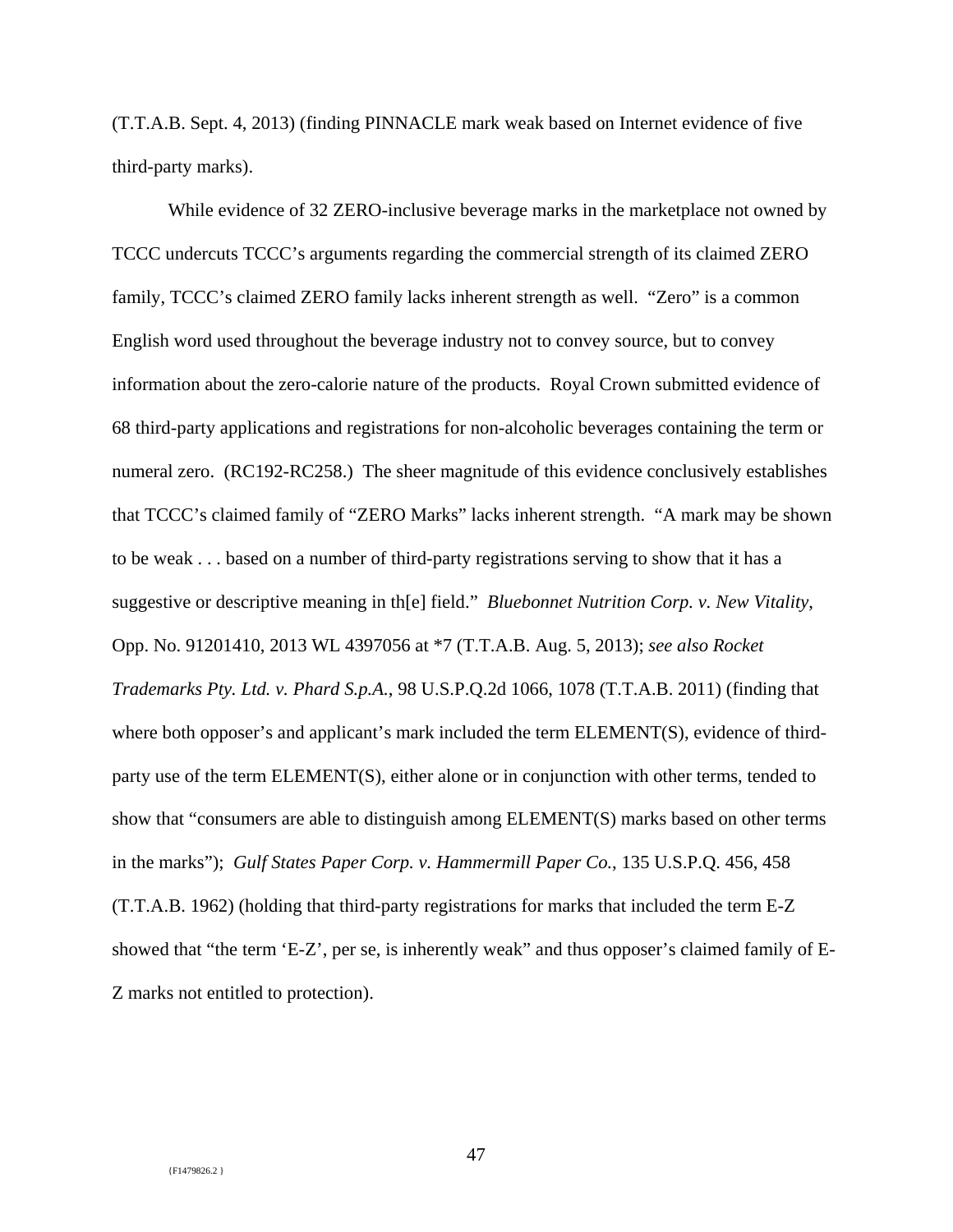(T.T.A.B. Sept. 4, 2013) (finding PINNACLE mark weak based on Internet evidence of five third-party marks).

While evidence of 32 ZERO-inclusive beverage marks in the marketplace not owned by TCCC undercuts TCCC's arguments regarding the commercial strength of its claimed ZERO family, TCCC's claimed ZERO family lacks inherent strength as well. "Zero" is a common English word used throughout the beverage industry not to convey source, but to convey information about the zero-calorie nature of the products. Royal Crown submitted evidence of 68 third-party applications and registrations for non-alcoholic beverages containing the term or numeral zero. (RC192-RC258.) The sheer magnitude of this evidence conclusively establishes that TCCC's claimed family of "ZERO Marks" lacks inherent strength. "A mark may be shown to be weak . . . based on a number of third-party registrations serving to show that it has a suggestive or descriptive meaning in th[e] field." *Bluebonnet Nutrition Corp. v. New Vitality*, Opp. No. 91201410, 2013 WL 4397056 at *7 (T.T.A.B. Aug. 5, 2013); *see also Rocket Trademarks Pty. Ltd. v. Phard S.p.A.*, 98 U.S.P.Q.2d 1066, 1078 (T.T.A.B. 2011) (finding that where both opposer's and applicant's mark included the term ELEMENT(S), evidence of third-party use of the term ELEMENT(S), either alone or in conjunction with other terms, tended to show that "consumers are able to distinguish among ELEMENT(S) marks based on other terms in the marks"); *Gulf States Paper Corp. v. Hammermill Paper Co.*, 135 U.S.P.Q. 456, 458 (T.T.A.B. 1962) (holding that third-party registrations for marks that included the term E-Z showed that "the term 'E-Z', per se, is inherently weak" and thus opposer's claimed family of E-Z marks not entitled to protection).

{F1479826.2 }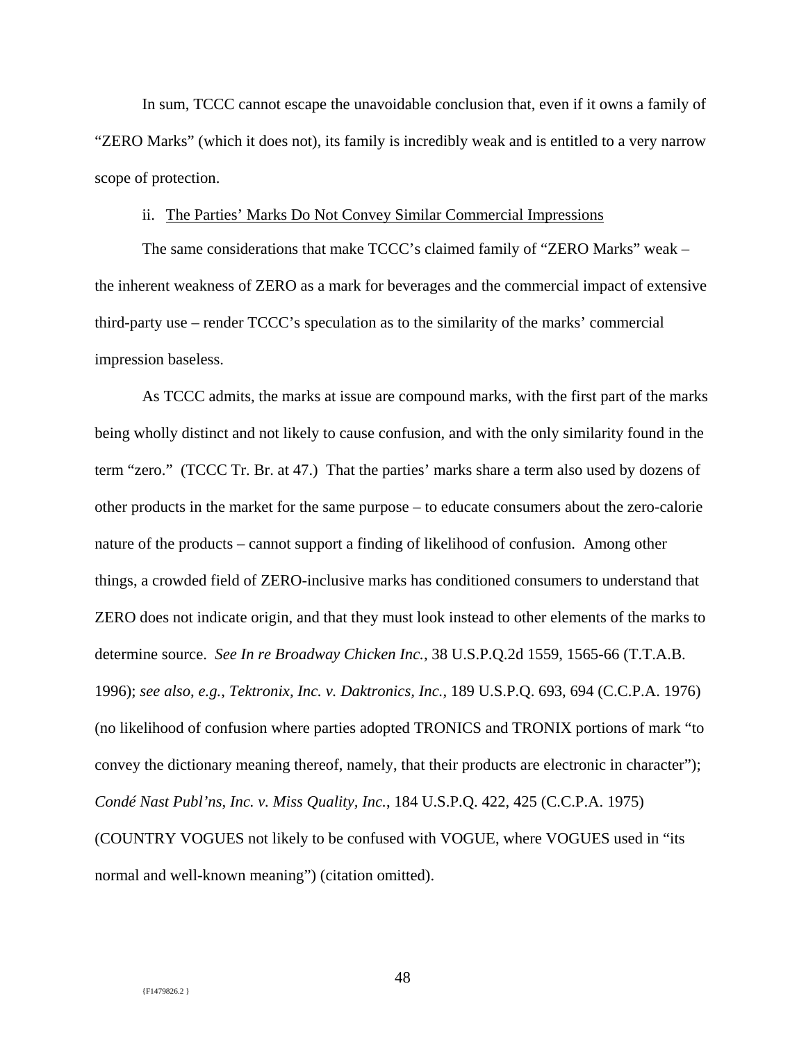In sum, TCCC cannot escape the unavoidable conclusion that, even if it owns a family of "ZERO Marks" (which it does not), its family is incredibly weak and is entitled to a very narrow scope of protection.

ii. <u>The Parties' Marks Do Not Convey Similar Commercial Impressions</u>

The same considerations that make TCCC's claimed family of "ZERO Marks" weak – the inherent weakness of ZERO as a mark for beverages and the commercial impact of extensive third-party use – render TCCC's speculation as to the similarity of the marks' commercial impression baseless.

As TCCC admits, the marks at issue are compound marks, with the first part of the marks being wholly distinct and not likely to cause confusion, and with the only similarity found in the term "zero." (TCCC Tr. Br. at 47.) That the parties' marks share a term also used by dozens of other products in the market for the same purpose – to educate consumers about the zero-calorie nature of the products – cannot support a finding of likelihood of confusion. Among other things, a crowded field of ZERO-inclusive marks has conditioned consumers to understand that ZERO does not indicate origin, and that they must look instead to other elements of the marks to determine source. *See In re Broadway Chicken Inc.*, 38 U.S.P.Q.2d 1559, 1565-66 (T.T.A.B. 1996); *see also*, *e.g.*, *Tektronix, Inc. v. Daktronics, Inc.*, 189 U.S.P.Q. 693, 694 (C.C.P.A. 1976) (no likelihood of confusion where parties adopted TRONICS and TRONIX portions of mark "to convey the dictionary meaning thereof, namely, that their products are electronic in character"); *Condé Nast Publ'ns, Inc. v. Miss Quality, Inc.*, 184 U.S.P.Q. 422, 425 (C.C.P.A. 1975) (COUNTRY VOGUES not likely to be confused with VOGUE, where VOGUES used in "its normal and well-known meaning") (citation omitted).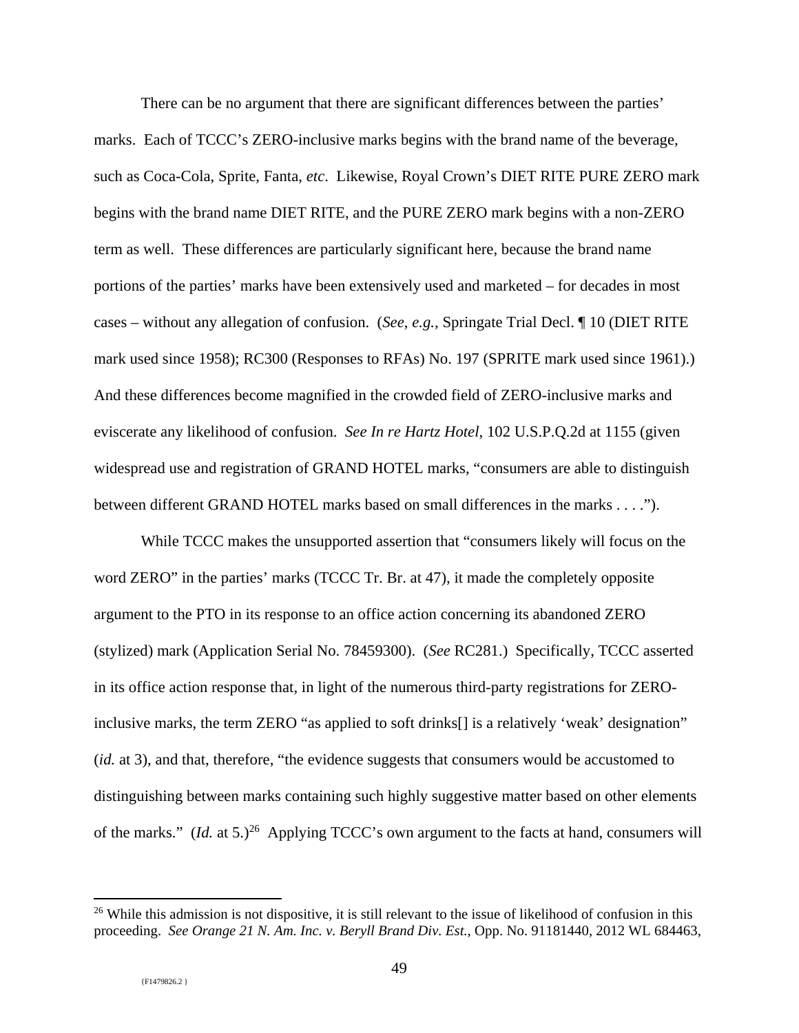There can be no argument that there are significant differences between the parties' marks. Each of TCCC's ZERO-inclusive marks begins with the brand name of the beverage, such as Coca-Cola, Sprite, Fanta, *etc*. Likewise, Royal Crown's DIET RITE PURE ZERO mark begins with the brand name DIET RITE, and the PURE ZERO mark begins with a non-ZERO term as well. These differences are particularly significant here, because the brand name portions of the parties' marks have been extensively used and marketed – for decades in most cases – without any allegation of confusion. (*See, e.g.*, Springate Trial Decl. ¶ 10 (DIET RITE mark used since 1958); RC300 (Responses to RFAs) No. 197 (SPRITE mark used since 1961).) And these differences become magnified in the crowded field of ZERO-inclusive marks and eviscerate any likelihood of confusion. *See In re Hartz Hotel*, 102 U.S.P.Q.2d at 1155 (given widespread use and registration of GRAND HOTEL marks, "consumers are able to distinguish between different GRAND HOTEL marks based on small differences in the marks . . . .").

While TCCC makes the unsupported assertion that "consumers likely will focus on the word ZERO" in the parties' marks (TCCC Tr. Br. at 47), it made the completely opposite argument to the PTO in its response to an office action concerning its abandoned ZERO (stylized) mark (Application Serial No. 78459300). (*See* RC281.) Specifically, TCCC asserted in its office action response that, in light of the numerous third-party registrations for ZERO-inclusive marks, the term ZERO "as applied to soft drinks[] is a relatively 'weak' designation" (*id.* at 3), and that, therefore, "the evidence suggests that consumers would be accustomed to distinguishing between marks containing such highly suggestive matter based on other elements of the marks." (*Id.* at 5.)[26] Applying TCCC's own argument to the facts at hand, consumers will

---

[26] While this admission is not dispositive, it is still relevant to the issue of likelihood of confusion in this proceeding. *See Orange 21 N. Am. Inc. v. Beryll Brand Div. Est.*, Opp. No. 91181440, 2012 WL 684463,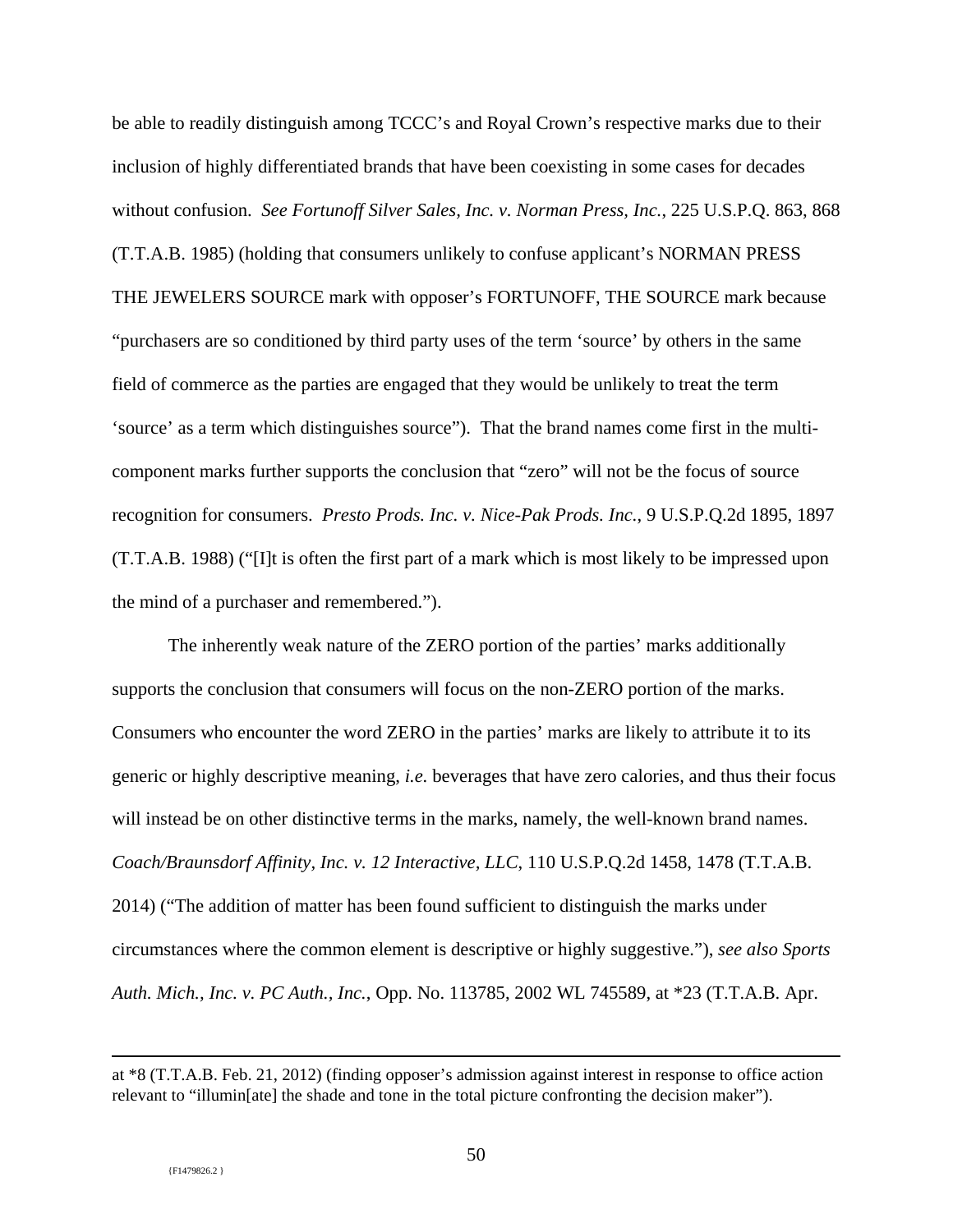be able to readily distinguish among TCCC's and Royal Crown's respective marks due to their inclusion of highly differentiated brands that have been coexisting in some cases for decades without confusion. *See Fortunoff Silver Sales, Inc. v. Norman Press, Inc.*, 225 U.S.P.Q. 863, 868 (T.T.A.B. 1985) (holding that consumers unlikely to confuse applicant's NORMAN PRESS THE JEWELERS SOURCE mark with opposer's FORTUNOFF, THE SOURCE mark because "purchasers are so conditioned by third party uses of the term 'source' by others in the same field of commerce as the parties are engaged that they would be unlikely to treat the term 'source' as a term which distinguishes source"). That the brand names come first in the multi-component marks further supports the conclusion that "zero" will not be the focus of source recognition for consumers. *Presto Prods. Inc. v. Nice-Pak Prods. Inc.*, 9 U.S.P.Q.2d 1895, 1897 (T.T.A.B. 1988) ("[I]t is often the first part of a mark which is most likely to be impressed upon the mind of a purchaser and remembered.").

The inherently weak nature of the ZERO portion of the parties' marks additionally supports the conclusion that consumers will focus on the non-ZERO portion of the marks. Consumers who encounter the word ZERO in the parties' marks are likely to attribute it to its generic or highly descriptive meaning, *i.e.* beverages that have zero calories, and thus their focus will instead be on other distinctive terms in the marks, namely, the well-known brand names. *Coach/Braunsdorf Affinity, Inc. v. 12 Interactive, LLC*, 110 U.S.P.Q.2d 1458, 1478 (T.T.A.B. 2014) ("The addition of matter has been found sufficient to distinguish the marks under circumstances where the common element is descriptive or highly suggestive."), *see also Sports Auth. Mich., Inc. v. PC Auth., Inc.*, Opp. No. 113785, 2002 WL 745589, at *23 (T.T.A.B. Apr.

---

at *8 (T.T.A.B. Feb. 21, 2012) (finding opposer's admission against interest in response to office action relevant to "illumin[ate] the shade and tone in the total picture confronting the decision maker").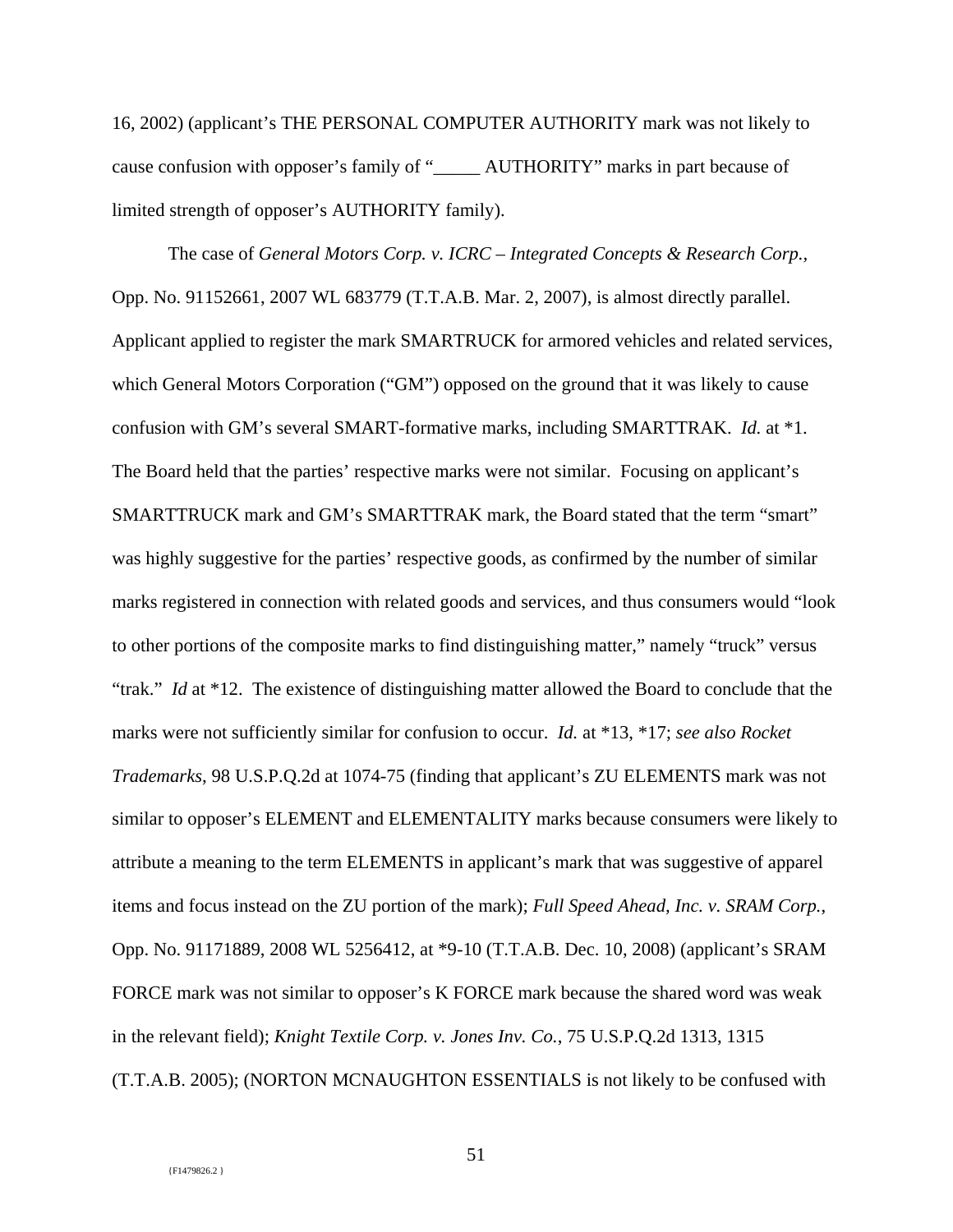16, 2002) (applicant's THE PERSONAL COMPUTER AUTHORITY mark was not likely to cause confusion with opposer's family of "_____ AUTHORITY" marks in part because of limited strength of opposer's AUTHORITY family).

The case of *General Motors Corp. v. ICRC – Integrated Concepts & Research Corp.*, Opp. No. 91152661, 2007 WL 683779 (T.T.A.B. Mar. 2, 2007), is almost directly parallel. Applicant applied to register the mark SMARTRUCK for armored vehicles and related services, which General Motors Corporation ("GM") opposed on the ground that it was likely to cause confusion with GM's several SMART-formative marks, including SMARTTRAK. *Id.* at *1. The Board held that the parties' respective marks were not similar. Focusing on applicant's SMARTTRUCK mark and GM's SMARTTRAK mark, the Board stated that the term "smart" was highly suggestive for the parties' respective goods, as confirmed by the number of similar marks registered in connection with related goods and services, and thus consumers would "look to other portions of the composite marks to find distinguishing matter," namely "truck" versus "trak." *Id* at *12. The existence of distinguishing matter allowed the Board to conclude that the marks were not sufficiently similar for confusion to occur. *Id.* at *13, *17; *see also Rocket Trademarks*, 98 U.S.P.Q.2d at 1074-75 (finding that applicant's ZU ELEMENTS mark was not similar to opposer's ELEMENT and ELEMENTALITY marks because consumers were likely to attribute a meaning to the term ELEMENTS in applicant's mark that was suggestive of apparel items and focus instead on the ZU portion of the mark); *Full Speed Ahead, Inc. v. SRAM Corp.*, Opp. No. 91171889, 2008 WL 5256412, at *9-10 (T.T.A.B. Dec. 10, 2008) (applicant's SRAM FORCE mark was not similar to opposer's K FORCE mark because the shared word was weak in the relevant field); *Knight Textile Corp. v. Jones Inv. Co.*, 75 U.S.P.Q.2d 1313, 1315 (T.T.A.B. 2005); (NORTON MCNAUGHTON ESSENTIALS is not likely to be confused with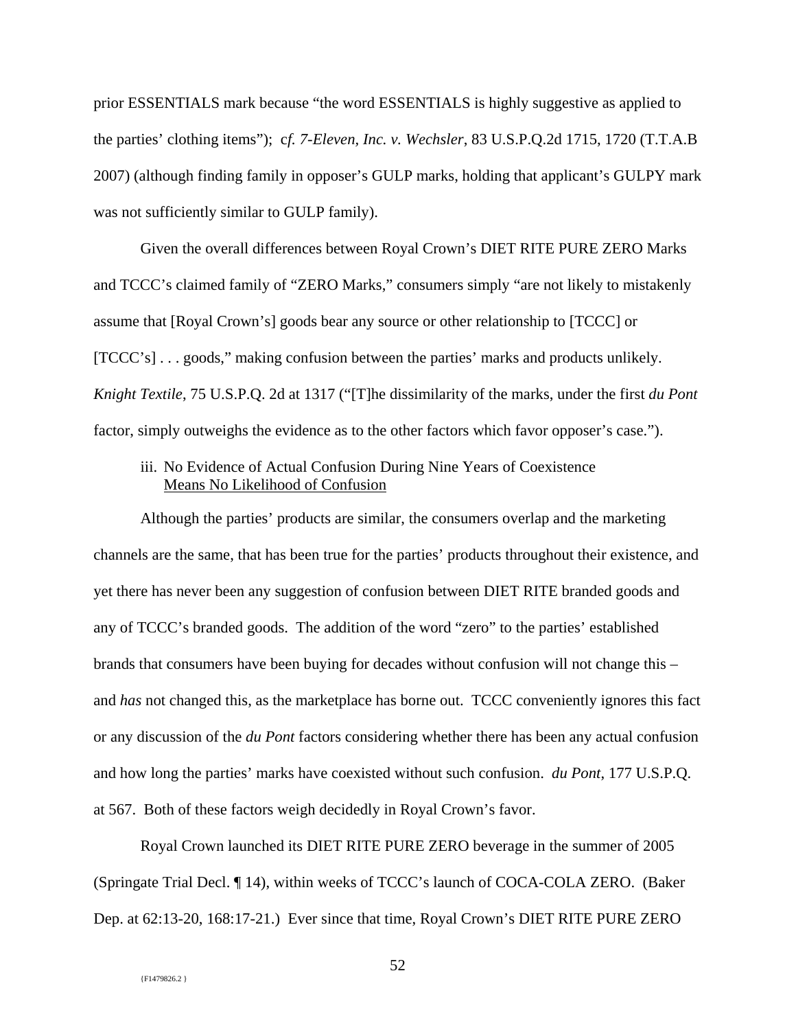prior ESSENTIALS mark because "the word ESSENTIALS is highly suggestive as applied to the parties' clothing items"); c*f. 7-Eleven, Inc. v. Wechsler*, 83 U.S.P.Q.2d 1715, 1720 (T.T.A.B 2007) (although finding family in opposer's GULP marks, holding that applicant's GULPY mark was not sufficiently similar to GULP family).

Given the overall differences between Royal Crown's DIET RITE PURE ZERO Marks and TCCC's claimed family of "ZERO Marks," consumers simply "are not likely to mistakenly assume that [Royal Crown's] goods bear any source or other relationship to [TCCC] or [TCCC's] . . . goods," making confusion between the parties' marks and products unlikely. *Knight Textile*, 75 U.S.P.Q. 2d at 1317 ("[T]he dissimilarity of the marks, under the first *du Pont* factor, simply outweighs the evidence as to the other factors which favor opposer's case.").

iii. No Evidence of Actual Confusion During Nine Years of Coexistence Means No Likelihood of Confusion

Although the parties' products are similar, the consumers overlap and the marketing channels are the same, that has been true for the parties' products throughout their existence, and yet there has never been any suggestion of confusion between DIET RITE branded goods and any of TCCC's branded goods. The addition of the word "zero" to the parties' established brands that consumers have been buying for decades without confusion will not change this – and *has* not changed this, as the marketplace has borne out. TCCC conveniently ignores this fact or any discussion of the *du Pont* factors considering whether there has been any actual confusion and how long the parties' marks have coexisted without such confusion. *du Pont*, 177 U.S.P.Q. at 567. Both of these factors weigh decidedly in Royal Crown's favor.

Royal Crown launched its DIET RITE PURE ZERO beverage in the summer of 2005 (Springate Trial Decl. ¶ 14), within weeks of TCCC's launch of COCA-COLA ZERO. (Baker Dep. at 62:13-20, 168:17-21.) Ever since that time, Royal Crown's DIET RITE PURE ZERO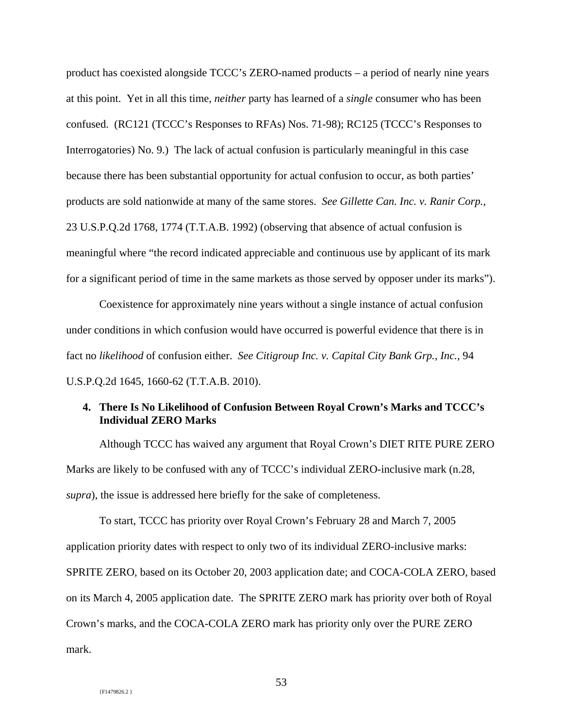product has coexisted alongside TCCC's ZERO-named products – a period of nearly nine years at this point. Yet in all this time, *neither* party has learned of a *single* consumer who has been confused. (RC121 (TCCC's Responses to RFAs) Nos. 71-98); RC125 (TCCC's Responses to Interrogatories) No. 9.) The lack of actual confusion is particularly meaningful in this case because there has been substantial opportunity for actual confusion to occur, as both parties' products are sold nationwide at many of the same stores. *See Gillette Can. Inc. v. Ranir Corp.*, 23 U.S.P.Q.2d 1768, 1774 (T.T.A.B. 1992) (observing that absence of actual confusion is meaningful where "the record indicated appreciable and continuous use by applicant of its mark for a significant period of time in the same markets as those served by opposer under its marks").

Coexistence for approximately nine years without a single instance of actual confusion under conditions in which confusion would have occurred is powerful evidence that there is in fact no *likelihood* of confusion either. *See Citigroup Inc. v. Capital City Bank Grp., Inc.*, 94 U.S.P.Q.2d 1645, 1660-62 (T.T.A.B. 2010).

**4. There Is No Likelihood of Confusion Between Royal Crown's Marks and TCCC's Individual ZERO Marks**

Although TCCC has waived any argument that Royal Crown's DIET RITE PURE ZERO Marks are likely to be confused with any of TCCC's individual ZERO-inclusive mark (n.28, *supra*), the issue is addressed here briefly for the sake of completeness.

To start, TCCC has priority over Royal Crown's February 28 and March 7, 2005 application priority dates with respect to only two of its individual ZERO-inclusive marks: SPRITE ZERO, based on its October 20, 2003 application date; and COCA-COLA ZERO, based on its March 4, 2005 application date. The SPRITE ZERO mark has priority over both of Royal Crown's marks, and the COCA-COLA ZERO mark has priority only over the PURE ZERO mark.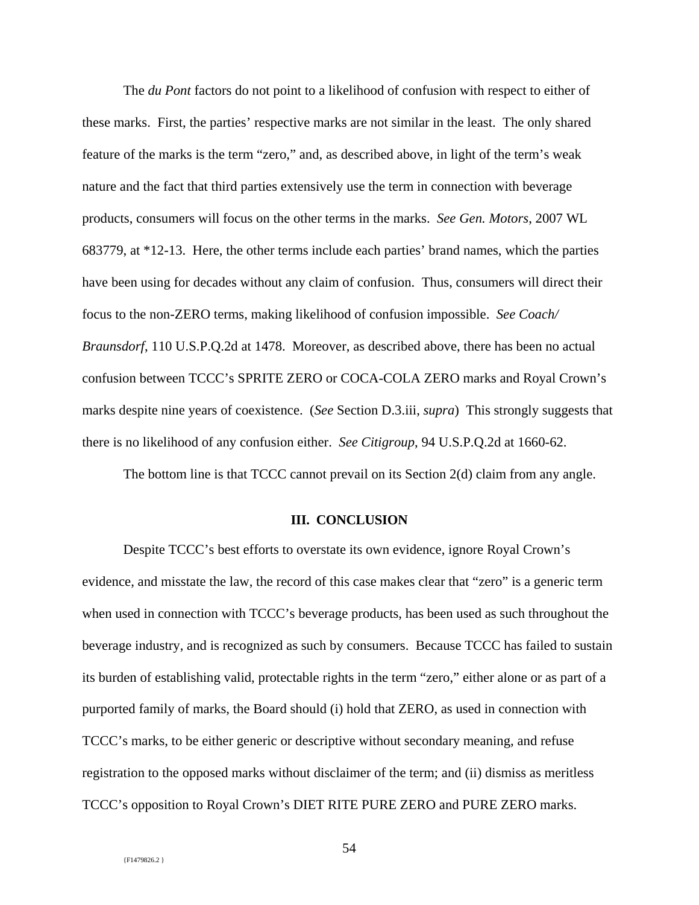The *du Pont* factors do not point to a likelihood of confusion with respect to either of these marks. First, the parties' respective marks are not similar in the least. The only shared feature of the marks is the term "zero," and, as described above, in light of the term's weak nature and the fact that third parties extensively use the term in connection with beverage products, consumers will focus on the other terms in the marks. *See Gen. Motors*, 2007 WL 683779, at *12-13. Here, the other terms include each parties' brand names, which the parties have been using for decades without any claim of confusion. Thus, consumers will direct their focus to the non-ZERO terms, making likelihood of confusion impossible. *See Coach/ Braunsdorf*, 110 U.S.P.Q.2d at 1478. Moreover, as described above, there has been no actual confusion between TCCC's SPRITE ZERO or COCA-COLA ZERO marks and Royal Crown's marks despite nine years of coexistence. (*See* Section D.3.iii, *supra*) This strongly suggests that there is no likelihood of any confusion either. *See Citigroup*, 94 U.S.P.Q.2d at 1660-62.

The bottom line is that TCCC cannot prevail on its Section 2(d) claim from any angle.

## III. CONCLUSION

Despite TCCC's best efforts to overstate its own evidence, ignore Royal Crown's evidence, and misstate the law, the record of this case makes clear that "zero" is a generic term when used in connection with TCCC's beverage products, has been used as such throughout the beverage industry, and is recognized as such by consumers. Because TCCC has failed to sustain its burden of establishing valid, protectable rights in the term "zero," either alone or as part of a purported family of marks, the Board should (i) hold that ZERO, as used in connection with TCCC's marks, to be either generic or descriptive without secondary meaning, and refuse registration to the opposed marks without disclaimer of the term; and (ii) dismiss as meritless TCCC's opposition to Royal Crown's DIET RITE PURE ZERO and PURE ZERO marks.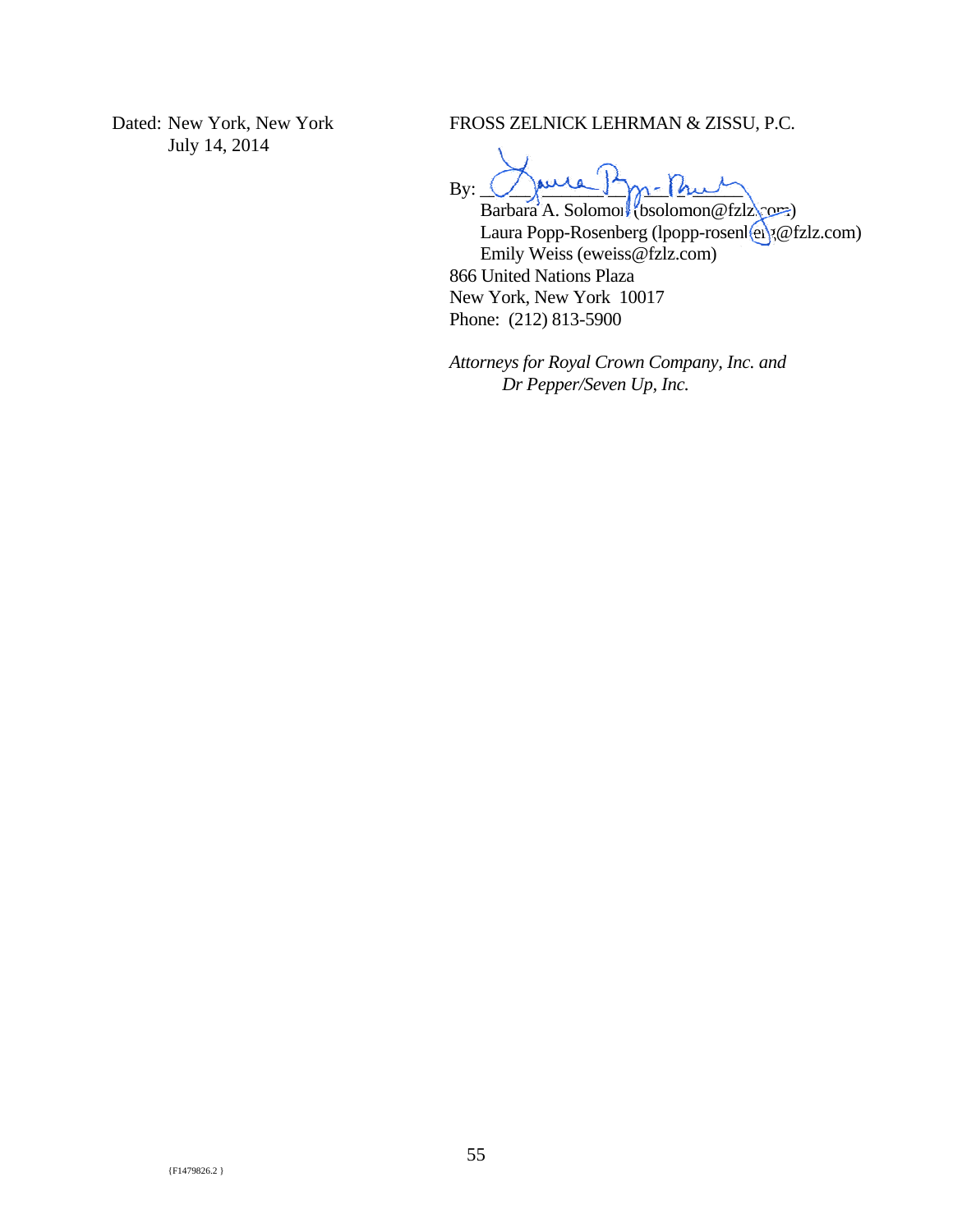Dated: New York, New York
July 14, 2014

FROSS ZELNICK LEHRMAN & ZISSU, P.C.

By: ______________________

Barbara A. Solomon (bsolomon@fzlz.com)
Laura Popp-Rosenberg (lpopp-rosenberg@fzlz.com)
Emily Weiss (eweiss@fzlz.com)

866 United Nations Plaza
New York, New York 10017
Phone: (212) 813-5900

*Attorneys for Royal Crown Company, Inc. and Dr Pepper/Seven Up, Inc.*

{F1479826.2 }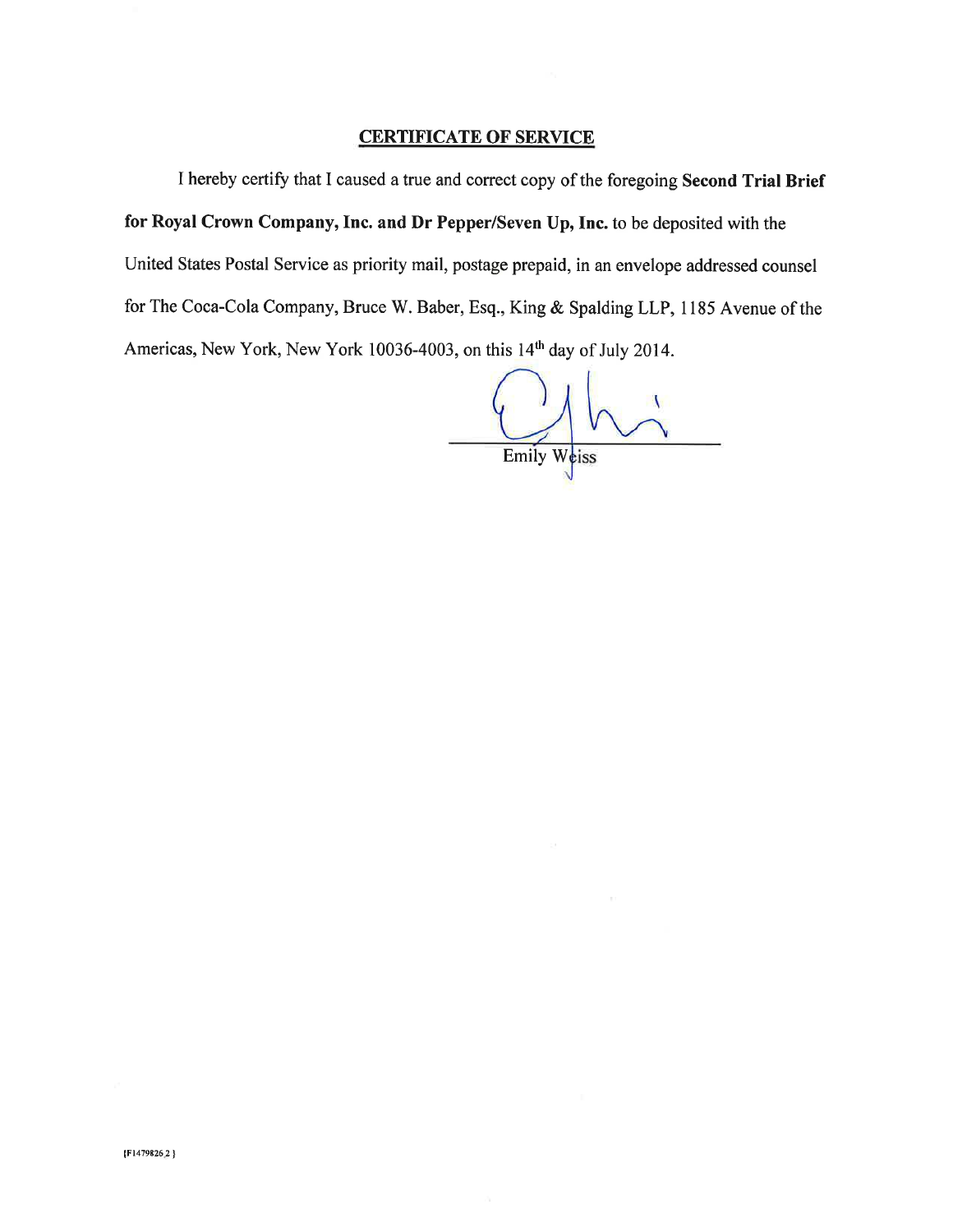## CERTIFICATE OF SERVICE

I hereby certify that I caused a true and correct copy of the foregoing **Second Trial Brief for Royal Crown Company, Inc. and Dr Pepper/Seven Up, Inc.** to be deposited with the United States Postal Service as priority mail, postage prepaid, in an envelope addressed counsel for The Coca-Cola Company, Bruce W. Baber, Esq., King & Spalding LLP, 1185 Avenue of the Americas, New York, New York 10036-4003, on this 14th day of July 2014.

Emily Weiss

{F1479826.2 }